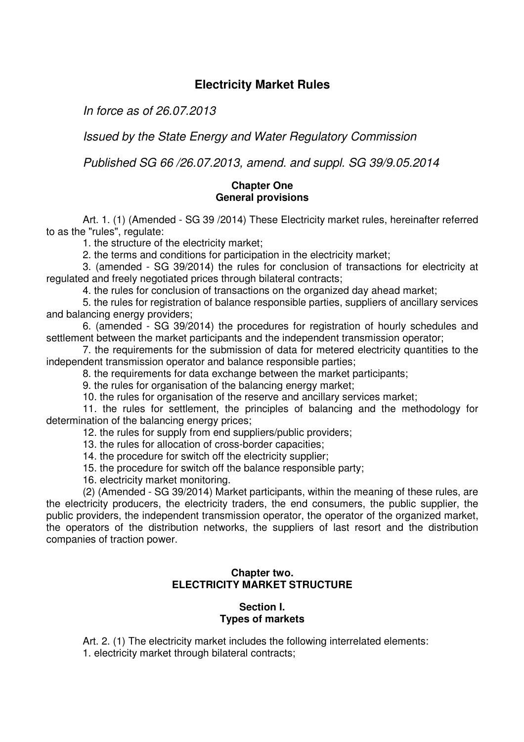# Electricity Market Rules

*In force as of 26.07.2013*

*Issued by the State Energy and Water Regulatory Commission*

*Published SG 66 /26.07.2013, amend. and suppl. SG 39/9.05.2014*

## Chapter One
## General provisions

Art. 1. (1) (Amended - SG 39 /2014) These Electricity market rules, hereinafter referred to as the "rules", regulate:

1. the structure of the electricity market;
2. the terms and conditions for participation in the electricity market;
3. (amended - SG 39/2014) the rules for conclusion of transactions for electricity at regulated and freely negotiated prices through bilateral contracts;
4. the rules for conclusion of transactions on the organized day ahead market;
5. the rules for registration of balance responsible parties, suppliers of ancillary services and balancing energy providers;
6. (amended - SG 39/2014) the procedures for registration of hourly schedules and settlement between the market participants and the independent transmission operator;
7. the requirements for the submission of data for metered electricity quantities to the independent transmission operator and balance responsible parties;
8. the requirements for data exchange between the market participants;
9. the rules for organisation of the balancing energy market;
10. the rules for organisation of the reserve and ancillary services market;
11. the rules for settlement, the principles of balancing and the methodology for determination of the balancing energy prices;
12. the rules for supply from end suppliers/public providers;
13. the rules for allocation of cross-border capacities;
14. the procedure for switch off the electricity supplier;
15. the procedure for switch off the balance responsible party;
16. electricity market monitoring.

(2) (Amended - SG 39/2014) Market participants, within the meaning of these rules, are the electricity producers, the electricity traders, the end consumers, the public supplier, the public providers, the independent transmission operator, the operator of the organized market, the operators of the distribution networks, the suppliers of last resort and the distribution companies of traction power.

## Chapter two.
## ELECTRICITY MARKET STRUCTURE

### Section I.
### Types of markets

Art. 2. (1) The electricity market includes the following interrelated elements:

1. electricity market through bilateral contracts;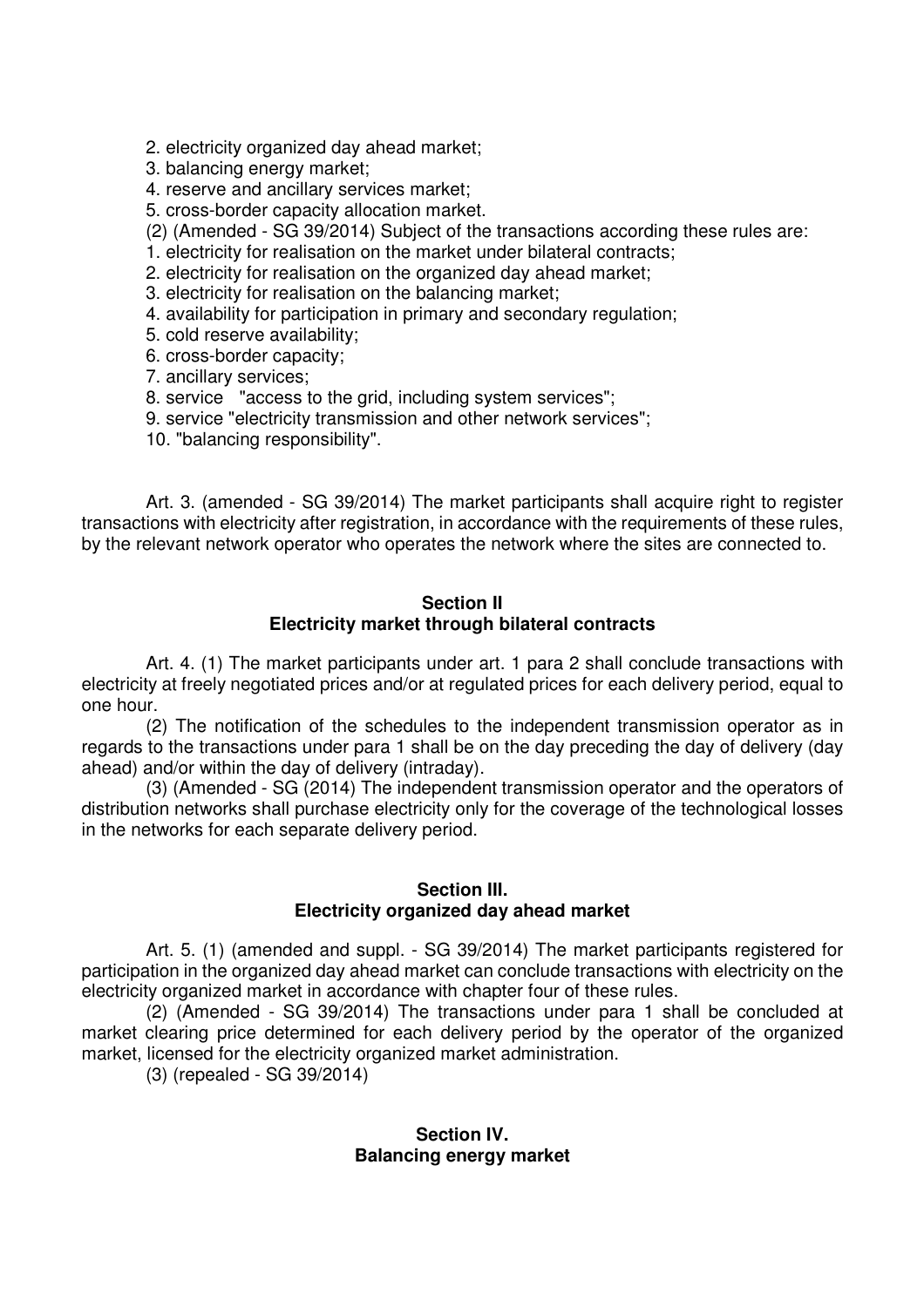2. electricity organized day ahead market;
3. balancing energy market;
4. reserve and ancillary services market;
5. cross-border capacity allocation market.

(2) (Amended - SG 39/2014) Subject of the transactions according these rules are:

1. electricity for realisation on the market under bilateral contracts;
2. electricity for realisation on the organized day ahead market;
3. electricity for realisation on the balancing market;
4. availability for participation in primary and secondary regulation;
5. cold reserve availability;
6. cross-border capacity;
7. ancillary services;
8. service "access to the grid, including system services";
9. service "electricity transmission and other network services";
10. "balancing responsibility".

Art. 3. (amended - SG 39/2014) The market participants shall acquire right to register transactions with electricity after registration, in accordance with the requirements of these rules, by the relevant network operator who operates the network where the sites are connected to.

## Section II
## Electricity market through bilateral contracts

Art. 4. (1) The market participants under art. 1 para 2 shall conclude transactions with electricity at freely negotiated prices and/or at regulated prices for each delivery period, equal to one hour.

(2) The notification of the schedules to the independent transmission operator as in regards to the transactions under para 1 shall be on the day preceding the day of delivery (day ahead) and/or within the day of delivery (intraday).

(3) (Amended - SG (2014) The independent transmission operator and the operators of distribution networks shall purchase electricity only for the coverage of the technological losses in the networks for each separate delivery period.

## Section III.
## Electricity organized day ahead market

Art. 5. (1) (amended and suppl. - SG 39/2014) The market participants registered for participation in the organized day ahead market can conclude transactions with electricity on the electricity organized market in accordance with chapter four of these rules.

(2) (Amended - SG 39/2014) The transactions under para 1 shall be concluded at market clearing price determined for each delivery period by the operator of the organized market, licensed for the electricity organized market administration.

(3) (repealed - SG 39/2014)

## Section IV.
## Balancing energy market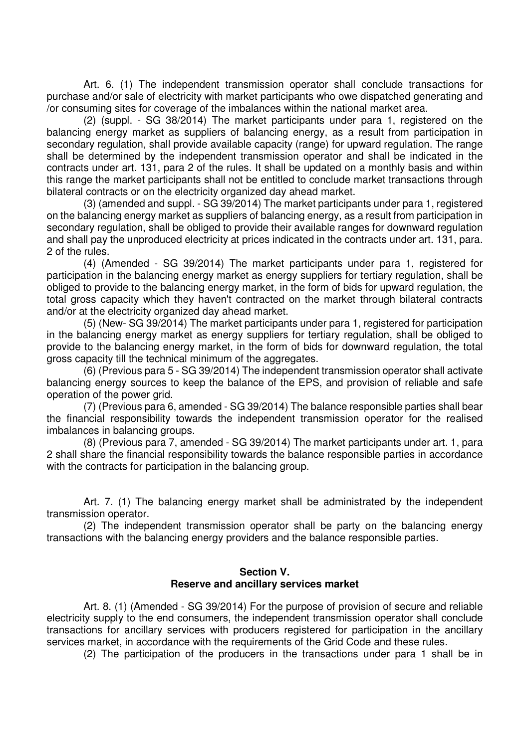Art. 6. (1) The independent transmission operator shall conclude transactions for purchase and/or sale of electricity with market participants who owe dispatched generating and /or consuming sites for coverage of the imbalances within the national market area.

(2) (suppl. - SG 38/2014) The market participants under para 1, registered on the balancing energy market as suppliers of balancing energy, as a result from participation in secondary regulation, shall provide available capacity (range) for upward regulation. The range shall be determined by the independent transmission operator and shall be indicated in the contracts under art. 131, para 2 of the rules. It shall be updated on a monthly basis and within this range the market participants shall not be entitled to conclude market transactions through bilateral contracts or on the electricity organized day ahead market.

(3) (amended and suppl. - SG 39/2014) The market participants under para 1, registered on the balancing energy market as suppliers of balancing energy, as a result from participation in secondary regulation, shall be obliged to provide their available ranges for downward regulation and shall pay the unproduced electricity at prices indicated in the contracts under art. 131, para. 2 of the rules.

(4) (Amended - SG 39/2014) The market participants under para 1, registered for participation in the balancing energy market as energy suppliers for tertiary regulation, shall be obliged to provide to the balancing energy market, in the form of bids for upward regulation, the total gross capacity which they haven't contracted on the market through bilateral contracts and/or at the electricity organized day ahead market.

(5) (New- SG 39/2014) The market participants under para 1, registered for participation in the balancing energy market as energy suppliers for tertiary regulation, shall be obliged to provide to the balancing energy market, in the form of bids for downward regulation, the total gross capacity till the technical minimum of the aggregates.

(6) (Previous para 5 - SG 39/2014) The independent transmission operator shall activate balancing energy sources to keep the balance of the EPS, and provision of reliable and safe operation of the power grid.

(7) (Previous para 6, amended - SG 39/2014) The balance responsible parties shall bear the financial responsibility towards the independent transmission operator for the realised imbalances in balancing groups.

(8) (Previous para 7, amended - SG 39/2014) The market participants under art. 1, para 2 shall share the financial responsibility towards the balance responsible parties in accordance with the contracts for participation in the balancing group.

Art. 7. (1) The balancing energy market shall be administrated by the independent transmission operator.

(2) The independent transmission operator shall be party on the balancing energy transactions with the balancing energy providers and the balance responsible parties.

## Section V.
## Reserve and ancillary services market

Art. 8. (1) (Amended - SG 39/2014) For the purpose of provision of secure and reliable electricity supply to the end consumers, the independent transmission operator shall conclude transactions for ancillary services with producers registered for participation in the ancillary services market, in accordance with the requirements of the Grid Code and these rules.

(2) The participation of the producers in the transactions under para 1 shall be in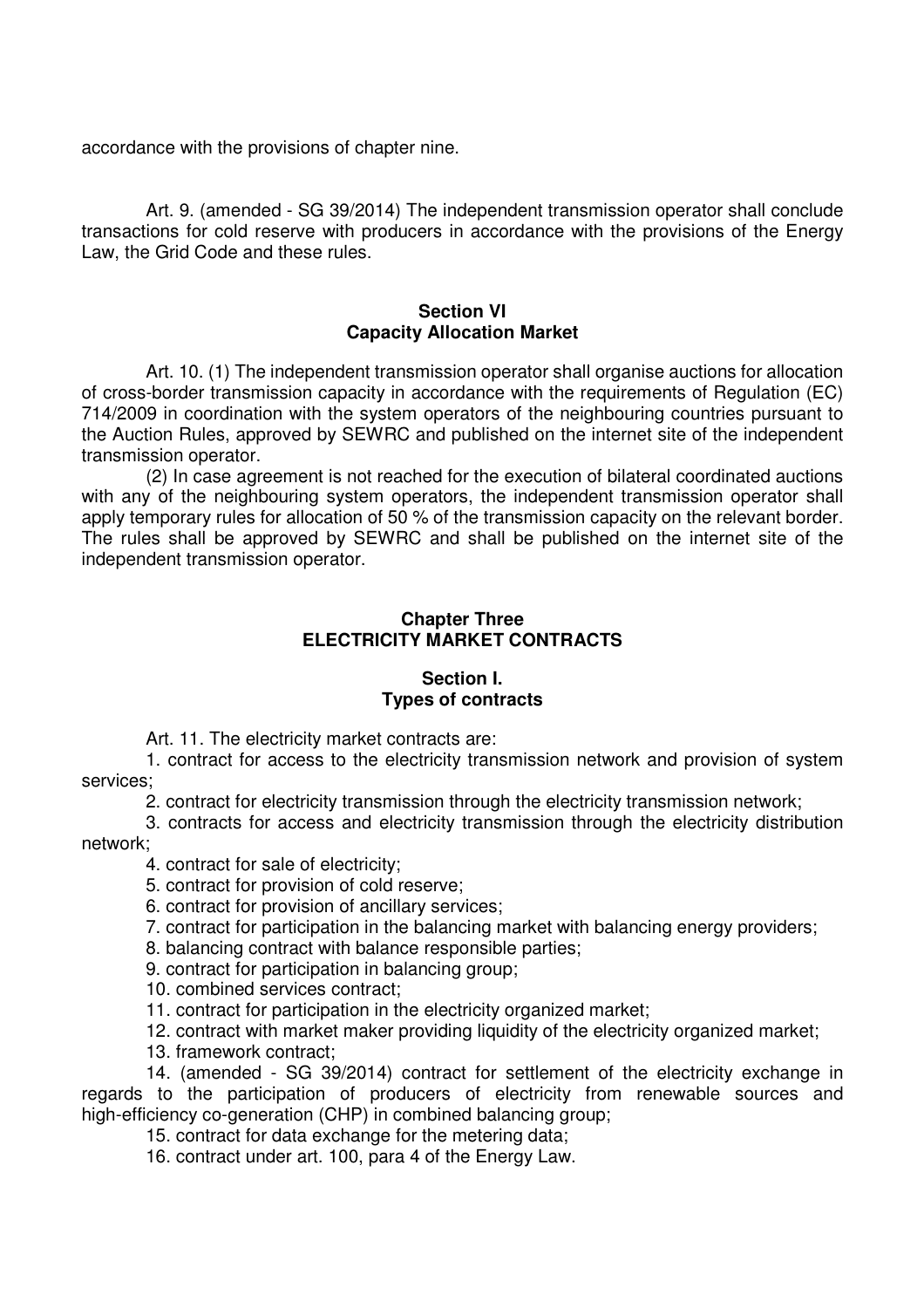accordance with the provisions of chapter nine.

Art. 9. (amended - SG 39/2014) The independent transmission operator shall conclude transactions for cold reserve with producers in accordance with the provisions of the Energy Law, the Grid Code and these rules.

### Section VI
### Capacity Allocation Market

Art. 10. (1) The independent transmission operator shall organise auctions for allocation of cross-border transmission capacity in accordance with the requirements of Regulation (EC) 714/2009 in coordination with the system operators of the neighbouring countries pursuant to the Auction Rules, approved by SEWRC and published on the internet site of the independent transmission operator.

(2) In case agreement is not reached for the execution of bilateral coordinated auctions with any of the neighbouring system operators, the independent transmission operator shall apply temporary rules for allocation of 50 % of the transmission capacity on the relevant border. The rules shall be approved by SEWRC and shall be published on the internet site of the independent transmission operator.

## Chapter Three
## ELECTRICITY MARKET CONTRACTS

### Section I.
### Types of contracts

Art. 11. The electricity market contracts are:

1. contract for access to the electricity transmission network and provision of system services;
2. contract for electricity transmission through the electricity transmission network;
3. contracts for access and electricity transmission through the electricity distribution network;
4. contract for sale of electricity;
5. contract for provision of cold reserve;
6. contract for provision of ancillary services;
7. contract for participation in the balancing market with balancing energy providers;
8. balancing contract with balance responsible parties;
9. contract for participation in balancing group;
10. combined services contract;
11. contract for participation in the electricity organized market;
12. contract with market maker providing liquidity of the electricity organized market;
13. framework contract;
14. (amended - SG 39/2014) contract for settlement of the electricity exchange in regards to the participation of producers of electricity from renewable sources and high-efficiency co-generation (CHP) in combined balancing group;
15. contract for data exchange for the metering data;
16. contract under art. 100, para 4 of the Energy Law.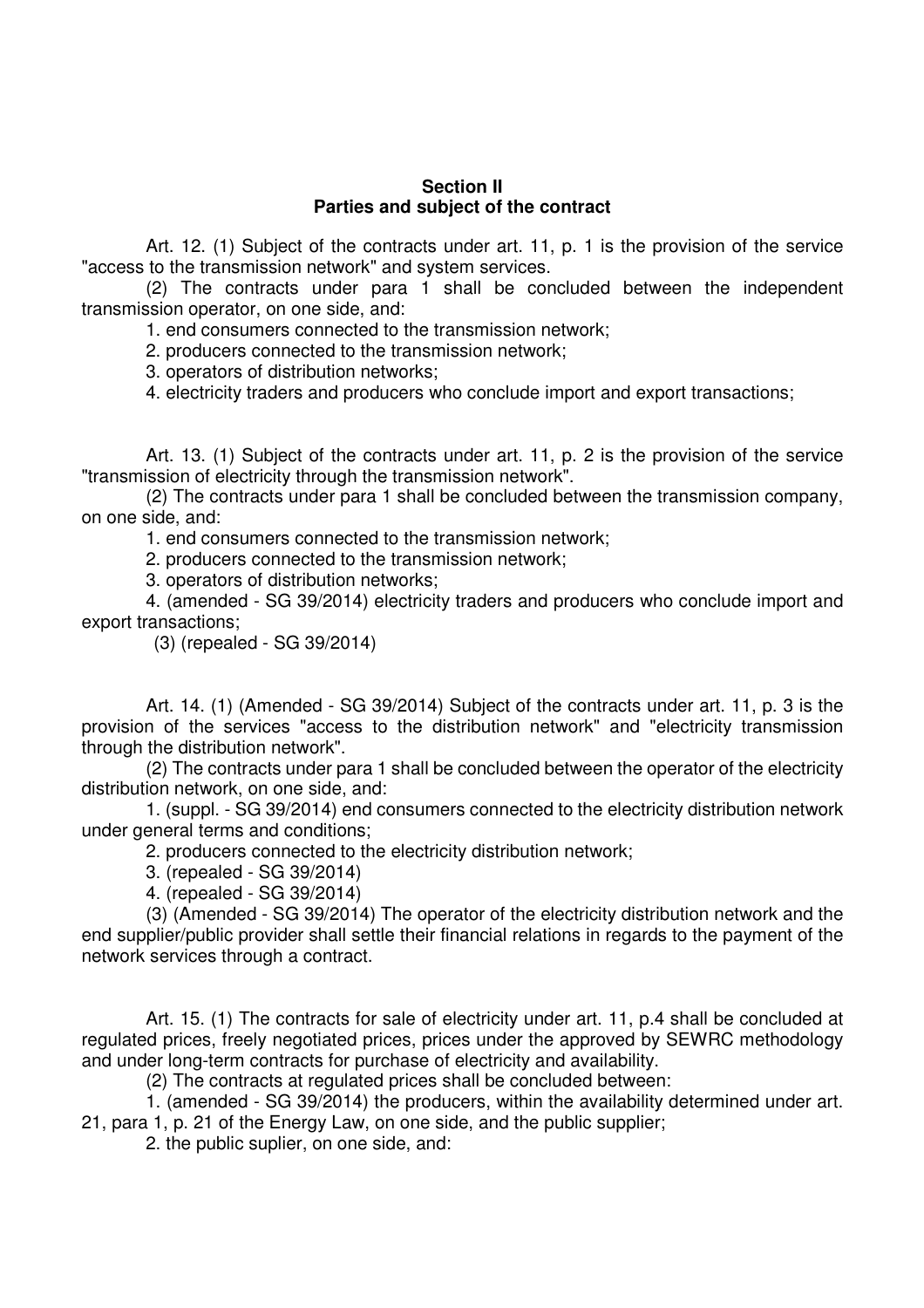## Section II
## Parties and subject of the contract

Art. 12. (1) Subject of the contracts under art. 11, p. 1 is the provision of the service "access to the transmission network" and system services.

(2) The contracts under para 1 shall be concluded between the independent transmission operator, on one side, and:

1. end consumers connected to the transmission network;
2. producers connected to the transmission network;
3. operators of distribution networks;
4. electricity traders and producers who conclude import and export transactions;

Art. 13. (1) Subject of the contracts under art. 11, p. 2 is the provision of the service "transmission of electricity through the transmission network".

(2) The contracts under para 1 shall be concluded between the transmission company, on one side, and:

1. end consumers connected to the transmission network;
2. producers connected to the transmission network;
3. operators of distribution networks;
4. (amended - SG 39/2014) electricity traders and producers who conclude import and export transactions;

(3) (repealed - SG 39/2014)

Art. 14. (1) (Amended - SG 39/2014) Subject of the contracts under art. 11, p. 3 is the provision of the services "access to the distribution network" and "electricity transmission through the distribution network".

(2) The contracts under para 1 shall be concluded between the operator of the electricity distribution network, on one side, and:

1. (suppl. - SG 39/2014) end consumers connected to the electricity distribution network under general terms and conditions;
2. producers connected to the electricity distribution network;
3. (repealed - SG 39/2014)
4. (repealed - SG 39/2014)

(3) (Amended - SG 39/2014) The operator of the electricity distribution network and the end supplier/public provider shall settle their financial relations in regards to the payment of the network services through a contract.

Art. 15. (1) The contracts for sale of electricity under art. 11, p.4 shall be concluded at regulated prices, freely negotiated prices, prices under the approved by SEWRC methodology and under long-term contracts for purchase of electricity and availability.

(2) The contracts at regulated prices shall be concluded between:

1. (amended - SG 39/2014) the producers, within the availability determined under art. 21, para 1, p. 21 of the Energy Law, on one side, and the public supplier;
2. the public suplier, on one side, and: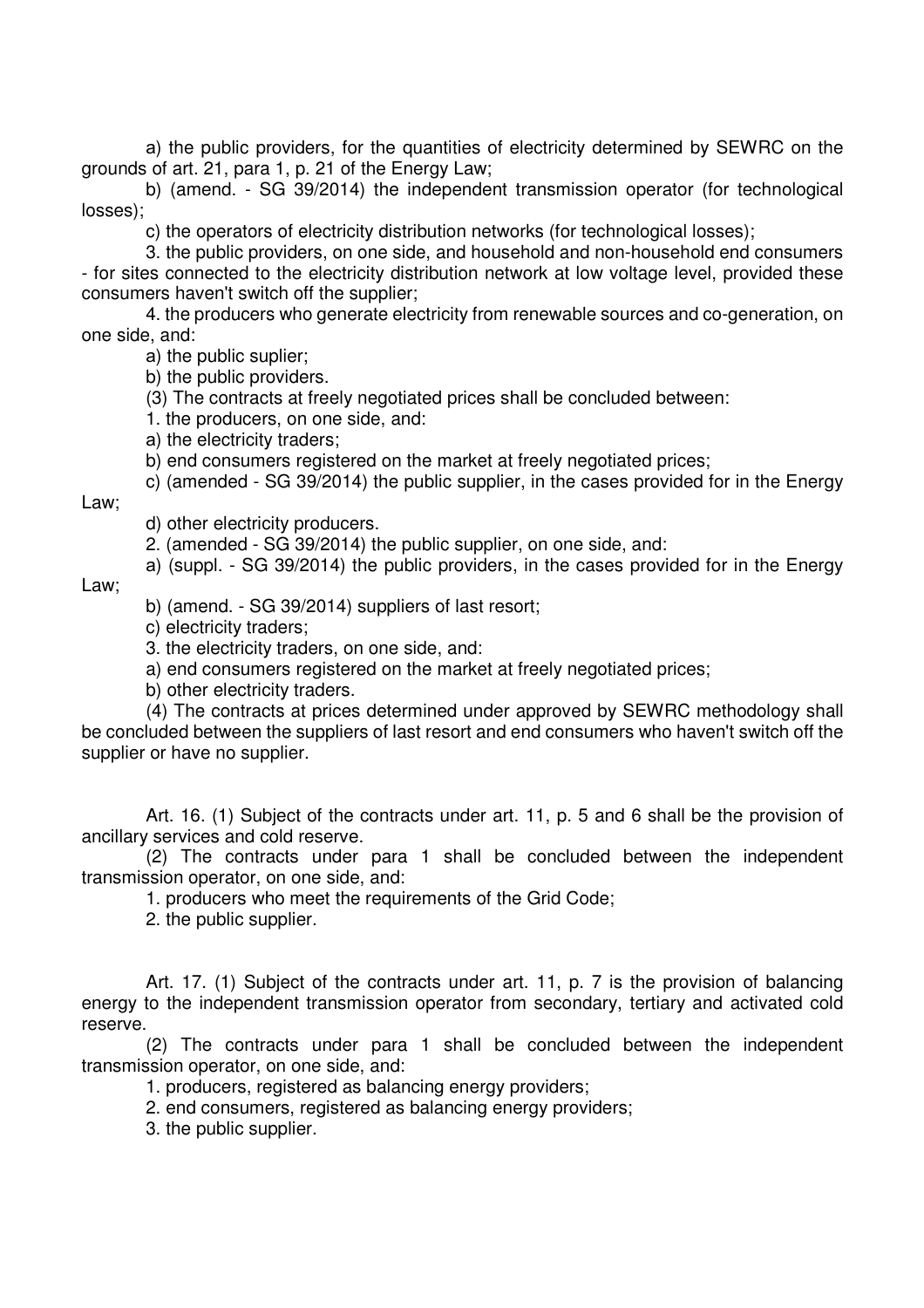a) the public providers, for the quantities of electricity determined by SEWRC on the grounds of art. 21, para 1, p. 21 of the Energy Law;

b) (amend. - SG 39/2014) the independent transmission operator (for technological losses);

c) the operators of electricity distribution networks (for technological losses);

3. the public providers, on one side, and household and non-household end consumers - for sites connected to the electricity distribution network at low voltage level, provided these consumers haven't switch off the supplier;

4. the producers who generate electricity from renewable sources and co-generation, on one side, and:

a) the public suplier;

b) the public providers.

(3) The contracts at freely negotiated prices shall be concluded between:

1. the producers, on one side, and:

a) the electricity traders;

b) end consumers registered on the market at freely negotiated prices;

c) (amended - SG 39/2014) the public supplier, in the cases provided for in the Energy Law;

d) other electricity producers.

2. (amended - SG 39/2014) the public supplier, on one side, and:

a) (suppl. - SG 39/2014) the public providers, in the cases provided for in the Energy Law;

b) (amend. - SG 39/2014) suppliers of last resort;

c) electricity traders;

3. the electricity traders, on one side, and:

a) end consumers registered on the market at freely negotiated prices;

b) other electricity traders.

(4) The contracts at prices determined under approved by SEWRC methodology shall be concluded between the suppliers of last resort and end consumers who haven't switch off the supplier or have no supplier.

Art. 16. (1) Subject of the contracts under art. 11, p. 5 and 6 shall be the provision of ancillary services and cold reserve.

(2) The contracts under para 1 shall be concluded between the independent transmission operator, on one side, and:

1. producers who meet the requirements of the Grid Code;

2. the public supplier.

Art. 17. (1) Subject of the contracts under art. 11, p. 7 is the provision of balancing energy to the independent transmission operator from secondary, tertiary and activated cold reserve.

(2) The contracts under para 1 shall be concluded between the independent transmission operator, on one side, and:

1. producers, registered as balancing energy providers;

2. end consumers, registered as balancing energy providers;

3. the public supplier.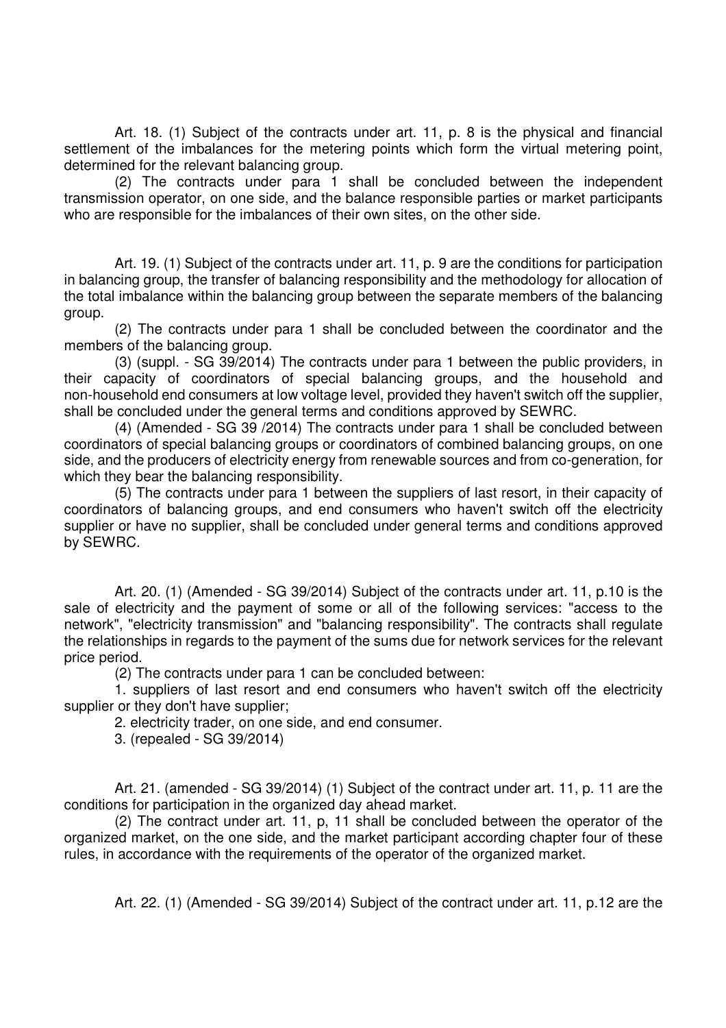Art. 18. (1) Subject of the contracts under art. 11, p. 8 is the physical and financial settlement of the imbalances for the metering points which form the virtual metering point, determined for the relevant balancing group.

(2) The contracts under para 1 shall be concluded between the independent transmission operator, on one side, and the balance responsible parties or market participants who are responsible for the imbalances of their own sites, on the other side.

Art. 19. (1) Subject of the contracts under art. 11, p. 9 are the conditions for participation in balancing group, the transfer of balancing responsibility and the methodology for allocation of the total imbalance within the balancing group between the separate members of the balancing group.

(2) The contracts under para 1 shall be concluded between the coordinator and the members of the balancing group.

(3) (suppl. - SG 39/2014) The contracts under para 1 between the public providers, in their capacity of coordinators of special balancing groups, and the household and non-household end consumers at low voltage level, provided they haven't switch off the supplier, shall be concluded under the general terms and conditions approved by SEWRC.

(4) (Amended - SG 39 /2014) The contracts under para 1 shall be concluded between coordinators of special balancing groups or coordinators of combined balancing groups, on one side, and the producers of electricity energy from renewable sources and from co-generation, for which they bear the balancing responsibility.

(5) The contracts under para 1 between the suppliers of last resort, in their capacity of coordinators of balancing groups, and end consumers who haven't switch off the electricity supplier or have no supplier, shall be concluded under general terms and conditions approved by SEWRC.

Art. 20. (1) (Amended - SG 39/2014) Subject of the contracts under art. 11, p.10 is the sale of electricity and the payment of some or all of the following services: "access to the network", "electricity transmission" and "balancing responsibility". The contracts shall regulate the relationships in regards to the payment of the sums due for network services for the relevant price period.

(2) The contracts under para 1 can be concluded between:

1. suppliers of last resort and end consumers who haven't switch off the electricity supplier or they don't have supplier;

2. electricity trader, on one side, and end consumer.

3. (repealed - SG 39/2014)

Art. 21. (amended - SG 39/2014) (1) Subject of the contract under art. 11, p. 11 are the conditions for participation in the organized day ahead market.

(2) The contract under art. 11, p, 11 shall be concluded between the operator of the organized market, on the one side, and the market participant according chapter four of these rules, in accordance with the requirements of the operator of the organized market.

Art. 22. (1) (Amended - SG 39/2014) Subject of the contract under art. 11, p.12 are the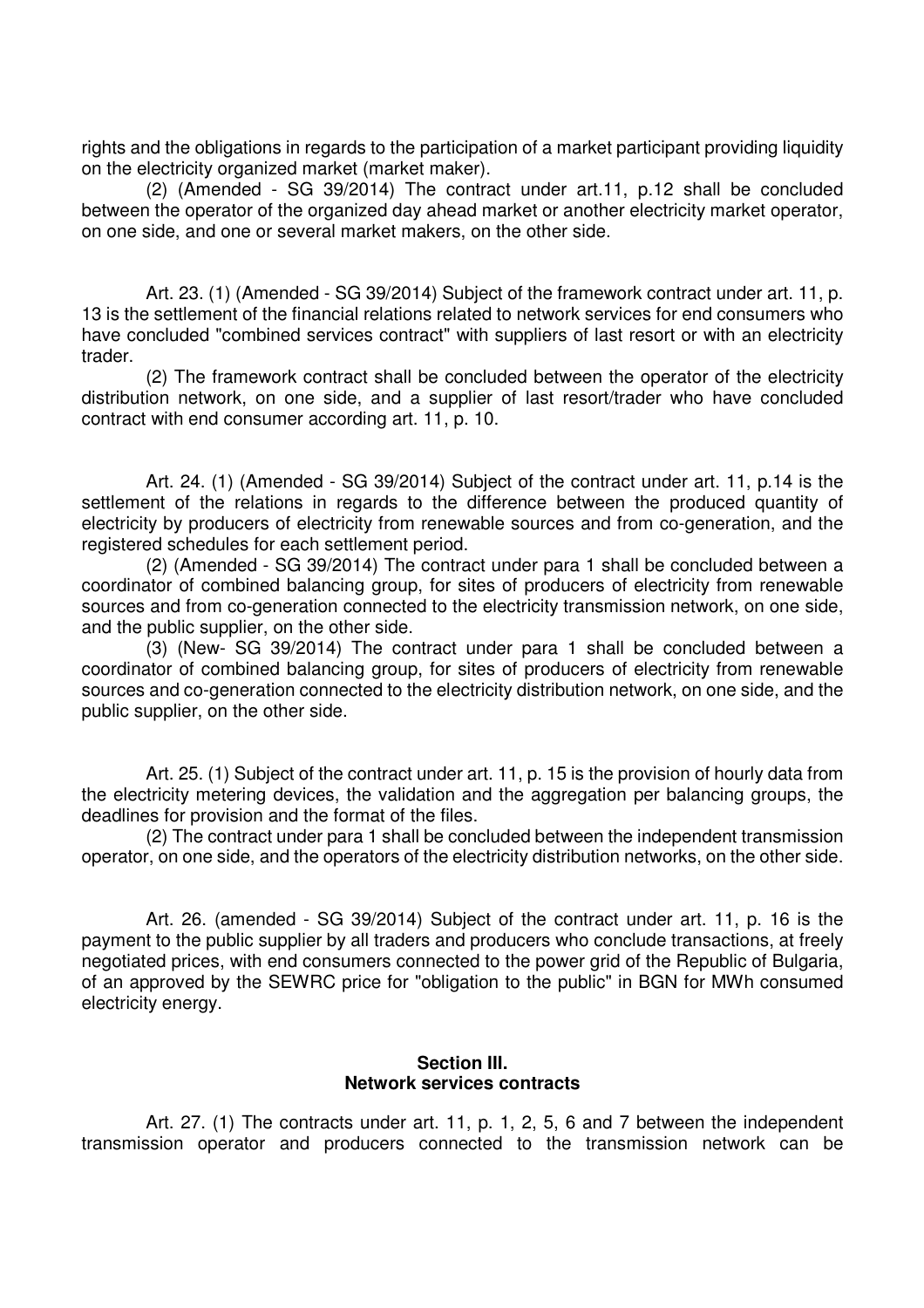rights and the obligations in regards to the participation of a market participant providing liquidity on the electricity organized market (market maker).

(2) (Amended - SG 39/2014) The contract under art.11, p.12 shall be concluded between the operator of the organized day ahead market or another electricity market operator, on one side, and one or several market makers, on the other side.

Art. 23. (1) (Amended - SG 39/2014) Subject of the framework contract under art. 11, p. 13 is the settlement of the financial relations related to network services for end consumers who have concluded "combined services contract" with suppliers of last resort or with an electricity trader.

(2) The framework contract shall be concluded between the operator of the electricity distribution network, on one side, and a supplier of last resort/trader who have concluded contract with end consumer according art. 11, p. 10.

Art. 24. (1) (Amended - SG 39/2014) Subject of the contract under art. 11, p.14 is the settlement of the relations in regards to the difference between the produced quantity of electricity by producers of electricity from renewable sources and from co-generation, and the registered schedules for each settlement period.

(2) (Amended - SG 39/2014) The contract under para 1 shall be concluded between a coordinator of combined balancing group, for sites of producers of electricity from renewable sources and from co-generation connected to the electricity transmission network, on one side, and the public supplier, on the other side.

(3) (New- SG 39/2014) The contract under para 1 shall be concluded between a coordinator of combined balancing group, for sites of producers of electricity from renewable sources and co-generation connected to the electricity distribution network, on one side, and the public supplier, on the other side.

Art. 25. (1) Subject of the contract under art. 11, p. 15 is the provision of hourly data from the electricity metering devices, the validation and the aggregation per balancing groups, the deadlines for provision and the format of the files.

(2) The contract under para 1 shall be concluded between the independent transmission operator, on one side, and the operators of the electricity distribution networks, on the other side.

Art. 26. (amended - SG 39/2014) Subject of the contract under art. 11, p. 16 is the payment to the public supplier by all traders and producers who conclude transactions, at freely negotiated prices, with end consumers connected to the power grid of the Republic of Bulgaria, of an approved by the SEWRC price for "obligation to the public" in BGN for MWh consumed electricity energy.

## Section III.
## Network services contracts

Art. 27. (1) The contracts under art. 11, p. 1, 2, 5, 6 and 7 between the independent transmission operator and producers connected to the transmission network can be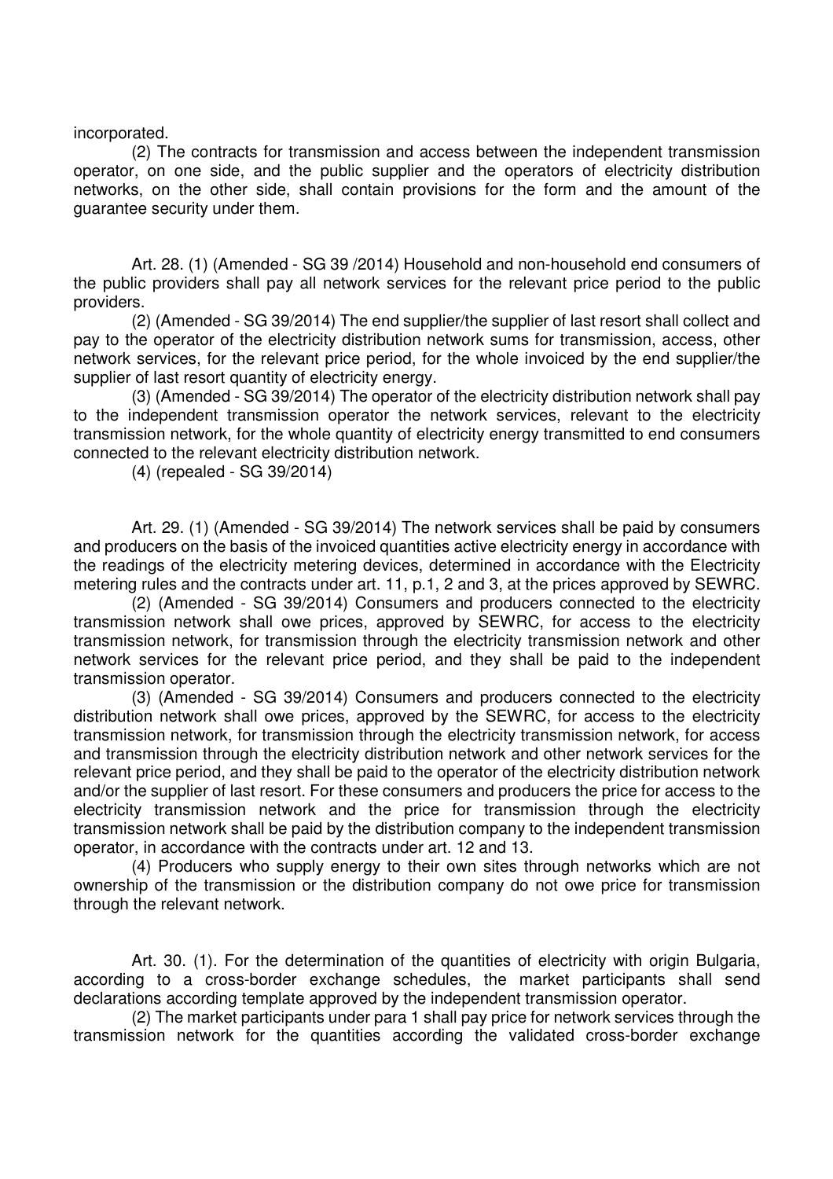incorporated.

(2) The contracts for transmission and access between the independent transmission operator, on one side, and the public supplier and the operators of electricity distribution networks, on the other side, shall contain provisions for the form and the amount of the guarantee security under them.

Art. 28. (1) (Amended - SG 39 /2014) Household and non-household end consumers of the public providers shall pay all network services for the relevant price period to the public providers.

(2) (Amended - SG 39/2014) The end supplier/the supplier of last resort shall collect and pay to the operator of the electricity distribution network sums for transmission, access, other network services, for the relevant price period, for the whole invoiced by the end supplier/the supplier of last resort quantity of electricity energy.

(3) (Amended - SG 39/2014) The operator of the electricity distribution network shall pay to the independent transmission operator the network services, relevant to the electricity transmission network, for the whole quantity of electricity energy transmitted to end consumers connected to the relevant electricity distribution network.

(4) (repealed - SG 39/2014)

Art. 29. (1) (Amended - SG 39/2014) The network services shall be paid by consumers and producers on the basis of the invoiced quantities active electricity energy in accordance with the readings of the electricity metering devices, determined in accordance with the Electricity metering rules and the contracts under art. 11, p.1, 2 and 3, at the prices approved by SEWRC.

(2) (Amended - SG 39/2014) Consumers and producers connected to the electricity transmission network shall owe prices, approved by SEWRC, for access to the electricity transmission network, for transmission through the electricity transmission network and other network services for the relevant price period, and they shall be paid to the independent transmission operator.

(3) (Amended - SG 39/2014) Consumers and producers connected to the electricity distribution network shall owe prices, approved by the SEWRC, for access to the electricity transmission network, for transmission through the electricity transmission network, for access and transmission through the electricity distribution network and other network services for the relevant price period, and they shall be paid to the operator of the electricity distribution network and/or the supplier of last resort. For these consumers and producers the price for access to the electricity transmission network and the price for transmission through the electricity transmission network shall be paid by the distribution company to the independent transmission operator, in accordance with the contracts under art. 12 and 13.

(4) Producers who supply energy to their own sites through networks which are not ownership of the transmission or the distribution company do not owe price for transmission through the relevant network.

Art. 30. (1). For the determination of the quantities of electricity with origin Bulgaria, according to a cross-border exchange schedules, the market participants shall send declarations according template approved by the independent transmission operator.

(2) The market participants under para 1 shall pay price for network services through the transmission network for the quantities according the validated cross-border exchange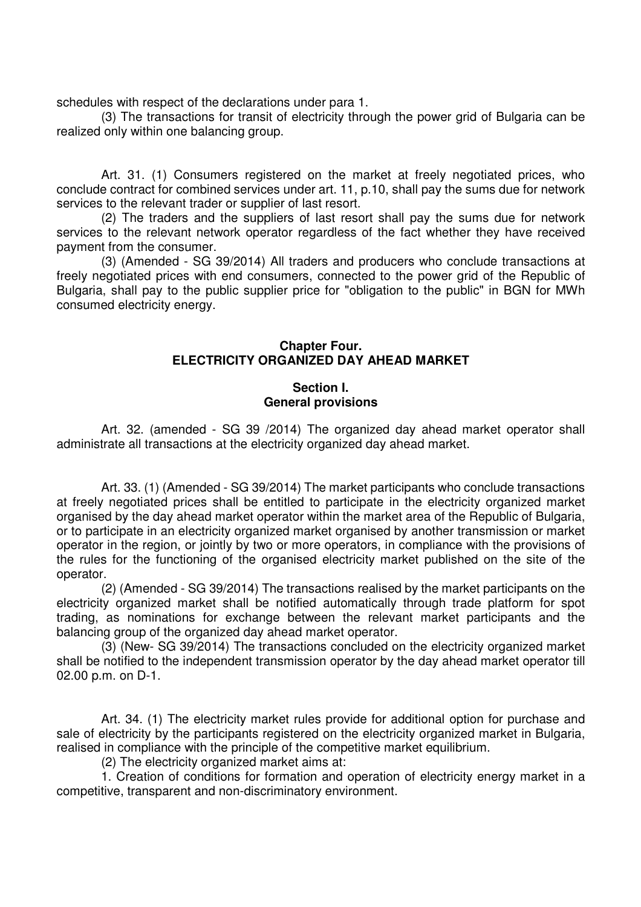schedules with respect of the declarations under para 1.

(3) The transactions for transit of electricity through the power grid of Bulgaria can be realized only within one balancing group.

Art. 31. (1) Consumers registered on the market at freely negotiated prices, who conclude contract for combined services under art. 11, p.10, shall pay the sums due for network services to the relevant trader or supplier of last resort.

(2) The traders and the suppliers of last resort shall pay the sums due for network services to the relevant network operator regardless of the fact whether they have received payment from the consumer.

(3) (Amended - SG 39/2014) All traders and producers who conclude transactions at freely negotiated prices with end consumers, connected to the power grid of the Republic of Bulgaria, shall pay to the public supplier price for "obligation to the public" in BGN for MWh consumed electricity energy.

## Chapter Four. ELECTRICITY ORGANIZED DAY AHEAD MARKET

### Section I. General provisions

Art. 32. (amended - SG 39 /2014) The organized day ahead market operator shall administrate all transactions at the electricity organized day ahead market.

Art. 33. (1) (Amended - SG 39/2014) The market participants who conclude transactions at freely negotiated prices shall be entitled to participate in the electricity organized market organised by the day ahead market operator within the market area of the Republic of Bulgaria, or to participate in an electricity organized market organised by another transmission or market operator in the region, or jointly by two or more operators, in compliance with the provisions of the rules for the functioning of the organised electricity market published on the site of the operator.

(2) (Amended - SG 39/2014) The transactions realised by the market participants on the electricity organized market shall be notified automatically through trade platform for spot trading, as nominations for exchange between the relevant market participants and the balancing group of the organized day ahead market operator.

(3) (New- SG 39/2014) The transactions concluded on the electricity organized market shall be notified to the independent transmission operator by the day ahead market operator till 02.00 p.m. on D-1.

Art. 34. (1) The electricity market rules provide for additional option for purchase and sale of electricity by the participants registered on the electricity organized market in Bulgaria, realised in compliance with the principle of the competitive market equilibrium.

(2) The electricity organized market aims at:

1. Creation of conditions for formation and operation of electricity energy market in a competitive, transparent and non-discriminatory environment.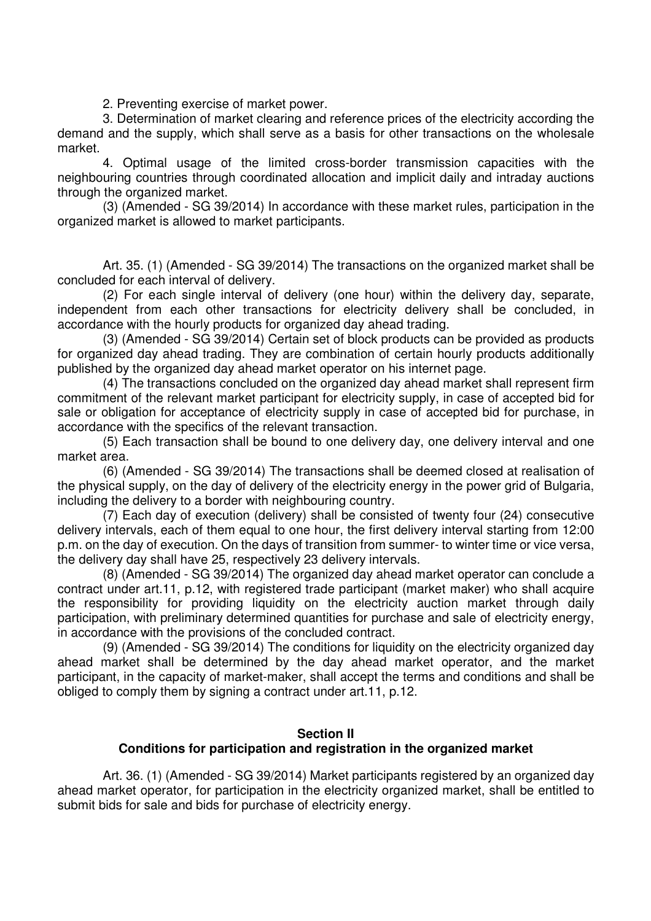2. Preventing exercise of market power.

3. Determination of market clearing and reference prices of the electricity according the demand and the supply, which shall serve as a basis for other transactions on the wholesale market.

4. Optimal usage of the limited cross-border transmission capacities with the neighbouring countries through coordinated allocation and implicit daily and intraday auctions through the organized market.

(3) (Amended - SG 39/2014) In accordance with these market rules, participation in the organized market is allowed to market participants.

Art. 35. (1) (Amended - SG 39/2014) The transactions on the organized market shall be concluded for each interval of delivery.

(2) For each single interval of delivery (one hour) within the delivery day, separate, independent from each other transactions for electricity delivery shall be concluded, in accordance with the hourly products for organized day ahead trading.

(3) (Amended - SG 39/2014) Certain set of block products can be provided as products for organized day ahead trading. They are combination of certain hourly products additionally published by the organized day ahead market operator on his internet page.

(4) The transactions concluded on the organized day ahead market shall represent firm commitment of the relevant market participant for electricity supply, in case of accepted bid for sale or obligation for acceptance of electricity supply in case of accepted bid for purchase, in accordance with the specifics of the relevant transaction.

(5) Each transaction shall be bound to one delivery day, one delivery interval and one market area.

(6) (Amended - SG 39/2014) The transactions shall be deemed closed at realisation of the physical supply, on the day of delivery of the electricity energy in the power grid of Bulgaria, including the delivery to a border with neighbouring country.

(7) Each day of execution (delivery) shall be consisted of twenty four (24) consecutive delivery intervals, each of them equal to one hour, the first delivery interval starting from 12:00 p.m. on the day of execution. On the days of transition from summer- to winter time or vice versa, the delivery day shall have 25, respectively 23 delivery intervals.

(8) (Amended - SG 39/2014) The organized day ahead market operator can conclude a contract under art.11, p.12, with registered trade participant (market maker) who shall acquire the responsibility for providing liquidity on the electricity auction market through daily participation, with preliminary determined quantities for purchase and sale of electricity energy, in accordance with the provisions of the concluded contract.

(9) (Amended - SG 39/2014) The conditions for liquidity on the electricity organized day ahead market shall be determined by the day ahead market operator, and the market participant, in the capacity of market-maker, shall accept the terms and conditions and shall be obliged to comply them by signing a contract under art.11, p.12.

## Section II
## Conditions for participation and registration in the organized market

Art. 36. (1) (Amended - SG 39/2014) Market participants registered by an organized day ahead market operator, for participation in the electricity organized market, shall be entitled to submit bids for sale and bids for purchase of electricity energy.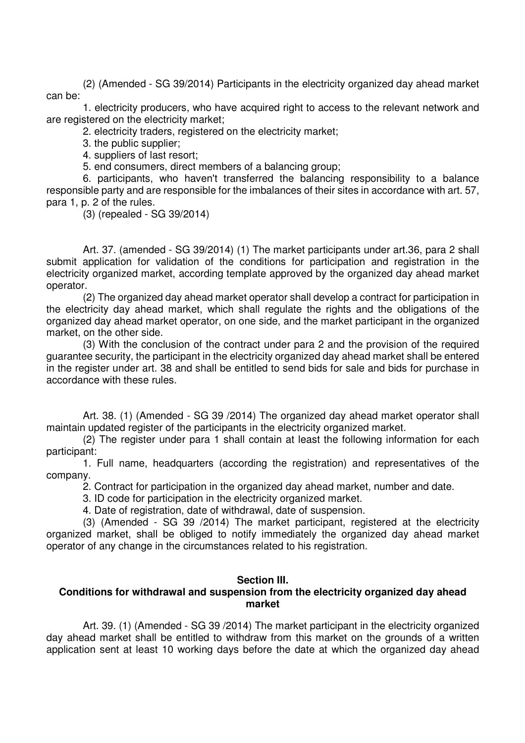(2) (Amended - SG 39/2014) Participants in the electricity organized day ahead market can be:

1. electricity producers, who have acquired right to access to the relevant network and are registered on the electricity market;

2. electricity traders, registered on the electricity market;

3. the public supplier;

4. suppliers of last resort;

5. end consumers, direct members of a balancing group;

6. participants, who haven't transferred the balancing responsibility to a balance responsible party and are responsible for the imbalances of their sites in accordance with art. 57, para 1, p. 2 of the rules.

(3) (repealed - SG 39/2014)

Art. 37. (amended - SG 39/2014) (1) The market participants under art.36, para 2 shall submit application for validation of the conditions for participation and registration in the electricity organized market, according template approved by the organized day ahead market operator.

(2) The organized day ahead market operator shall develop a contract for participation in the electricity day ahead market, which shall regulate the rights and the obligations of the organized day ahead market operator, on one side, and the market participant in the organized market, on the other side.

(3) With the conclusion of the contract under para 2 and the provision of the required guarantee security, the participant in the electricity organized day ahead market shall be entered in the register under art. 38 and shall be entitled to send bids for sale and bids for purchase in accordance with these rules.

Art. 38. (1) (Amended - SG 39 /2014) The organized day ahead market operator shall maintain updated register of the participants in the electricity organized market.

(2) The register under para 1 shall contain at least the following information for each participant:

1. Full name, headquarters (according the registration) and representatives of the company.

2. Contract for participation in the organized day ahead market, number and date.

3. ID code for participation in the electricity organized market.

4. Date of registration, date of withdrawal, date of suspension.

(3) (Amended - SG 39 /2014) The market participant, registered at the electricity organized market, shall be obliged to notify immediately the organized day ahead market operator of any change in the circumstances related to his registration.

## Section III.
## Conditions for withdrawal and suspension from the electricity organized day ahead market

Art. 39. (1) (Amended - SG 39 /2014) The market participant in the electricity organized day ahead market shall be entitled to withdraw from this market on the grounds of a written application sent at least 10 working days before the date at which the organized day ahead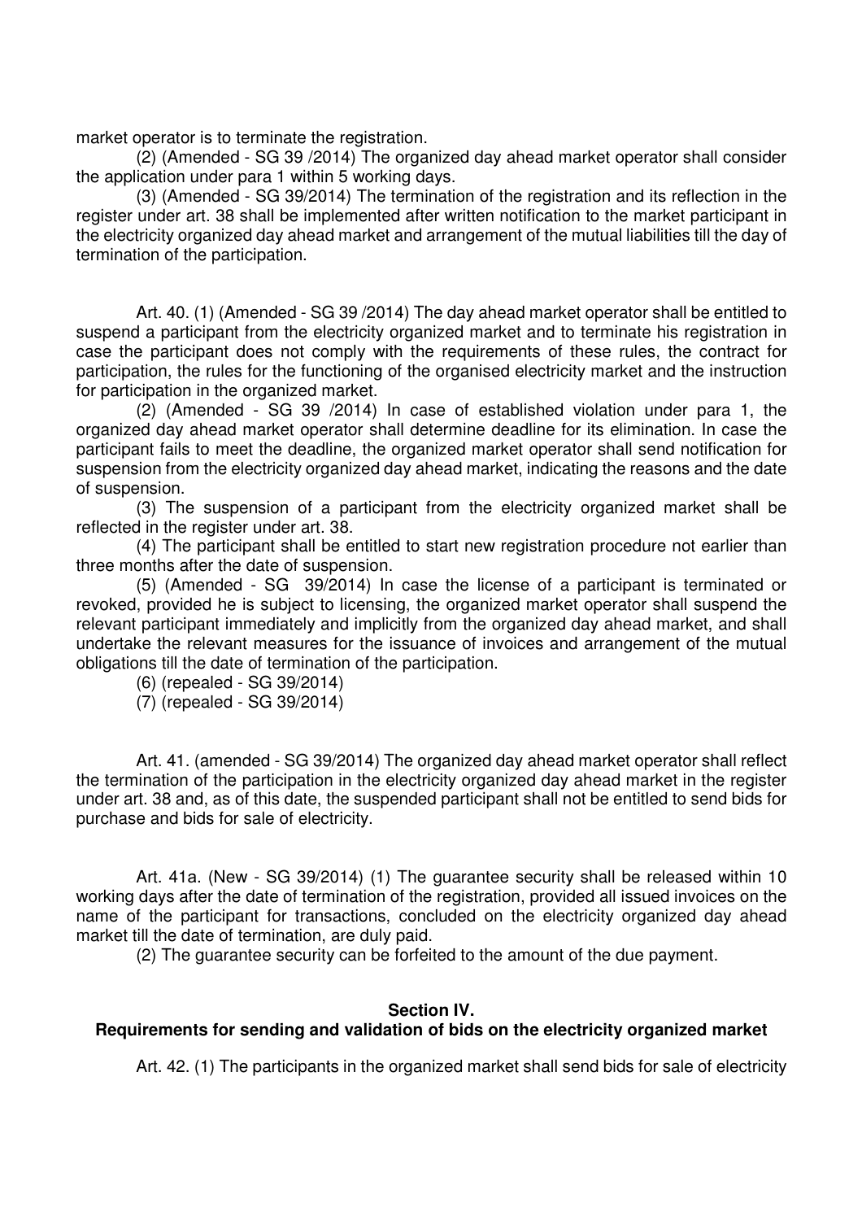market operator is to terminate the registration.

(2) (Amended - SG 39 /2014) The organized day ahead market operator shall consider the application under para 1 within 5 working days.

(3) (Amended - SG 39/2014) The termination of the registration and its reflection in the register under art. 38 shall be implemented after written notification to the market participant in the electricity organized day ahead market and arrangement of the mutual liabilities till the day of termination of the participation.

Art. 40. (1) (Amended - SG 39 /2014) The day ahead market operator shall be entitled to suspend a participant from the electricity organized market and to terminate his registration in case the participant does not comply with the requirements of these rules, the contract for participation, the rules for the functioning of the organised electricity market and the instruction for participation in the organized market.

(2) (Amended - SG 39 /2014) In case of established violation under para 1, the organized day ahead market operator shall determine deadline for its elimination. In case the participant fails to meet the deadline, the organized market operator shall send notification for suspension from the electricity organized day ahead market, indicating the reasons and the date of suspension.

(3) The suspension of a participant from the electricity organized market shall be reflected in the register under art. 38.

(4) The participant shall be entitled to start new registration procedure not earlier than three months after the date of suspension.

(5) (Amended - SG 39/2014) In case the license of a participant is terminated or revoked, provided he is subject to licensing, the organized market operator shall suspend the relevant participant immediately and implicitly from the organized day ahead market, and shall undertake the relevant measures for the issuance of invoices and arrangement of the mutual obligations till the date of termination of the participation.

(6) (repealed - SG 39/2014)

(7) (repealed - SG 39/2014)

Art. 41. (amended - SG 39/2014) The organized day ahead market operator shall reflect the termination of the participation in the electricity organized day ahead market in the register under art. 38 and, as of this date, the suspended participant shall not be entitled to send bids for purchase and bids for sale of electricity.

Art. 41a. (New - SG 39/2014) (1) The guarantee security shall be released within 10 working days after the date of termination of the registration, provided all issued invoices on the name of the participant for transactions, concluded on the electricity organized day ahead market till the date of termination, are duly paid.

(2) The guarantee security can be forfeited to the amount of the due payment.

## Section IV.
## Requirements for sending and validation of bids on the electricity organized market

Art. 42. (1) The participants in the organized market shall send bids for sale of electricity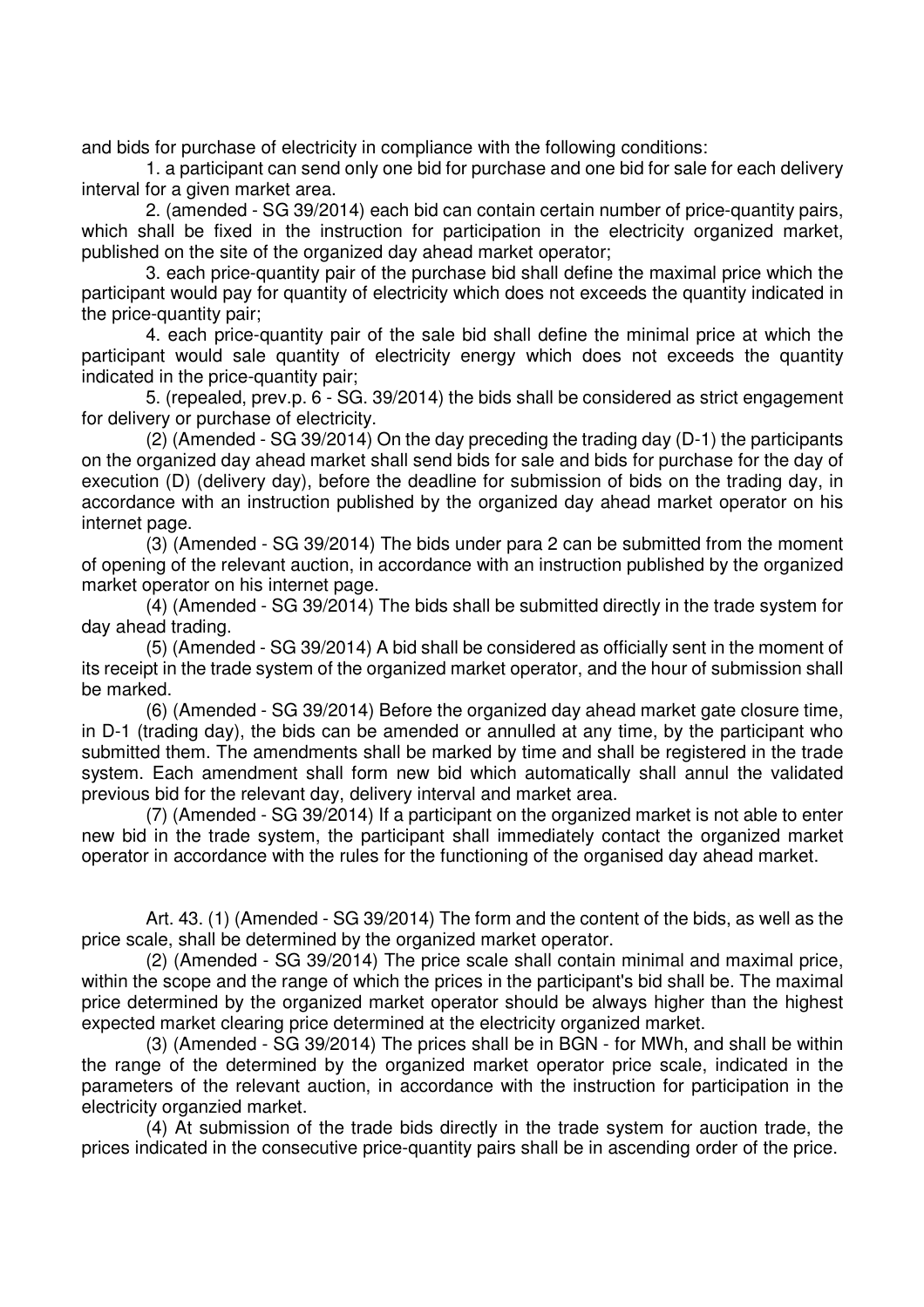and bids for purchase of electricity in compliance with the following conditions:

1. a participant can send only one bid for purchase and one bid for sale for each delivery interval for a given market area.

2. (amended - SG 39/2014) each bid can contain certain number of price-quantity pairs, which shall be fixed in the instruction for participation in the electricity organized market, published on the site of the organized day ahead market operator;

3. each price-quantity pair of the purchase bid shall define the maximal price which the participant would pay for quantity of electricity which does not exceeds the quantity indicated in the price-quantity pair;

4. each price-quantity pair of the sale bid shall define the minimal price at which the participant would sale quantity of electricity energy which does not exceeds the quantity indicated in the price-quantity pair;

5. (repealed, prev.p. 6 - SG. 39/2014) the bids shall be considered as strict engagement for delivery or purchase of electricity.

(2) (Amended - SG 39/2014) On the day preceding the trading day (D-1) the participants on the organized day ahead market shall send bids for sale and bids for purchase for the day of execution (D) (delivery day), before the deadline for submission of bids on the trading day, in accordance with an instruction published by the organized day ahead market operator on his internet page.

(3) (Amended - SG 39/2014) The bids under para 2 can be submitted from the moment of opening of the relevant auction, in accordance with an instruction published by the organized market operator on his internet page.

(4) (Amended - SG 39/2014) The bids shall be submitted directly in the trade system for day ahead trading.

(5) (Amended - SG 39/2014) A bid shall be considered as officially sent in the moment of its receipt in the trade system of the organized market operator, and the hour of submission shall be marked.

(6) (Amended - SG 39/2014) Before the organized day ahead market gate closure time, in D-1 (trading day), the bids can be amended or annulled at any time, by the participant who submitted them. The amendments shall be marked by time and shall be registered in the trade system. Each amendment shall form new bid which automatically shall annul the validated previous bid for the relevant day, delivery interval and market area.

(7) (Amended - SG 39/2014) If a participant on the organized market is not able to enter new bid in the trade system, the participant shall immediately contact the organized market operator in accordance with the rules for the functioning of the organised day ahead market.

Art. 43. (1) (Amended - SG 39/2014) The form and the content of the bids, as well as the price scale, shall be determined by the organized market operator.

(2) (Amended - SG 39/2014) The price scale shall contain minimal and maximal price, within the scope and the range of which the prices in the participant's bid shall be. The maximal price determined by the organized market operator should be always higher than the highest expected market clearing price determined at the electricity organized market.

(3) (Amended - SG 39/2014) The prices shall be in BGN - for MWh, and shall be within the range of the determined by the organized market operator price scale, indicated in the parameters of the relevant auction, in accordance with the instruction for participation in the electricity organzied market.

(4) At submission of the trade bids directly in the trade system for auction trade, the prices indicated in the consecutive price-quantity pairs shall be in ascending order of the price.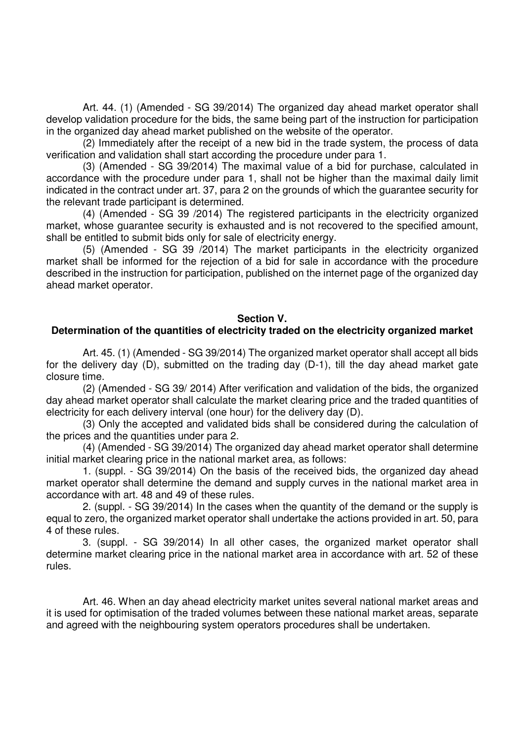Art. 44. (1) (Amended - SG 39/2014) The organized day ahead market operator shall develop validation procedure for the bids, the same being part of the instruction for participation in the organized day ahead market published on the website of the operator.

(2) Immediately after the receipt of a new bid in the trade system, the process of data verification and validation shall start according the procedure under para 1.

(3) (Amended - SG 39/2014) The maximal value of a bid for purchase, calculated in accordance with the procedure under para 1, shall not be higher than the maximal daily limit indicated in the contract under art. 37, para 2 on the grounds of which the guarantee security for the relevant trade participant is determined.

(4) (Amended - SG 39 /2014) The registered participants in the electricity organized market, whose guarantee security is exhausted and is not recovered to the specified amount, shall be entitled to submit bids only for sale of electricity energy.

(5) (Amended - SG 39 /2014) The market participants in the electricity organized market shall be informed for the rejection of a bid for sale in accordance with the procedure described in the instruction for participation, published on the internet page of the organized day ahead market operator.

**Section V.**

**Determination of the quantities of electricity traded on the electricity organized market**

Art. 45. (1) (Amended - SG 39/2014) The organized market operator shall accept all bids for the delivery day (D), submitted on the trading day (D-1), till the day ahead market gate closure time.

(2) (Amended - SG 39/ 2014) After verification and validation of the bids, the organized day ahead market operator shall calculate the market clearing price and the traded quantities of electricity for each delivery interval (one hour) for the delivery day (D).

(3) Only the accepted and validated bids shall be considered during the calculation of the prices and the quantities under para 2.

(4) (Amended - SG 39/2014) The organized day ahead market operator shall determine initial market clearing price in the national market area, as follows:

1. (suppl. - SG 39/2014) On the basis of the received bids, the organized day ahead market operator shall determine the demand and supply curves in the national market area in accordance with art. 48 and 49 of these rules.

2. (suppl. - SG 39/2014) In the cases when the quantity of the demand or the supply is equal to zero, the organized market operator shall undertake the actions provided in art. 50, para 4 of these rules.

3. (suppl. - SG 39/2014) In all other cases, the organized market operator shall determine market clearing price in the national market area in accordance with art. 52 of these rules.

Art. 46. When an day ahead electricity market unites several national market areas and it is used for optimisation of the traded volumes between these national market areas, separate and agreed with the neighbouring system operators procedures shall be undertaken.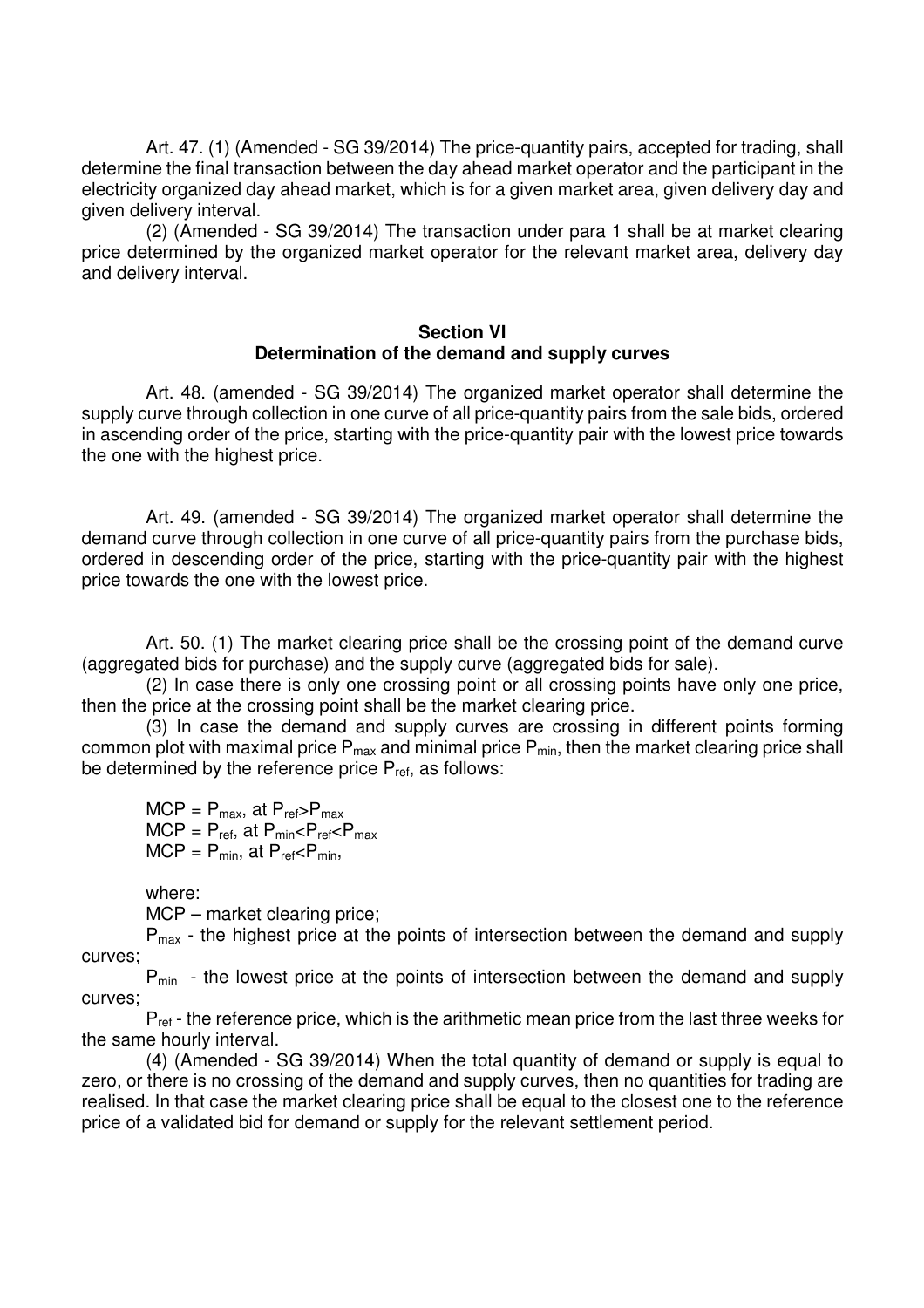Art. 47. (1) (Amended - SG 39/2014) The price-quantity pairs, accepted for trading, shall determine the final transaction between the day ahead market operator and the participant in the electricity organized day ahead market, which is for a given market area, given delivery day and given delivery interval.

(2) (Amended - SG 39/2014) The transaction under para 1 shall be at market clearing price determined by the organized market operator for the relevant market area, delivery day and delivery interval.

## Section VI
## Determination of the demand and supply curves

Art. 48. (amended - SG 39/2014) The organized market operator shall determine the supply curve through collection in one curve of all price-quantity pairs from the sale bids, ordered in ascending order of the price, starting with the price-quantity pair with the lowest price towards the one with the highest price.

Art. 49. (amended - SG 39/2014) The organized market operator shall determine the demand curve through collection in one curve of all price-quantity pairs from the purchase bids, ordered in descending order of the price, starting with the price-quantity pair with the highest price towards the one with the lowest price.

Art. 50. (1) The market clearing price shall be the crossing point of the demand curve (aggregated bids for purchase) and the supply curve (aggregated bids for sale).

(2) In case there is only one crossing point or all crossing points have only one price, then the price at the crossing point shall be the market clearing price.

(3) In case the demand and supply curves are crossing in different points forming common plot with maximal price $P_{max}$ and minimal price $P_{min}$, then the market clearing price shall be determined by the reference price $P_{ref}$, as follows:

$MCP = P_{max}$, at $P_{ref}>P_{max}$
$MCP = P_{ref}$, at $P_{min}<P_{ref}<P_{max}$
$MCP = P_{min}$, at $P_{ref}<P_{min}$,

where:

MCP – market clearing price;

$P_{max}$ - the highest price at the points of intersection between the demand and supply curves;

$P_{min}$ - the lowest price at the points of intersection between the demand and supply curves;

$P_{ref}$ - the reference price, which is the arithmetic mean price from the last three weeks for the same hourly interval.

(4) (Amended - SG 39/2014) When the total quantity of demand or supply is equal to zero, or there is no crossing of the demand and supply curves, then no quantities for trading are realised. In that case the market clearing price shall be equal to the closest one to the reference price of a validated bid for demand or supply for the relevant settlement period.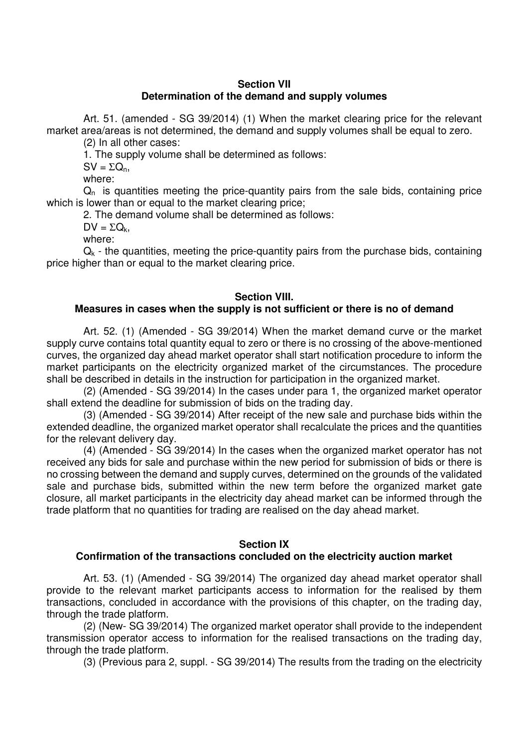## Section VII
## Determination of the demand and supply volumes

Art. 51. (amended - SG 39/2014) (1) When the market clearing price for the relevant market area/areas is not determined, the demand and supply volumes shall be equal to zero.

(2) In all other cases:

1. The supply volume shall be determined as follows:

$SV = \Sigma Q_n$,

where:

$Q_n$ is quantities meeting the price-quantity pairs from the sale bids, containing price which is lower than or equal to the market clearing price;

2. The demand volume shall be determined as follows:

$DV = \Sigma Q_k$,

where:

$Q_k$ - the quantities, meeting the price-quantity pairs from the purchase bids, containing price higher than or equal to the market clearing price.

## Section VIII.
## Measures in cases when the supply is not sufficient or there is no of demand

Art. 52. (1) (Amended - SG 39/2014) When the market demand curve or the market supply curve contains total quantity equal to zero or there is no crossing of the above-mentioned curves, the organized day ahead market operator shall start notification procedure to inform the market participants on the electricity organized market of the circumstances. The procedure shall be described in details in the instruction for participation in the organized market.

(2) (Amended - SG 39/2014) In the cases under para 1, the organized market operator shall extend the deadline for submission of bids on the trading day.

(3) (Amended - SG 39/2014) After receipt of the new sale and purchase bids within the extended deadline, the organized market operator shall recalculate the prices and the quantities for the relevant delivery day.

(4) (Amended - SG 39/2014) In the cases when the organized market operator has not received any bids for sale and purchase within the new period for submission of bids or there is no crossing between the demand and supply curves, determined on the grounds of the validated sale and purchase bids, submitted within the new term before the organized market gate closure, all market participants in the electricity day ahead market can be informed through the trade platform that no quantities for trading are realised on the day ahead market.

## Section IX
## Confirmation of the transactions concluded on the electricity auction market

Art. 53. (1) (Amended - SG 39/2014) The organized day ahead market operator shall provide to the relevant market participants access to information for the realised by them transactions, concluded in accordance with the provisions of this chapter, on the trading day, through the trade platform.

(2) (New- SG 39/2014) The organized market operator shall provide to the independent transmission operator access to information for the realised transactions on the trading day, through the trade platform.

(3) (Previous para 2, suppl. - SG 39/2014) The results from the trading on the electricity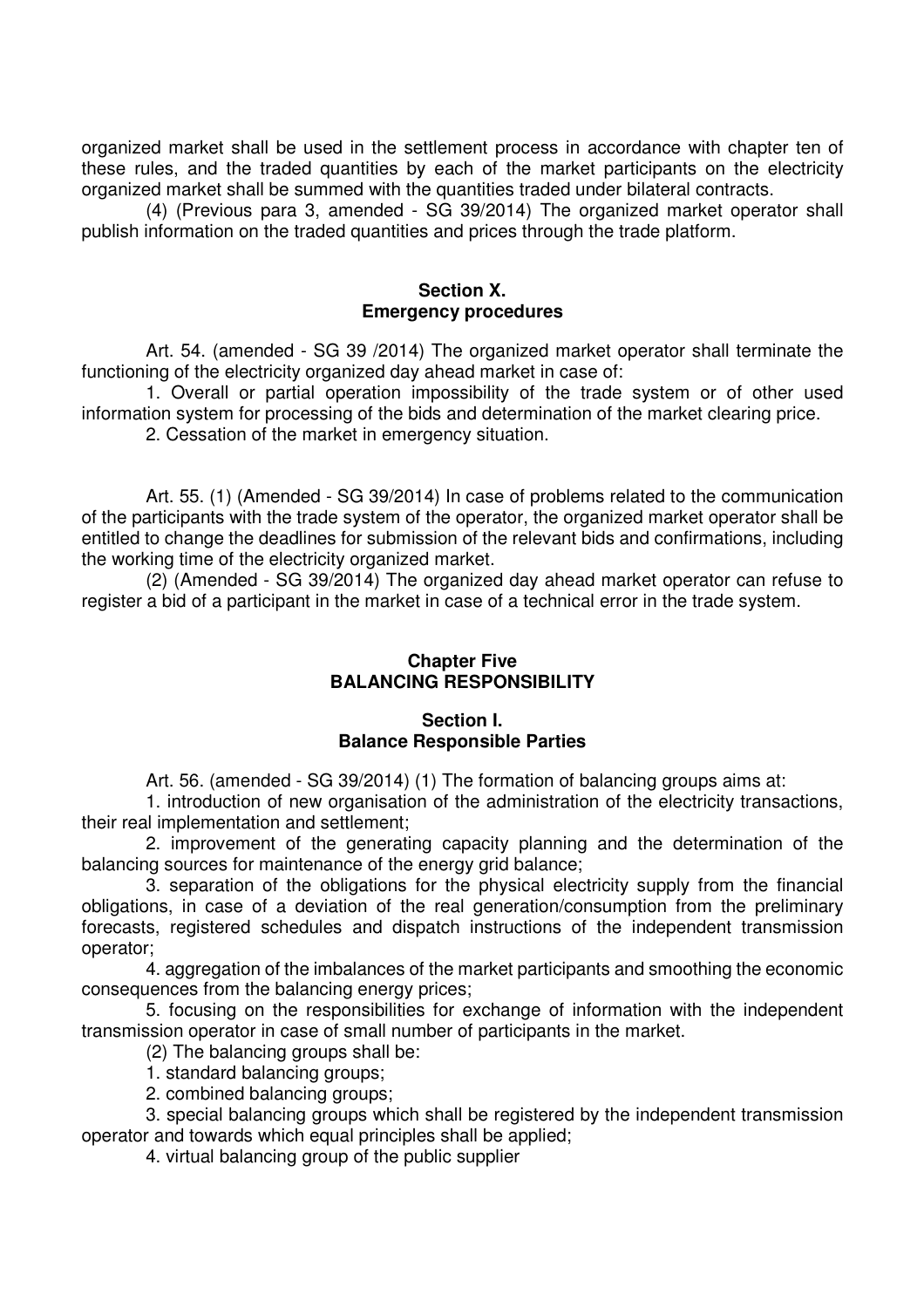organized market shall be used in the settlement process in accordance with chapter ten of these rules, and the traded quantities by each of the market participants on the electricity organized market shall be summed with the quantities traded under bilateral contracts.

(4) (Previous para 3, amended - SG 39/2014) The organized market operator shall publish information on the traded quantities and prices through the trade platform.

### Section X.
### Emergency procedures

Art. 54. (amended - SG 39 /2014) The organized market operator shall terminate the functioning of the electricity organized day ahead market in case of:

1. Overall or partial operation impossibility of the trade system or of other used information system for processing of the bids and determination of the market clearing price.

2. Cessation of the market in emergency situation.

Art. 55. (1) (Amended - SG 39/2014) In case of problems related to the communication of the participants with the trade system of the operator, the organized market operator shall be entitled to change the deadlines for submission of the relevant bids and confirmations, including the working time of the electricity organized market.

(2) (Amended - SG 39/2014) The organized day ahead market operator can refuse to register a bid of a participant in the market in case of a technical error in the trade system.

## Chapter Five
## BALANCING RESPONSIBILITY

### Section I.
### Balance Responsible Parties

Art. 56. (amended - SG 39/2014) (1) The formation of balancing groups aims at:

1. introduction of new organisation of the administration of the electricity transactions, their real implementation and settlement;

2. improvement of the generating capacity planning and the determination of the balancing sources for maintenance of the energy grid balance;

3. separation of the obligations for the physical electricity supply from the financial obligations, in case of a deviation of the real generation/consumption from the preliminary forecasts, registered schedules and dispatch instructions of the independent transmission operator;

4. aggregation of the imbalances of the market participants and smoothing the economic consequences from the balancing energy prices;

5. focusing on the responsibilities for exchange of information with the independent transmission operator in case of small number of participants in the market.

(2) The balancing groups shall be:

1. standard balancing groups;

2. combined balancing groups;

3. special balancing groups which shall be registered by the independent transmission operator and towards which equal principles shall be applied;

4. virtual balancing group of the public supplier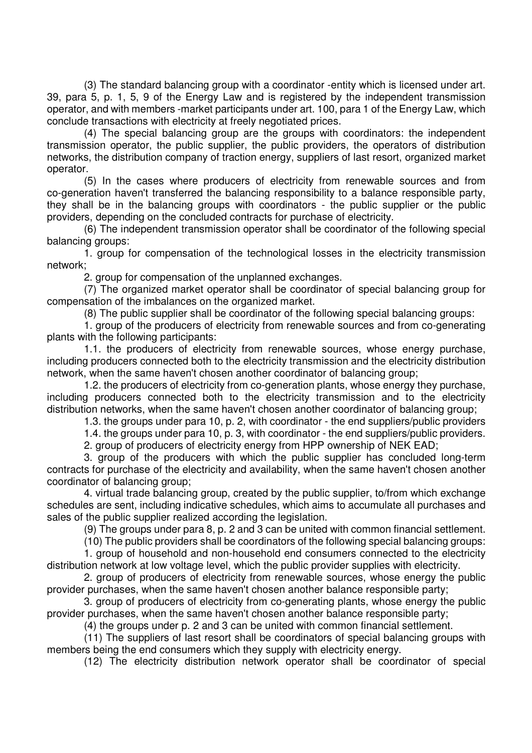(3) The standard balancing group with a coordinator -entity which is licensed under art. 39, para 5, p. 1, 5, 9 of the Energy Law and is registered by the independent transmission operator, and with members -market participants under art. 100, para 1 of the Energy Law, which conclude transactions with electricity at freely negotiated prices.

(4) The special balancing group are the groups with coordinators: the independent transmission operator, the public supplier, the public providers, the operators of distribution networks, the distribution company of traction energy, suppliers of last resort, organized market operator.

(5) In the cases where producers of electricity from renewable sources and from co-generation haven't transferred the balancing responsibility to a balance responsible party, they shall be in the balancing groups with coordinators - the public supplier or the public providers, depending on the concluded contracts for purchase of electricity.

(6) The independent transmission operator shall be coordinator of the following special balancing groups:

1. group for compensation of the technological losses in the electricity transmission network;

2. group for compensation of the unplanned exchanges.

(7) The organized market operator shall be coordinator of special balancing group for compensation of the imbalances on the organized market.

(8) The public supplier shall be coordinator of the following special balancing groups:

1. group of the producers of electricity from renewable sources and from co-generating plants with the following participants:

1.1. the producers of electricity from renewable sources, whose energy purchase, including producers connected both to the electricity transmission and the electricity distribution network, when the same haven't chosen another coordinator of balancing group;

1.2. the producers of electricity from co-generation plants, whose energy they purchase, including producers connected both to the electricity transmission and to the electricity distribution networks, when the same haven't chosen another coordinator of balancing group;

1.3. the groups under para 10, p. 2, with coordinator - the end suppliers/public providers

1.4. the groups under para 10, p. 3, with coordinator - the end suppliers/public providers.

2. group of producers of electricity energy from HPP ownership of NEK EAD;

3. group of the producers with which the public supplier has concluded long-term contracts for purchase of the electricity and availability, when the same haven't chosen another coordinator of balancing group;

4. virtual trade balancing group, created by the public supplier, to/from which exchange schedules are sent, including indicative schedules, which aims to accumulate all purchases and sales of the public supplier realized according the legislation.

(9) The groups under para 8, p. 2 and 3 can be united with common financial settlement.

(10) The public providers shall be coordinators of the following special balancing groups:

1. group of household and non-household end consumers connected to the electricity distribution network at low voltage level, which the public provider supplies with electricity.

2. group of producers of electricity from renewable sources, whose energy the public provider purchases, when the same haven't chosen another balance responsible party;

3. group of producers of electricity from co-generating plants, whose energy the public provider purchases, when the same haven't chosen another balance responsible party;

(4) the groups under p. 2 and 3 can be united with common financial settlement.

(11) The suppliers of last resort shall be coordinators of special balancing groups with members being the end consumers which they supply with electricity energy.

(12) The electricity distribution network operator shall be coordinator of special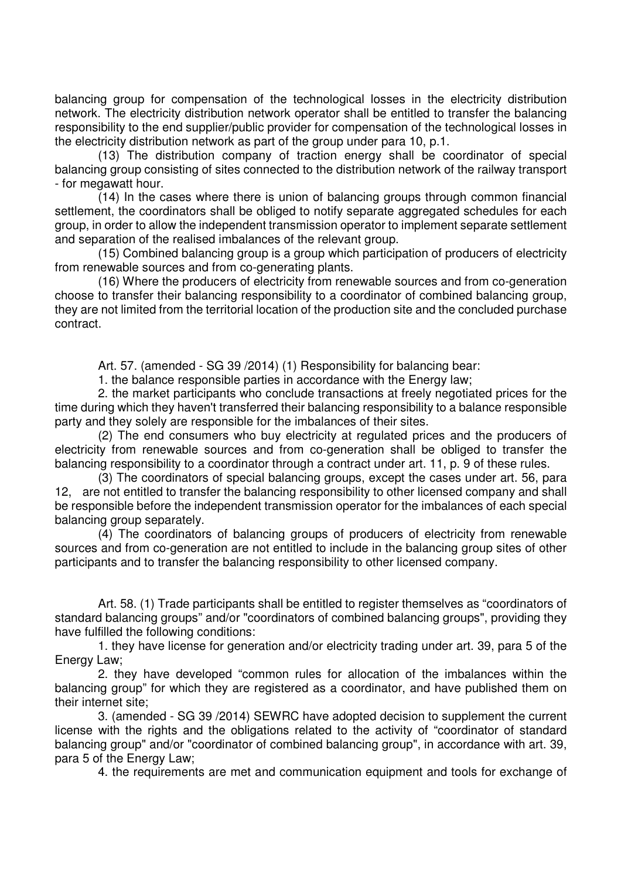balancing group for compensation of the technological losses in the electricity distribution network. The electricity distribution network operator shall be entitled to transfer the balancing responsibility to the end supplier/public provider for compensation of the technological losses in the electricity distribution network as part of the group under para 10, p.1.

(13) The distribution company of traction energy shall be coordinator of special balancing group consisting of sites connected to the distribution network of the railway transport - for megawatt hour.

(14) In the cases where there is union of balancing groups through common financial settlement, the coordinators shall be obliged to notify separate aggregated schedules for each group, in order to allow the independent transmission operator to implement separate settlement and separation of the realised imbalances of the relevant group.

(15) Combined balancing group is a group which participation of producers of electricity from renewable sources and from co-generating plants.

(16) Where the producers of electricity from renewable sources and from co-generation choose to transfer their balancing responsibility to a coordinator of combined balancing group, they are not limited from the territorial location of the production site and the concluded purchase contract.

Art. 57. (amended - SG 39 /2014) (1) Responsibility for balancing bear:

1. the balance responsible parties in accordance with the Energy law;

2. the market participants who conclude transactions at freely negotiated prices for the time during which they haven't transferred their balancing responsibility to a balance responsible party and they solely are responsible for the imbalances of their sites.

(2) The end consumers who buy electricity at regulated prices and the producers of electricity from renewable sources and from co-generation shall be obliged to transfer the balancing responsibility to a coordinator through a contract under art. 11, p. 9 of these rules.

(3) The coordinators of special balancing groups, except the cases under art. 56, para 12, are not entitled to transfer the balancing responsibility to other licensed company and shall be responsible before the independent transmission operator for the imbalances of each special balancing group separately.

(4) The coordinators of balancing groups of producers of electricity from renewable sources and from co-generation are not entitled to include in the balancing group sites of other participants and to transfer the balancing responsibility to other licensed company.

Art. 58. (1) Trade participants shall be entitled to register themselves as "coordinators of standard balancing groups" and/or "coordinators of combined balancing groups", providing they have fulfilled the following conditions:

1. they have license for generation and/or electricity trading under art. 39, para 5 of the Energy Law;

2. they have developed "common rules for allocation of the imbalances within the balancing group" for which they are registered as a coordinator, and have published them on their internet site;

3. (amended - SG 39 /2014) SEWRC have adopted decision to supplement the current license with the rights and the obligations related to the activity of "coordinator of standard balancing group" and/or "coordinator of combined balancing group", in accordance with art. 39, para 5 of the Energy Law;

4. the requirements are met and communication equipment and tools for exchange of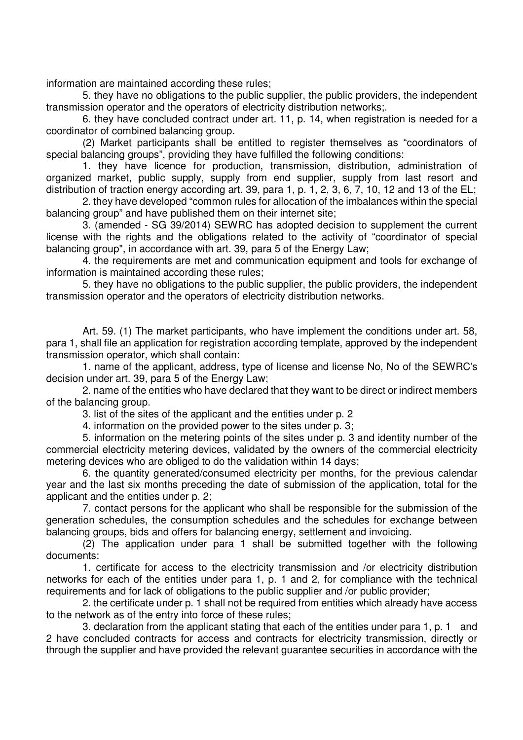information are maintained according these rules;

5. they have no obligations to the public supplier, the public providers, the independent transmission operator and the operators of electricity distribution networks;.

6. they have concluded contract under art. 11, p. 14, when registration is needed for a coordinator of combined balancing group.

(2) Market participants shall be entitled to register themselves as “coordinators of special balancing groups”, providing they have fulfilled the following conditions:

1. they have licence for production, transmission, distribution, administration of organized market, public supply, supply from end supplier, supply from last resort and distribution of traction energy according art. 39, para 1, p. 1, 2, 3, 6, 7, 10, 12 and 13 of the EL;

2. they have developed “common rules for allocation of the imbalances within the special balancing group” and have published them on their internet site;

3. (amended - SG 39/2014) SEWRC has adopted decision to supplement the current license with the rights and the obligations related to the activity of “coordinator of special balancing group", in accordance with art. 39, para 5 of the Energy Law;

4. the requirements are met and communication equipment and tools for exchange of information is maintained according these rules;

5. they have no obligations to the public supplier, the public providers, the independent transmission operator and the operators of electricity distribution networks.

Art. 59. (1) The market participants, who have implement the conditions under art. 58, para 1, shall file an application for registration according template, approved by the independent transmission operator, which shall contain:

1. name of the applicant, address, type of license and license No, No of the SEWRC's decision under art. 39, para 5 of the Energy Law;

2. name of the entities who have declared that they want to be direct or indirect members of the balancing group.

3. list of the sites of the applicant and the entities under p. 2

4. information on the provided power to the sites under p. 3;

5. information on the metering points of the sites under p. 3 and identity number of the commercial electricity metering devices, validated by the owners of the commercial electricity metering devices who are obliged to do the validation within 14 days;

6. the quantity generated/consumed electricity per months, for the previous calendar year and the last six months preceding the date of submission of the application, total for the applicant and the entities under p. 2;

7. contact persons for the applicant who shall be responsible for the submission of the generation schedules, the consumption schedules and the schedules for exchange between balancing groups, bids and offers for balancing energy, settlement and invoicing.

(2) The application under para 1 shall be submitted together with the following documents:

1. certificate for access to the electricity transmission and /or electricity distribution networks for each of the entities under para 1, p. 1 and 2, for compliance with the technical requirements and for lack of obligations to the public supplier and /or public provider;

2. the certificate under p. 1 shall not be required from entities which already have access to the network as of the entry into force of these rules;

3. declaration from the applicant stating that each of the entities under para 1, p. 1 and 2 have concluded contracts for access and contracts for electricity transmission, directly or through the supplier and have provided the relevant guarantee securities in accordance with the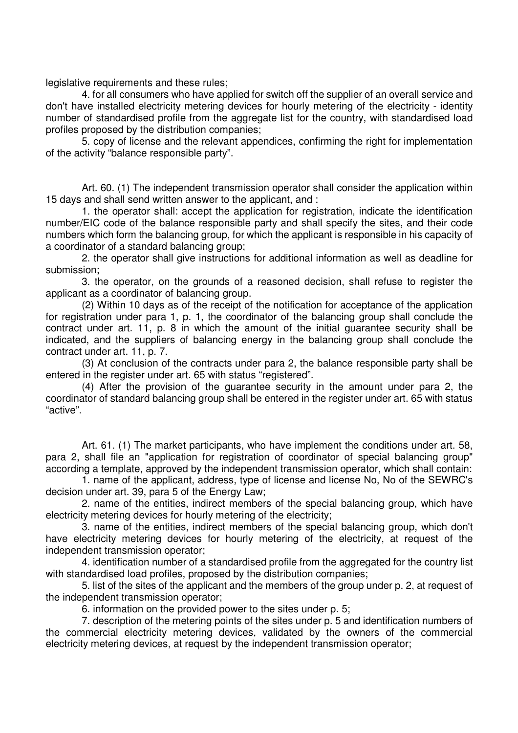legislative requirements and these rules;

4. for all consumers who have applied for switch off the supplier of an overall service and don't have installed electricity metering devices for hourly metering of the electricity - identity number of standardised profile from the aggregate list for the country, with standardised load profiles proposed by the distribution companies;

5. copy of license and the relevant appendices, confirming the right for implementation of the activity "balance responsible party".

Art. 60. (1) The independent transmission operator shall consider the application within 15 days and shall send written answer to the applicant, and :

1. the operator shall: accept the application for registration, indicate the identification number/EIC code of the balance responsible party and shall specify the sites, and their code numbers which form the balancing group, for which the applicant is responsible in his capacity of a coordinator of a standard balancing group;

2. the operator shall give instructions for additional information as well as deadline for submission;

3. the operator, on the grounds of a reasoned decision, shall refuse to register the applicant as a coordinator of balancing group.

(2) Within 10 days as of the receipt of the notification for acceptance of the application for registration under para 1, p. 1, the coordinator of the balancing group shall conclude the contract under art. 11, p. 8 in which the amount of the initial guarantee security shall be indicated, and the suppliers of balancing energy in the balancing group shall conclude the contract under art. 11, p. 7.

(3) At conclusion of the contracts under para 2, the balance responsible party shall be entered in the register under art. 65 with status "registered".

(4) After the provision of the guarantee security in the amount under para 2, the coordinator of standard balancing group shall be entered in the register under art. 65 with status "active".

Art. 61. (1) The market participants, who have implement the conditions under art. 58, para 2, shall file an "application for registration of coordinator of special balancing group" according a template, approved by the independent transmission operator, which shall contain:

1. name of the applicant, address, type of license and license No, No of the SEWRC's decision under art. 39, para 5 of the Energy Law;

2. name of the entities, indirect members of the special balancing group, which have electricity metering devices for hourly metering of the electricity;

3. name of the entities, indirect members of the special balancing group, which don't have electricity metering devices for hourly metering of the electricity, at request of the independent transmission operator;

4. identification number of a standardised profile from the aggregated for the country list with standardised load profiles, proposed by the distribution companies;

5. list of the sites of the applicant and the members of the group under p. 2, at request of the independent transmission operator;

6. information on the provided power to the sites under p. 5;

7. description of the metering points of the sites under p. 5 and identification numbers of the commercial electricity metering devices, validated by the owners of the commercial electricity metering devices, at request by the independent transmission operator;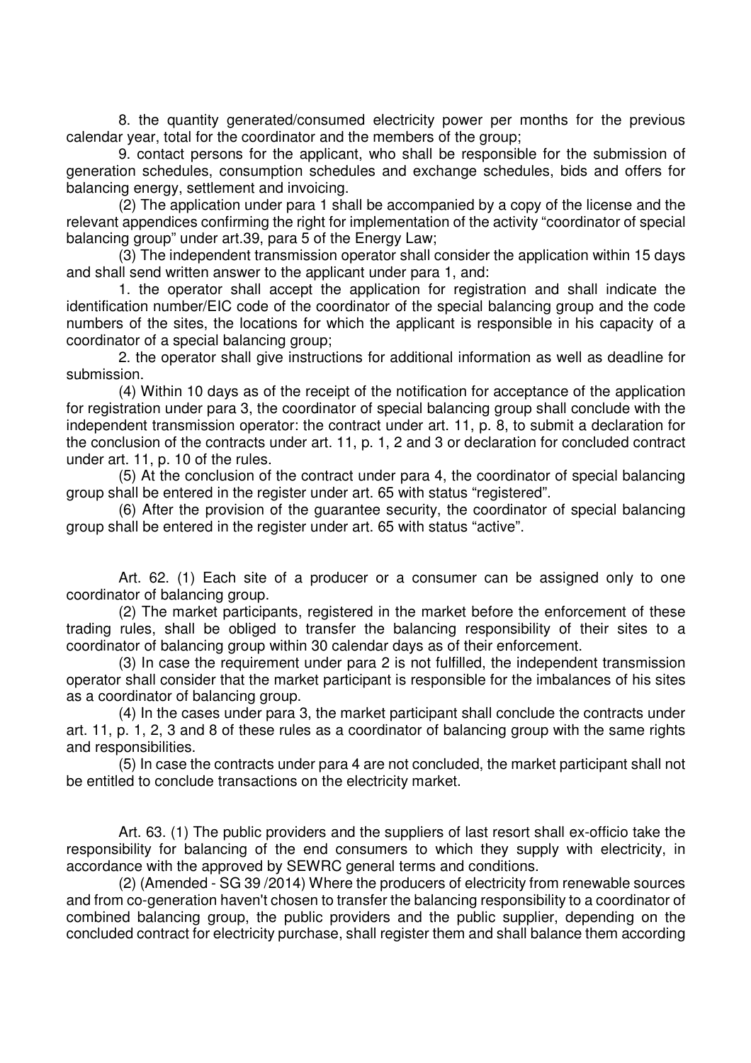8. the quantity generated/consumed electricity power per months for the previous calendar year, total for the coordinator and the members of the group;

9. contact persons for the applicant, who shall be responsible for the submission of generation schedules, consumption schedules and exchange schedules, bids and offers for balancing energy, settlement and invoicing.

(2) The application under para 1 shall be accompanied by a copy of the license and the relevant appendices confirming the right for implementation of the activity "coordinator of special balancing group" under art.39, para 5 of the Energy Law;

(3) The independent transmission operator shall consider the application within 15 days and shall send written answer to the applicant under para 1, and:

1. the operator shall accept the application for registration and shall indicate the identification number/EIC code of the coordinator of the special balancing group and the code numbers of the sites, the locations for which the applicant is responsible in his capacity of a coordinator of a special balancing group;

2. the operator shall give instructions for additional information as well as deadline for submission.

(4) Within 10 days as of the receipt of the notification for acceptance of the application for registration under para 3, the coordinator of special balancing group shall conclude with the independent transmission operator: the contract under art. 11, p. 8, to submit a declaration for the conclusion of the contracts under art. 11, p. 1, 2 and 3 or declaration for concluded contract under art. 11, p. 10 of the rules.

(5) At the conclusion of the contract under para 4, the coordinator of special balancing group shall be entered in the register under art. 65 with status "registered".

(6) After the provision of the guarantee security, the coordinator of special balancing group shall be entered in the register under art. 65 with status "active".

Art. 62. (1) Each site of a producer or a consumer can be assigned only to one coordinator of balancing group.

(2) The market participants, registered in the market before the enforcement of these trading rules, shall be obliged to transfer the balancing responsibility of their sites to a coordinator of balancing group within 30 calendar days as of their enforcement.

(3) In case the requirement under para 2 is not fulfilled, the independent transmission operator shall consider that the market participant is responsible for the imbalances of his sites as a coordinator of balancing group.

(4) In the cases under para 3, the market participant shall conclude the contracts under art. 11, p. 1, 2, 3 and 8 of these rules as a coordinator of balancing group with the same rights and responsibilities.

(5) In case the contracts under para 4 are not concluded, the market participant shall not be entitled to conclude transactions on the electricity market.

Art. 63. (1) The public providers and the suppliers of last resort shall ex-officio take the responsibility for balancing of the end consumers to which they supply with electricity, in accordance with the approved by SEWRC general terms and conditions.

(2) (Amended - SG 39 /2014) Where the producers of electricity from renewable sources and from co-generation haven't chosen to transfer the balancing responsibility to a coordinator of combined balancing group, the public providers and the public supplier, depending on the concluded contract for electricity purchase, shall register them and shall balance them according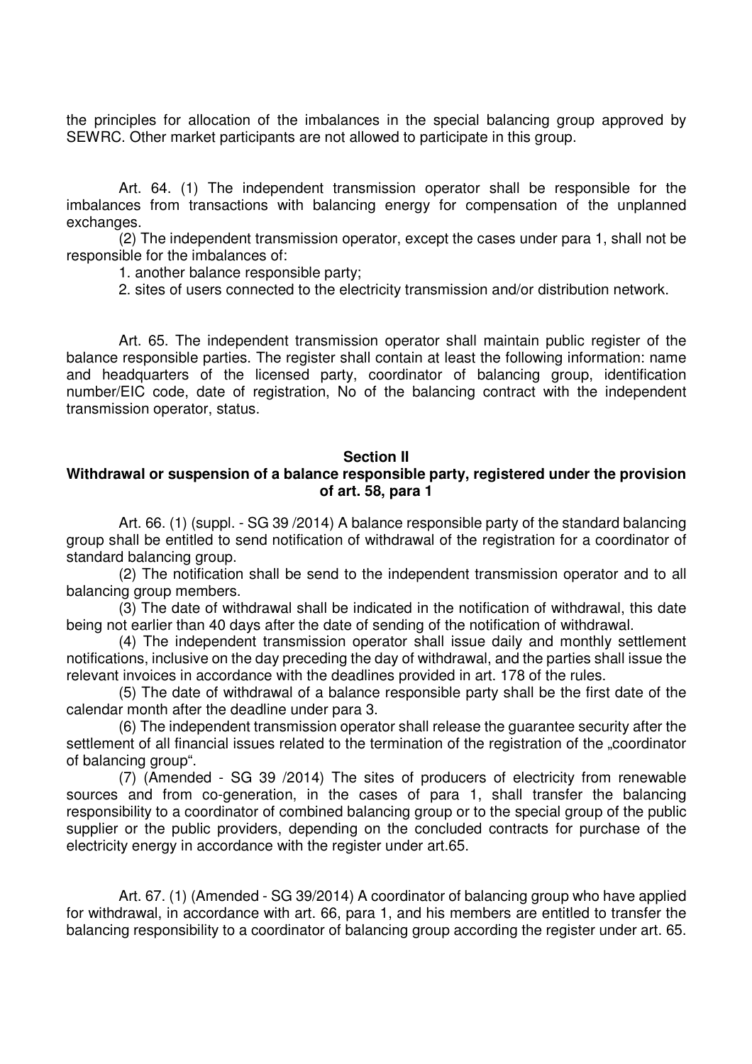the principles for allocation of the imbalances in the special balancing group approved by SEWRC. Other market participants are not allowed to participate in this group.

Art. 64. (1) The independent transmission operator shall be responsible for the imbalances from transactions with balancing energy for compensation of the unplanned exchanges.

(2) The independent transmission operator, except the cases under para 1, shall not be responsible for the imbalances of:

1. another balance responsible party;

2. sites of users connected to the electricity transmission and/or distribution network.

Art. 65. The independent transmission operator shall maintain public register of the balance responsible parties. The register shall contain at least the following information: name and headquarters of the licensed party, coordinator of balancing group, identification number/EIC code, date of registration, No of the balancing contract with the independent transmission operator, status.

## Section II
## Withdrawal or suspension of a balance responsible party, registered under the provision of art. 58, para 1

Art. 66. (1) (suppl. - SG 39 /2014) A balance responsible party of the standard balancing group shall be entitled to send notification of withdrawal of the registration for a coordinator of standard balancing group.

(2) The notification shall be send to the independent transmission operator and to all balancing group members.

(3) The date of withdrawal shall be indicated in the notification of withdrawal, this date being not earlier than 40 days after the date of sending of the notification of withdrawal.

(4) The independent transmission operator shall issue daily and monthly settlement notifications, inclusive on the day preceding the day of withdrawal, and the parties shall issue the relevant invoices in accordance with the deadlines provided in art. 178 of the rules.

(5) The date of withdrawal of a balance responsible party shall be the first date of the calendar month after the deadline under para 3.

(6) The independent transmission operator shall release the guarantee security after the settlement of all financial issues related to the termination of the registration of the „coordinator of balancing group".

(7) (Amended - SG 39 /2014) The sites of producers of electricity from renewable sources and from co-generation, in the cases of para 1, shall transfer the balancing responsibility to a coordinator of combined balancing group or to the special group of the public supplier or the public providers, depending on the concluded contracts for purchase of the electricity energy in accordance with the register under art.65.

Art. 67. (1) (Amended - SG 39/2014) A coordinator of balancing group who have applied for withdrawal, in accordance with art. 66, para 1, and his members are entitled to transfer the balancing responsibility to a coordinator of balancing group according the register under art. 65.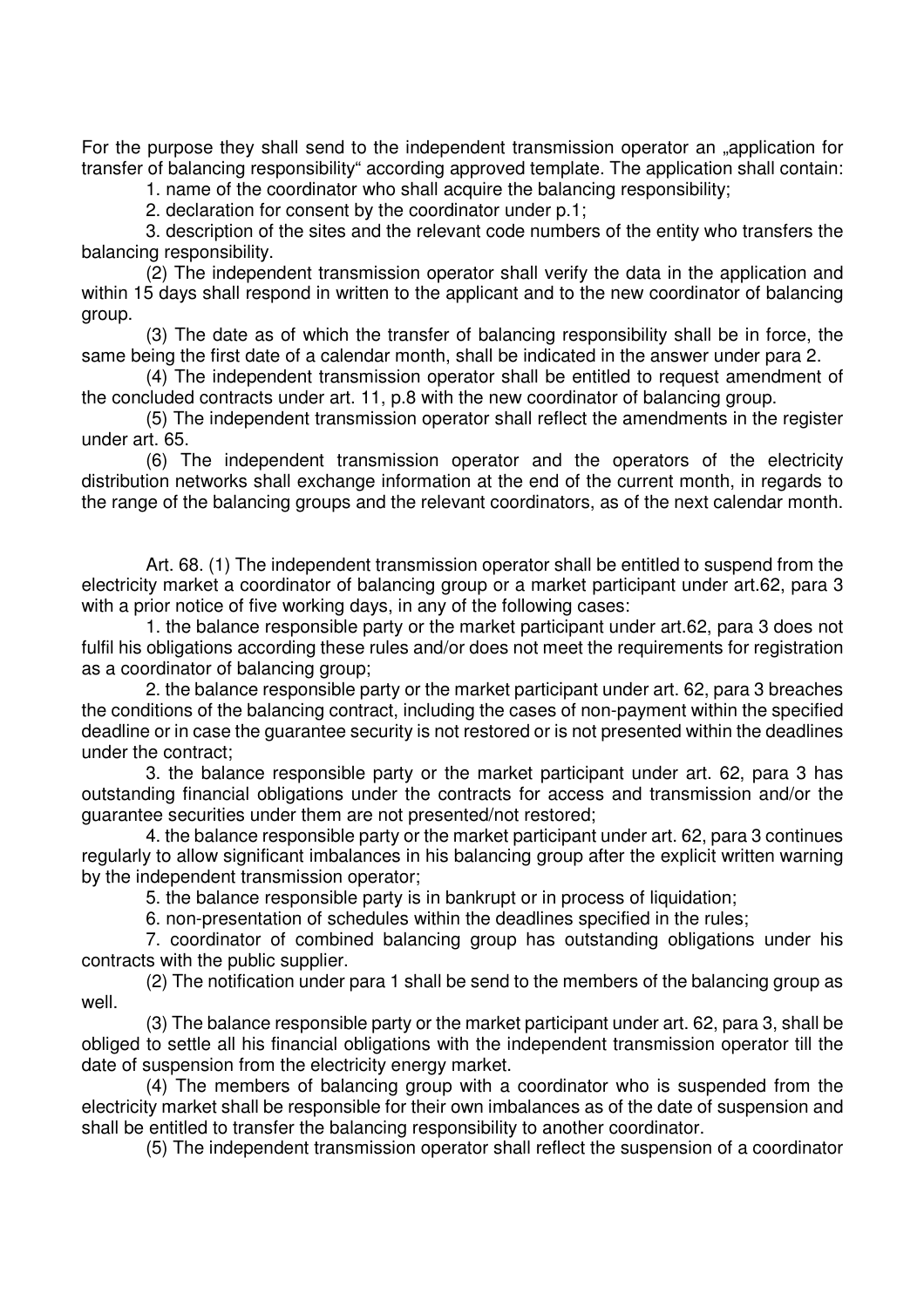For the purpose they shall send to the independent transmission operator an „application for transfer of balancing responsibility" according approved template. The application shall contain:

1. name of the coordinator who shall acquire the balancing responsibility;

2. declaration for consent by the coordinator under p.1;

3. description of the sites and the relevant code numbers of the entity who transfers the balancing responsibility.

(2) The independent transmission operator shall verify the data in the application and within 15 days shall respond in written to the applicant and to the new coordinator of balancing group.

(3) The date as of which the transfer of balancing responsibility shall be in force, the same being the first date of a calendar month, shall be indicated in the answer under para 2.

(4) The independent transmission operator shall be entitled to request amendment of the concluded contracts under art. 11, p.8 with the new coordinator of balancing group.

(5) The independent transmission operator shall reflect the amendments in the register under art. 65.

(6) The independent transmission operator and the operators of the electricity distribution networks shall exchange information at the end of the current month, in regards to the range of the balancing groups and the relevant coordinators, as of the next calendar month.

Art. 68. (1) The independent transmission operator shall be entitled to suspend from the electricity market a coordinator of balancing group or a market participant under art.62, para 3 with a prior notice of five working days, in any of the following cases:

1. the balance responsible party or the market participant under art.62, para 3 does not fulfil his obligations according these rules and/or does not meet the requirements for registration as a coordinator of balancing group;

2. the balance responsible party or the market participant under art. 62, para 3 breaches the conditions of the balancing contract, including the cases of non-payment within the specified deadline or in case the guarantee security is not restored or is not presented within the deadlines under the contract;

3. the balance responsible party or the market participant under art. 62, para 3 has outstanding financial obligations under the contracts for access and transmission and/or the guarantee securities under them are not presented/not restored;

4. the balance responsible party or the market participant under art. 62, para 3 continues regularly to allow significant imbalances in his balancing group after the explicit written warning by the independent transmission operator;

5. the balance responsible party is in bankrupt or in process of liquidation;

6. non-presentation of schedules within the deadlines specified in the rules;

7. coordinator of combined balancing group has outstanding obligations under his contracts with the public supplier.

(2) The notification under para 1 shall be send to the members of the balancing group as well.

(3) The balance responsible party or the market participant under art. 62, para 3, shall be obliged to settle all his financial obligations with the independent transmission operator till the date of suspension from the electricity energy market.

(4) The members of balancing group with a coordinator who is suspended from the electricity market shall be responsible for their own imbalances as of the date of suspension and shall be entitled to transfer the balancing responsibility to another coordinator.

(5) The independent transmission operator shall reflect the suspension of a coordinator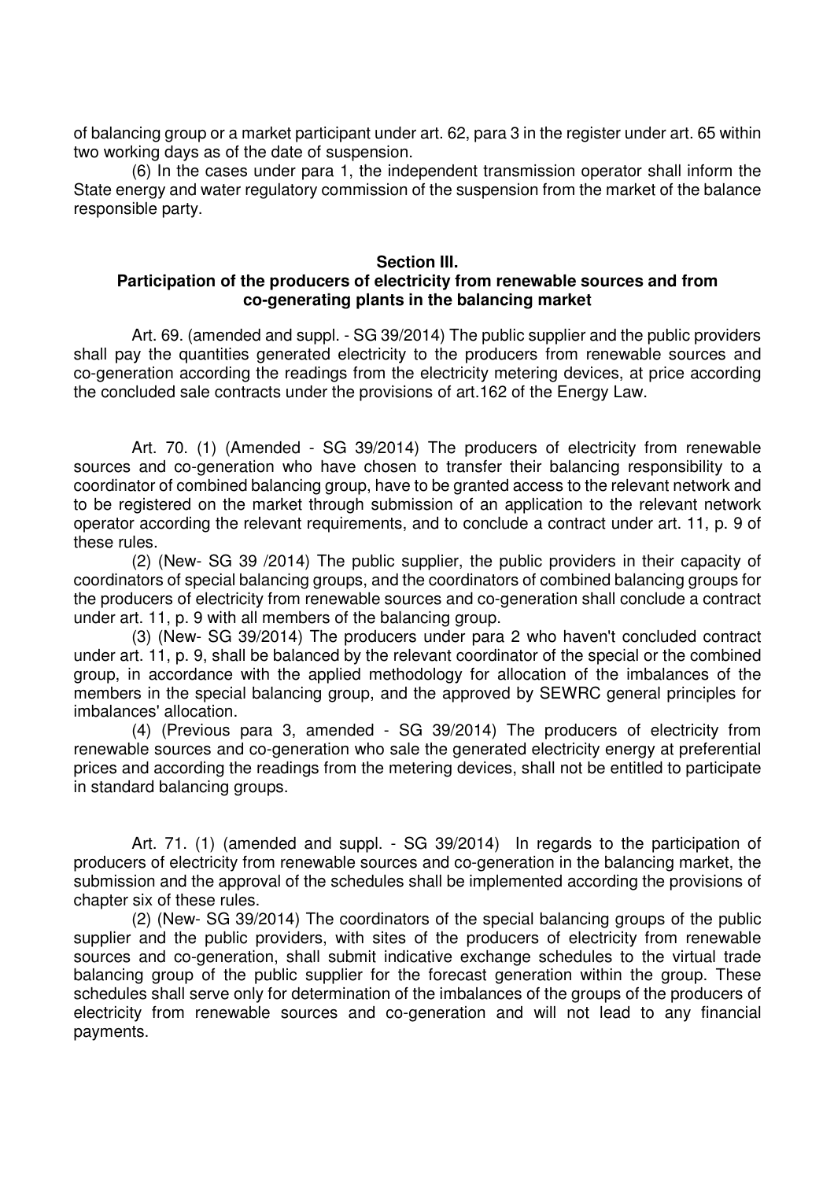of balancing group or a market participant under art. 62, para 3 in the register under art. 65 within two working days as of the date of suspension.

(6) In the cases under para 1, the independent transmission operator shall inform the State energy and water regulatory commission of the suspension from the market of the balance responsible party.

**Section III.**
**Participation of the producers of electricity from renewable sources and from co-generating plants in the balancing market**

Art. 69. (amended and suppl. - SG 39/2014) The public supplier and the public providers shall pay the quantities generated electricity to the producers from renewable sources and co-generation according the readings from the electricity metering devices, at price according the concluded sale contracts under the provisions of art.162 of the Energy Law.

Art. 70. (1) (Amended - SG 39/2014) The producers of electricity from renewable sources and co-generation who have chosen to transfer their balancing responsibility to a coordinator of combined balancing group, have to be granted access to the relevant network and to be registered on the market through submission of an application to the relevant network operator according the relevant requirements, and to conclude a contract under art. 11, p. 9 of these rules.

(2) (New- SG 39 /2014) The public supplier, the public providers in their capacity of coordinators of special balancing groups, and the coordinators of combined balancing groups for the producers of electricity from renewable sources and co-generation shall conclude a contract under art. 11, p. 9 with all members of the balancing group.

(3) (New- SG 39/2014) The producers under para 2 who haven't concluded contract under art. 11, p. 9, shall be balanced by the relevant coordinator of the special or the combined group, in accordance with the applied methodology for allocation of the imbalances of the members in the special balancing group, and the approved by SEWRC general principles for imbalances' allocation.

(4) (Previous para 3, amended - SG 39/2014) The producers of electricity from renewable sources and co-generation who sale the generated electricity energy at preferential prices and according the readings from the metering devices, shall not be entitled to participate in standard balancing groups.

Art. 71. (1) (amended and suppl. - SG 39/2014) In regards to the participation of producers of electricity from renewable sources and co-generation in the balancing market, the submission and the approval of the schedules shall be implemented according the provisions of chapter six of these rules.

(2) (New- SG 39/2014) The coordinators of the special balancing groups of the public supplier and the public providers, with sites of the producers of electricity from renewable sources and co-generation, shall submit indicative exchange schedules to the virtual trade balancing group of the public supplier for the forecast generation within the group. These schedules shall serve only for determination of the imbalances of the groups of the producers of electricity from renewable sources and co-generation and will not lead to any financial payments.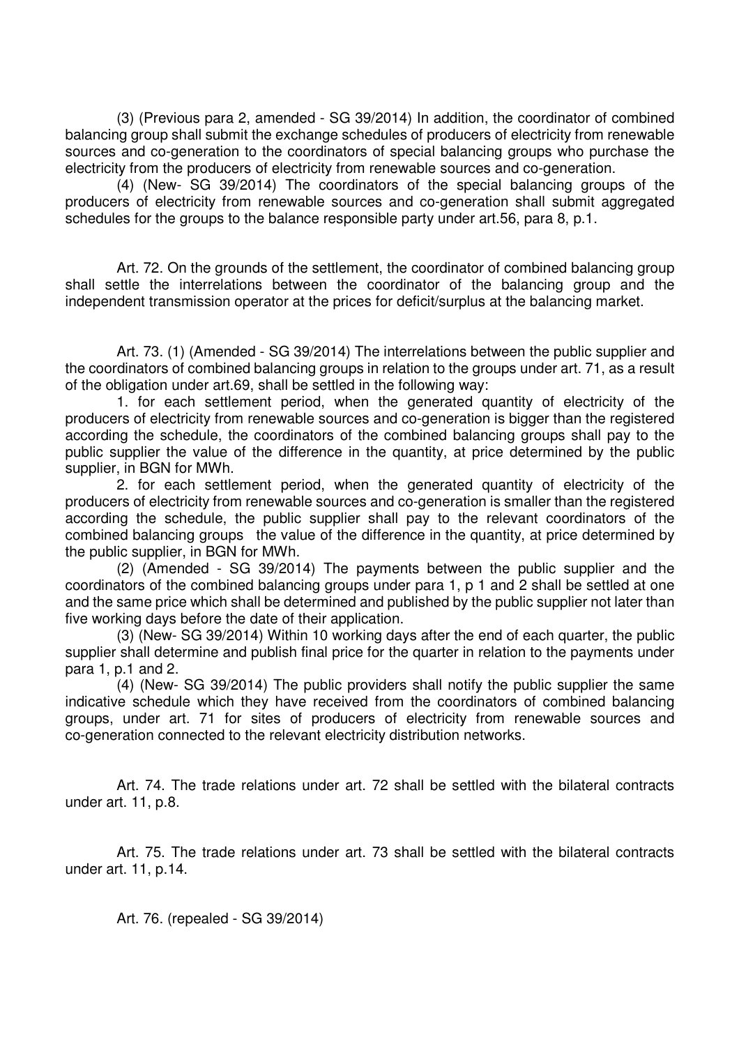(3) (Previous para 2, amended - SG 39/2014) In addition, the coordinator of combined balancing group shall submit the exchange schedules of producers of electricity from renewable sources and co-generation to the coordinators of special balancing groups who purchase the electricity from the producers of electricity from renewable sources and co-generation.

(4) (New- SG 39/2014) The coordinators of the special balancing groups of the producers of electricity from renewable sources and co-generation shall submit aggregated schedules for the groups to the balance responsible party under art.56, para 8, p.1.

Art. 72. On the grounds of the settlement, the coordinator of combined balancing group shall settle the interrelations between the coordinator of the balancing group and the independent transmission operator at the prices for deficit/surplus at the balancing market.

Art. 73. (1) (Amended - SG 39/2014) The interrelations between the public supplier and the coordinators of combined balancing groups in relation to the groups under art. 71, as a result of the obligation under art.69, shall be settled in the following way:

1. for each settlement period, when the generated quantity of electricity of the producers of electricity from renewable sources and co-generation is bigger than the registered according the schedule, the coordinators of the combined balancing groups shall pay to the public supplier the value of the difference in the quantity, at price determined by the public supplier, in BGN for MWh.

2. for each settlement period, when the generated quantity of electricity of the producers of electricity from renewable sources and co-generation is smaller than the registered according the schedule, the public supplier shall pay to the relevant coordinators of the combined balancing groups the value of the difference in the quantity, at price determined by the public supplier, in BGN for MWh.

(2) (Amended - SG 39/2014) The payments between the public supplier and the coordinators of the combined balancing groups under para 1, p 1 and 2 shall be settled at one and the same price which shall be determined and published by the public supplier not later than five working days before the date of their application.

(3) (New- SG 39/2014) Within 10 working days after the end of each quarter, the public supplier shall determine and publish final price for the quarter in relation to the payments under para 1, p.1 and 2.

(4) (New- SG 39/2014) The public providers shall notify the public supplier the same indicative schedule which they have received from the coordinators of combined balancing groups, under art. 71 for sites of producers of electricity from renewable sources and co-generation connected to the relevant electricity distribution networks.

Art. 74. The trade relations under art. 72 shall be settled with the bilateral contracts under art. 11, p.8.

Art. 75. The trade relations under art. 73 shall be settled with the bilateral contracts under art. 11, p.14.

Art. 76. (repealed - SG 39/2014)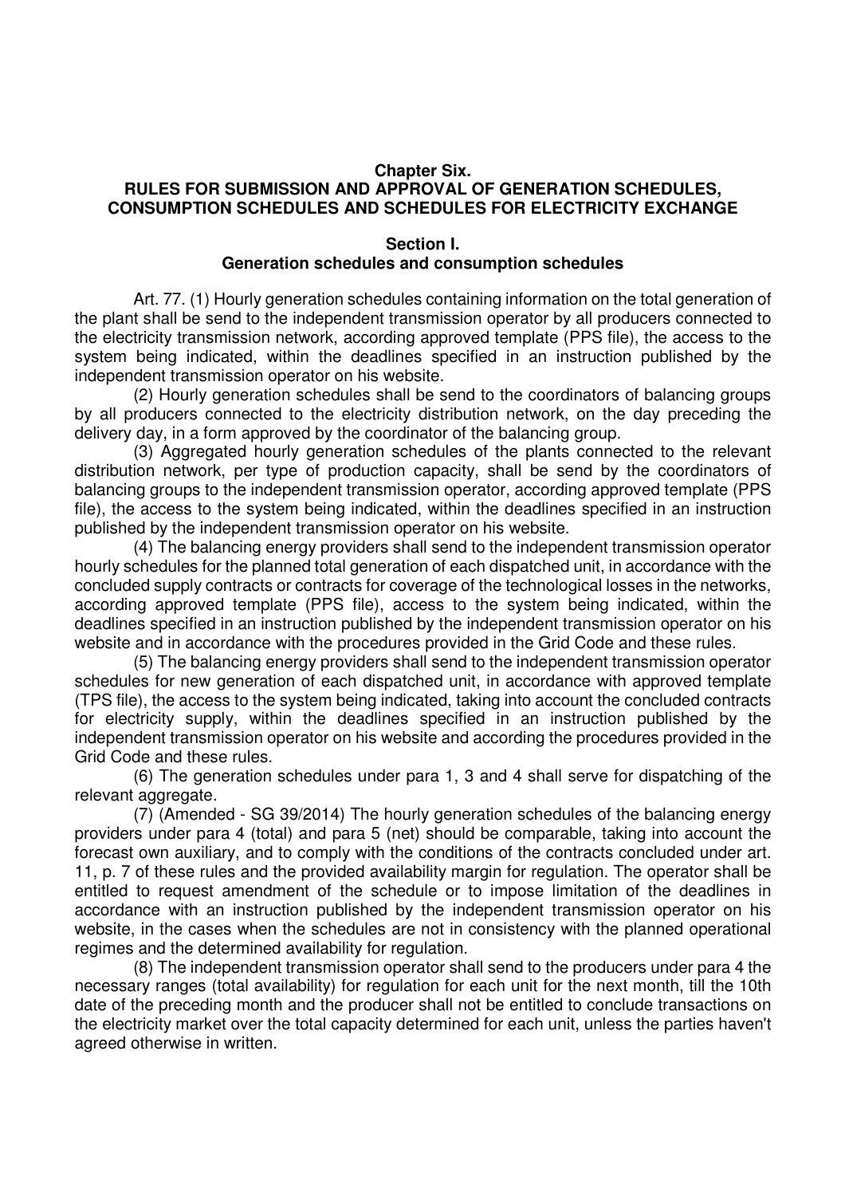## Chapter Six.
## RULES FOR SUBMISSION AND APPROVAL OF GENERATION SCHEDULES, CONSUMPTION SCHEDULES AND SCHEDULES FOR ELECTRICITY EXCHANGE

### Section I.
### Generation schedules and consumption schedules

Art. 77. (1) Hourly generation schedules containing information on the total generation of the plant shall be send to the independent transmission operator by all producers connected to the electricity transmission network, according approved template (PPS file), the access to the system being indicated, within the deadlines specified in an instruction published by the independent transmission operator on his website.

(2) Hourly generation schedules shall be send to the coordinators of balancing groups by all producers connected to the electricity distribution network, on the day preceding the delivery day, in a form approved by the coordinator of the balancing group.

(3) Aggregated hourly generation schedules of the plants connected to the relevant distribution network, per type of production capacity, shall be send by the coordinators of balancing groups to the independent transmission operator, according approved template (PPS file), the access to the system being indicated, within the deadlines specified in an instruction published by the independent transmission operator on his website.

(4) The balancing energy providers shall send to the independent transmission operator hourly schedules for the planned total generation of each dispatched unit, in accordance with the concluded supply contracts or contracts for coverage of the technological losses in the networks, according approved template (PPS file), access to the system being indicated, within the deadlines specified in an instruction published by the independent transmission operator on his website and in accordance with the procedures provided in the Grid Code and these rules.

(5) The balancing energy providers shall send to the independent transmission operator schedules for new generation of each dispatched unit, in accordance with approved template (TPS file), the access to the system being indicated, taking into account the concluded contracts for electricity supply, within the deadlines specified in an instruction published by the independent transmission operator on his website and according the procedures provided in the Grid Code and these rules.

(6) The generation schedules under para 1, 3 and 4 shall serve for dispatching of the relevant aggregate.

(7) (Amended - SG 39/2014) The hourly generation schedules of the balancing energy providers under para 4 (total) and para 5 (net) should be comparable, taking into account the forecast own auxiliary, and to comply with the conditions of the contracts concluded under art. 11, p. 7 of these rules and the provided availability margin for regulation. The operator shall be entitled to request amendment of the schedule or to impose limitation of the deadlines in accordance with an instruction published by the independent transmission operator on his website, in the cases when the schedules are not in consistency with the planned operational regimes and the determined availability for regulation.

(8) The independent transmission operator shall send to the producers under para 4 the necessary ranges (total availability) for regulation for each unit for the next month, till the 10th date of the preceding month and the producer shall not be entitled to conclude transactions on the electricity market over the total capacity determined for each unit, unless the parties haven't agreed otherwise in written.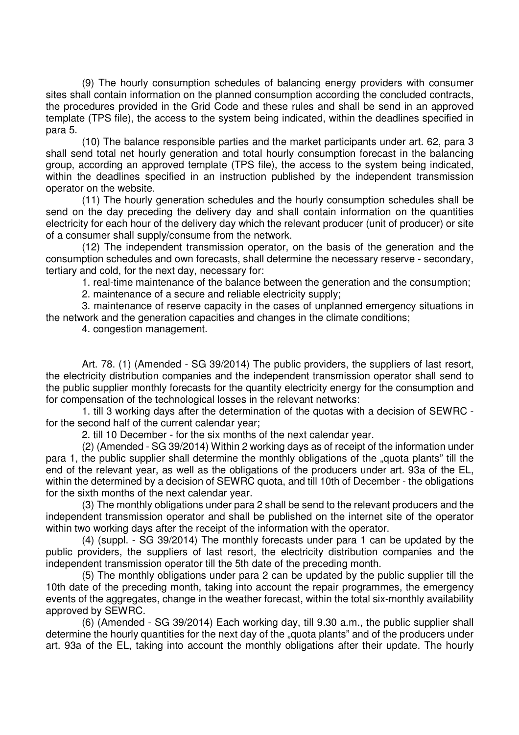(9) The hourly consumption schedules of balancing energy providers with consumer sites shall contain information on the planned consumption according the concluded contracts, the procedures provided in the Grid Code and these rules and shall be send in an approved template (TPS file), the access to the system being indicated, within the deadlines specified in para 5.

(10) The balance responsible parties and the market participants under art. 62, para 3 shall send total net hourly generation and total hourly consumption forecast in the balancing group, according an approved template (TPS file), the access to the system being indicated, within the deadlines specified in an instruction published by the independent transmission operator on the website.

(11) The hourly generation schedules and the hourly consumption schedules shall be send on the day preceding the delivery day and shall contain information on the quantities electricity for each hour of the delivery day which the relevant producer (unit of producer) or site of a consumer shall supply/consume from the network.

(12) The independent transmission operator, on the basis of the generation and the consumption schedules and own forecasts, shall determine the necessary reserve - secondary, tertiary and cold, for the next day, necessary for:

1. real-time maintenance of the balance between the generation and the consumption;

2. maintenance of a secure and reliable electricity supply;

3. maintenance of reserve capacity in the cases of unplanned emergency situations in the network and the generation capacities and changes in the climate conditions;

4. congestion management.

Art. 78. (1) (Amended - SG 39/2014) The public providers, the suppliers of last resort, the electricity distribution companies and the independent transmission operator shall send to the public supplier monthly forecasts for the quantity electricity energy for the consumption and for compensation of the technological losses in the relevant networks:

1. till 3 working days after the determination of the quotas with a decision of SEWRC - for the second half of the current calendar year;

2. till 10 December - for the six months of the next calendar year.

(2) (Amended - SG 39/2014) Within 2 working days as of receipt of the information under para 1, the public supplier shall determine the monthly obligations of the „quota plants" till the end of the relevant year, as well as the obligations of the producers under art. 93a of the EL, within the determined by a decision of SEWRC quota, and till 10th of December - the obligations for the sixth months of the next calendar year.

(3) The monthly obligations under para 2 shall be send to the relevant producers and the independent transmission operator and shall be published on the internet site of the operator within two working days after the receipt of the information with the operator.

(4) (suppl. - SG 39/2014) The monthly forecasts under para 1 can be updated by the public providers, the suppliers of last resort, the electricity distribution companies and the independent transmission operator till the 5th date of the preceding month.

(5) The monthly obligations under para 2 can be updated by the public supplier till the 10th date of the preceding month, taking into account the repair programmes, the emergency events of the aggregates, change in the weather forecast, within the total six-monthly availability approved by SEWRC.

(6) (Amended - SG 39/2014) Each working day, till 9.30 a.m., the public supplier shall determine the hourly quantities for the next day of the „quota plants" and of the producers under art. 93a of the EL, taking into account the monthly obligations after their update. The hourly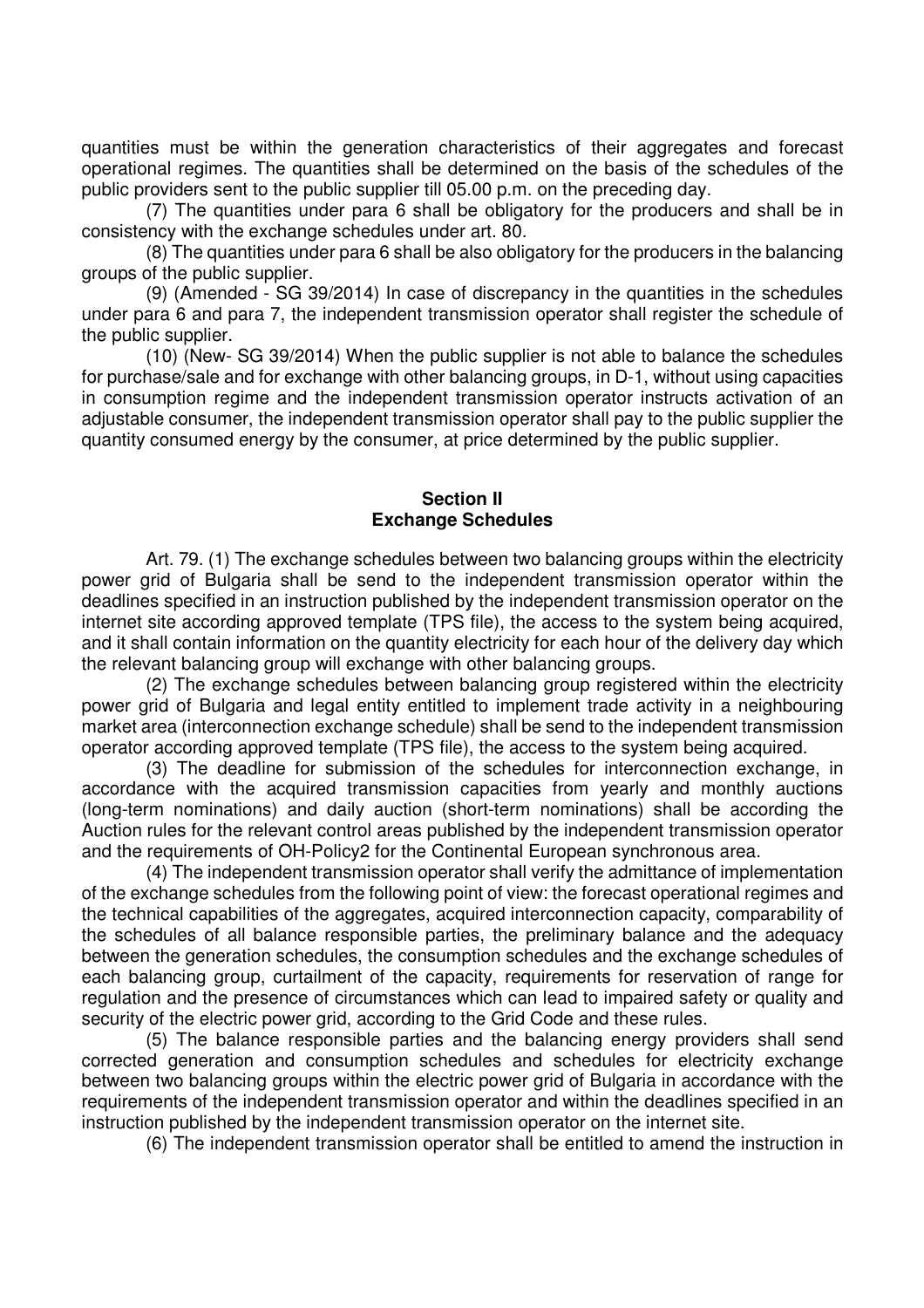quantities must be within the generation characteristics of their aggregates and forecast operational regimes. The quantities shall be determined on the basis of the schedules of the public providers sent to the public supplier till 05.00 p.m. on the preceding day.

(7) The quantities under para 6 shall be obligatory for the producers and shall be in consistency with the exchange schedules under art. 80.

(8) The quantities under para 6 shall be also obligatory for the producers in the balancing groups of the public supplier.

(9) (Amended - SG 39/2014) In case of discrepancy in the quantities in the schedules under para 6 and para 7, the independent transmission operator shall register the schedule of the public supplier.

(10) (New- SG 39/2014) When the public supplier is not able to balance the schedules for purchase/sale and for exchange with other balancing groups, in D-1, without using capacities in consumption regime and the independent transmission operator instructs activation of an adjustable consumer, the independent transmission operator shall pay to the public supplier the quantity consumed energy by the consumer, at price determined by the public supplier.

**Section II**
**Exchange Schedules**

Art. 79. (1) The exchange schedules between two balancing groups within the electricity power grid of Bulgaria shall be send to the independent transmission operator within the deadlines specified in an instruction published by the independent transmission operator on the internet site according approved template (TPS file), the access to the system being acquired, and it shall contain information on the quantity electricity for each hour of the delivery day which the relevant balancing group will exchange with other balancing groups.

(2) The exchange schedules between balancing group registered within the electricity power grid of Bulgaria and legal entity entitled to implement trade activity in a neighbouring market area (interconnection exchange schedule) shall be send to the independent transmission operator according approved template (TPS file), the access to the system being acquired.

(3) The deadline for submission of the schedules for interconnection exchange, in accordance with the acquired transmission capacities from yearly and monthly auctions (long-term nominations) and daily auction (short-term nominations) shall be according the Auction rules for the relevant control areas published by the independent transmission operator and the requirements of OH-Policy2 for the Continental European synchronous area.

(4) The independent transmission operator shall verify the admittance of implementation of the exchange schedules from the following point of view: the forecast operational regimes and the technical capabilities of the aggregates, acquired interconnection capacity, comparability of the schedules of all balance responsible parties, the preliminary balance and the adequacy between the generation schedules, the consumption schedules and the exchange schedules of each balancing group, curtailment of the capacity, requirements for reservation of range for regulation and the presence of circumstances which can lead to impaired safety or quality and security of the electric power grid, according to the Grid Code and these rules.

(5) The balance responsible parties and the balancing energy providers shall send corrected generation and consumption schedules and schedules for electricity exchange between two balancing groups within the electric power grid of Bulgaria in accordance with the requirements of the independent transmission operator and within the deadlines specified in an instruction published by the independent transmission operator on the internet site.

(6) The independent transmission operator shall be entitled to amend the instruction in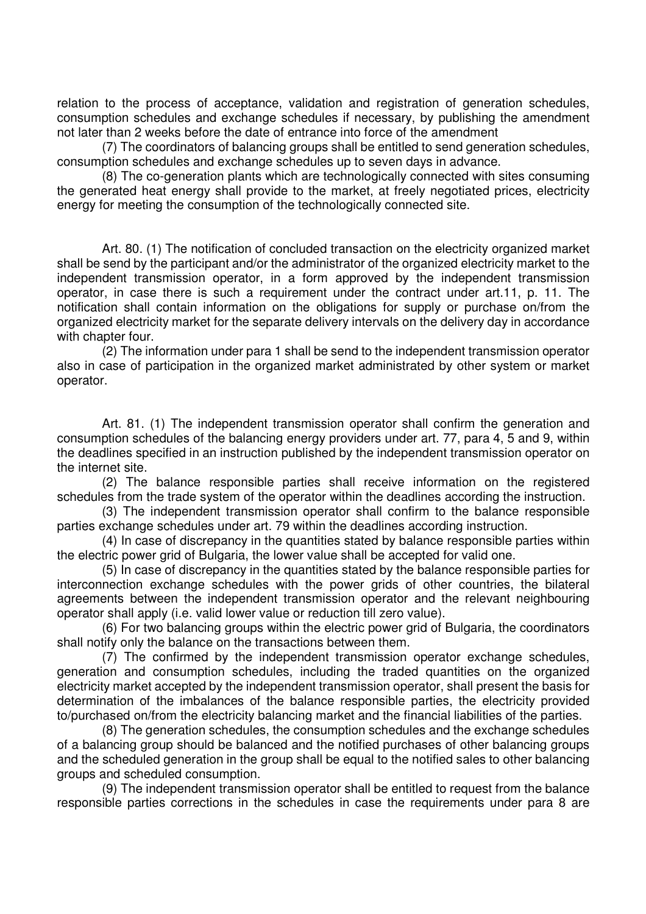relation to the process of acceptance, validation and registration of generation schedules, consumption schedules and exchange schedules if necessary, by publishing the amendment not later than 2 weeks before the date of entrance into force of the amendment

(7) The coordinators of balancing groups shall be entitled to send generation schedules, consumption schedules and exchange schedules up to seven days in advance.

(8) The co-generation plants which are technologically connected with sites consuming the generated heat energy shall provide to the market, at freely negotiated prices, electricity energy for meeting the consumption of the technologically connected site.

Art. 80. (1) The notification of concluded transaction on the electricity organized market shall be send by the participant and/or the administrator of the organized electricity market to the independent transmission operator, in a form approved by the independent transmission operator, in case there is such a requirement under the contract under art.11, p. 11. The notification shall contain information on the obligations for supply or purchase on/from the organized electricity market for the separate delivery intervals on the delivery day in accordance with chapter four.

(2) The information under para 1 shall be send to the independent transmission operator also in case of participation in the organized market administrated by other system or market operator.

Art. 81. (1) The independent transmission operator shall confirm the generation and consumption schedules of the balancing energy providers under art. 77, para 4, 5 and 9, within the deadlines specified in an instruction published by the independent transmission operator on the internet site.

(2) The balance responsible parties shall receive information on the registered schedules from the trade system of the operator within the deadlines according the instruction.

(3) The independent transmission operator shall confirm to the balance responsible parties exchange schedules under art. 79 within the deadlines according instruction.

(4) In case of discrepancy in the quantities stated by balance responsible parties within the electric power grid of Bulgaria, the lower value shall be accepted for valid one.

(5) In case of discrepancy in the quantities stated by the balance responsible parties for interconnection exchange schedules with the power grids of other countries, the bilateral agreements between the independent transmission operator and the relevant neighbouring operator shall apply (i.e. valid lower value or reduction till zero value).

(6) For two balancing groups within the electric power grid of Bulgaria, the coordinators shall notify only the balance on the transactions between them.

(7) The confirmed by the independent transmission operator exchange schedules, generation and consumption schedules, including the traded quantities on the organized electricity market accepted by the independent transmission operator, shall present the basis for determination of the imbalances of the balance responsible parties, the electricity provided to/purchased on/from the electricity balancing market and the financial liabilities of the parties.

(8) The generation schedules, the consumption schedules and the exchange schedules of a balancing group should be balanced and the notified purchases of other balancing groups and the scheduled generation in the group shall be equal to the notified sales to other balancing groups and scheduled consumption.

(9) The independent transmission operator shall be entitled to request from the balance responsible parties corrections in the schedules in case the requirements under para 8 are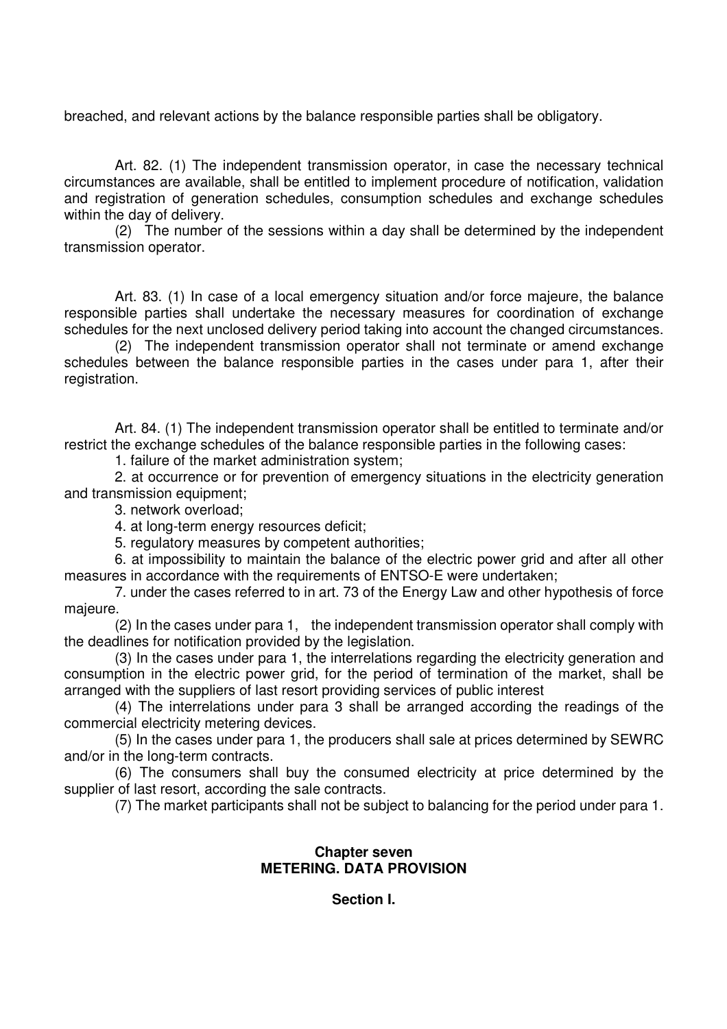breached, and relevant actions by the balance responsible parties shall be obligatory.

Art. 82. (1) The independent transmission operator, in case the necessary technical circumstances are available, shall be entitled to implement procedure of notification, validation and registration of generation schedules, consumption schedules and exchange schedules within the day of delivery.

(2) The number of the sessions within a day shall be determined by the independent transmission operator.

Art. 83. (1) In case of a local emergency situation and/or force majeure, the balance responsible parties shall undertake the necessary measures for coordination of exchange schedules for the next unclosed delivery period taking into account the changed circumstances.

(2) The independent transmission operator shall not terminate or amend exchange schedules between the balance responsible parties in the cases under para 1, after their registration.

Art. 84. (1) The independent transmission operator shall be entitled to terminate and/or restrict the exchange schedules of the balance responsible parties in the following cases:

1. failure of the market administration system;

2. at occurrence or for prevention of emergency situations in the electricity generation and transmission equipment;

3. network overload;

4. at long-term energy resources deficit;

5. regulatory measures by competent authorities;

6. at impossibility to maintain the balance of the electric power grid and after all other measures in accordance with the requirements of ENTSO-E were undertaken;

7. under the cases referred to in art. 73 of the Energy Law and other hypothesis of force majeure.

(2) In the cases under para 1, the independent transmission operator shall comply with the deadlines for notification provided by the legislation.

(3) In the cases under para 1, the interrelations regarding the electricity generation and consumption in the electric power grid, for the period of termination of the market, shall be arranged with the suppliers of last resort providing services of public interest

(4) The interrelations under para 3 shall be arranged according the readings of the commercial electricity metering devices.

(5) In the cases under para 1, the producers shall sale at prices determined by SEWRC and/or in the long-term contracts.

(6) The consumers shall buy the consumed electricity at price determined by the supplier of last resort, according the sale contracts.

(7) The market participants shall not be subject to balancing for the period under para 1.

## Chapter seven
## METERING. DATA PROVISION

### Section I.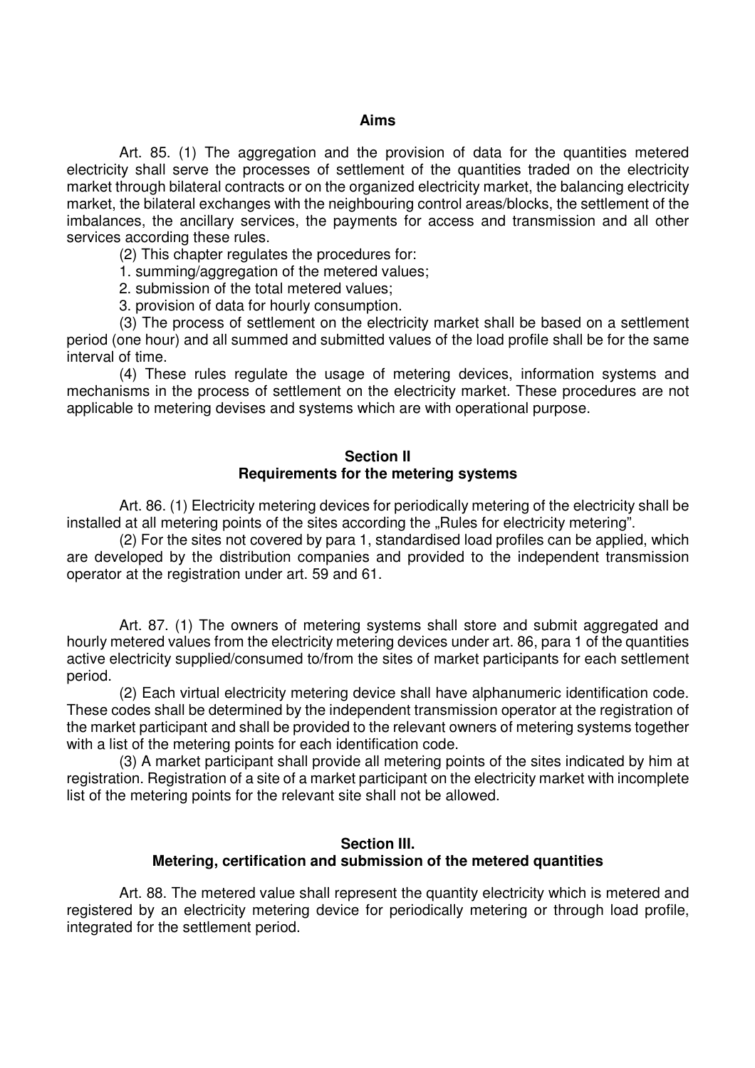### Aims

Art. 85. (1) The aggregation and the provision of data for the quantities metered electricity shall serve the processes of settlement of the quantities traded on the electricity market through bilateral contracts or on the organized electricity market, the balancing electricity market, the bilateral exchanges with the neighbouring control areas/blocks, the settlement of the imbalances, the ancillary services, the payments for access and transmission and all other services according these rules.

(2) This chapter regulates the procedures for:

1. summing/aggregation of the metered values;
2. submission of the total metered values;
3. provision of data for hourly consumption.

(3) The process of settlement on the electricity market shall be based on a settlement period (one hour) and all summed and submitted values of the load profile shall be for the same interval of time.

(4) These rules regulate the usage of metering devices, information systems and mechanisms in the process of settlement on the electricity market. These procedures are not applicable to metering devises and systems which are with operational purpose.

## Section II
## Requirements for the metering systems

Art. 86. (1) Electricity metering devices for periodically metering of the electricity shall be installed at all metering points of the sites according the „Rules for electricity metering".

(2) For the sites not covered by para 1, standardised load profiles can be applied, which are developed by the distribution companies and provided to the independent transmission operator at the registration under art. 59 and 61.

Art. 87. (1) The owners of metering systems shall store and submit aggregated and hourly metered values from the electricity metering devices under art. 86, para 1 of the quantities active electricity supplied/consumed to/from the sites of market participants for each settlement period.

(2) Each virtual electricity metering device shall have alphanumeric identification code. These codes shall be determined by the independent transmission operator at the registration of the market participant and shall be provided to the relevant owners of metering systems together with a list of the metering points for each identification code.

(3) A market participant shall provide all metering points of the sites indicated by him at registration. Registration of a site of a market participant on the electricity market with incomplete list of the metering points for the relevant site shall not be allowed.

## Section III.
## Metering, certification and submission of the metered quantities

Art. 88. The metered value shall represent the quantity electricity which is metered and registered by an electricity metering device for periodically metering or through load profile, integrated for the settlement period.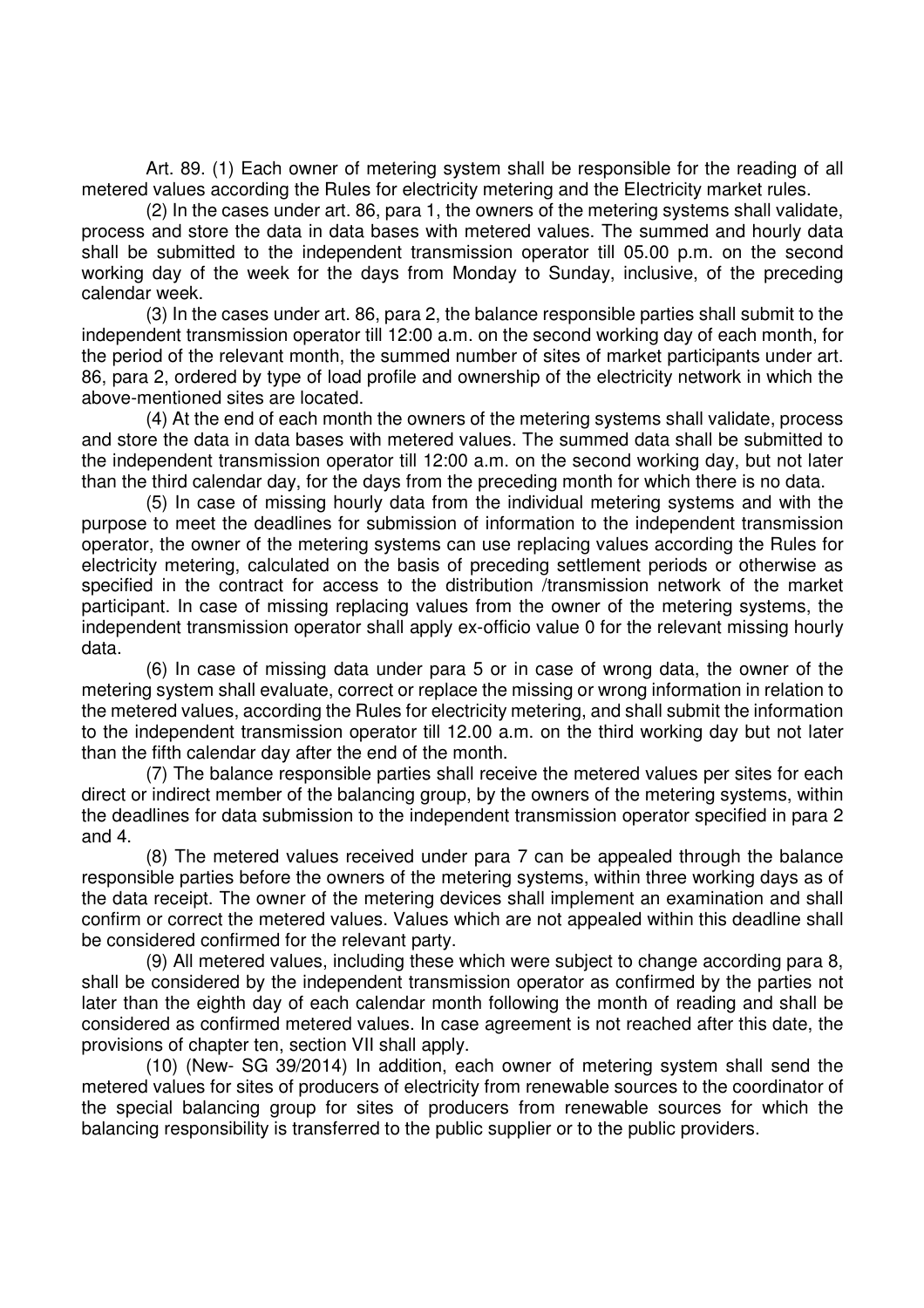Art. 89. (1) Each owner of metering system shall be responsible for the reading of all metered values according the Rules for electricity metering and the Electricity market rules.

(2) In the cases under art. 86, para 1, the owners of the metering systems shall validate, process and store the data in data bases with metered values. The summed and hourly data shall be submitted to the independent transmission operator till 05.00 p.m. on the second working day of the week for the days from Monday to Sunday, inclusive, of the preceding calendar week.

(3) In the cases under art. 86, para 2, the balance responsible parties shall submit to the independent transmission operator till 12:00 a.m. on the second working day of each month, for the period of the relevant month, the summed number of sites of market participants under art. 86, para 2, ordered by type of load profile and ownership of the electricity network in which the above-mentioned sites are located.

(4) At the end of each month the owners of the metering systems shall validate, process and store the data in data bases with metered values. The summed data shall be submitted to the independent transmission operator till 12:00 a.m. on the second working day, but not later than the third calendar day, for the days from the preceding month for which there is no data.

(5) In case of missing hourly data from the individual metering systems and with the purpose to meet the deadlines for submission of information to the independent transmission operator, the owner of the metering systems can use replacing values according the Rules for electricity metering, calculated on the basis of preceding settlement periods or otherwise as specified in the contract for access to the distribution /transmission network of the market participant. In case of missing replacing values from the owner of the metering systems, the independent transmission operator shall apply ex-officio value 0 for the relevant missing hourly data.

(6) In case of missing data under para 5 or in case of wrong data, the owner of the metering system shall evaluate, correct or replace the missing or wrong information in relation to the metered values, according the Rules for electricity metering, and shall submit the information to the independent transmission operator till 12.00 a.m. on the third working day but not later than the fifth calendar day after the end of the month.

(7) The balance responsible parties shall receive the metered values per sites for each direct or indirect member of the balancing group, by the owners of the metering systems, within the deadlines for data submission to the independent transmission operator specified in para 2 and 4.

(8) The metered values received under para 7 can be appealed through the balance responsible parties before the owners of the metering systems, within three working days as of the data receipt. The owner of the metering devices shall implement an examination and shall confirm or correct the metered values. Values which are not appealed within this deadline shall be considered confirmed for the relevant party.

(9) All metered values, including these which were subject to change according para 8, shall be considered by the independent transmission operator as confirmed by the parties not later than the eighth day of each calendar month following the month of reading and shall be considered as confirmed metered values. In case agreement is not reached after this date, the provisions of chapter ten, section VII shall apply.

(10) (New- SG 39/2014) In addition, each owner of metering system shall send the metered values for sites of producers of electricity from renewable sources to the coordinator of the special balancing group for sites of producers from renewable sources for which the balancing responsibility is transferred to the public supplier or to the public providers.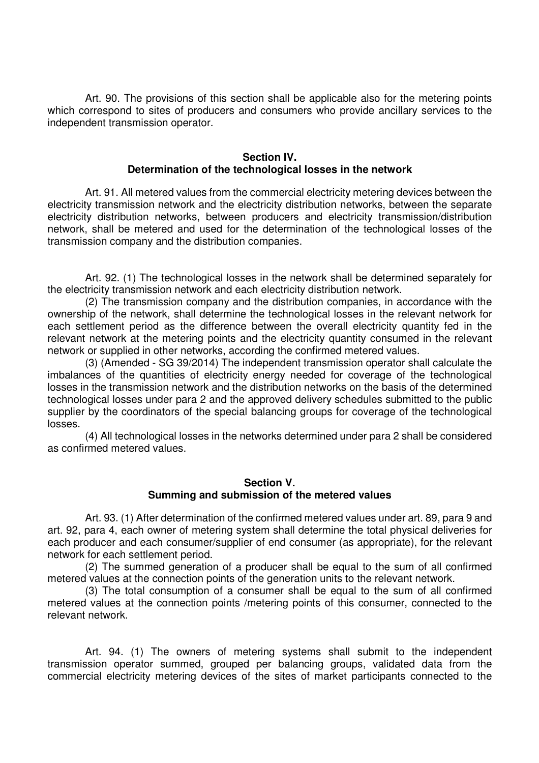Art. 90. The provisions of this section shall be applicable also for the metering points which correspond to sites of producers and consumers who provide ancillary services to the independent transmission operator.

## Section IV.
## Determination of the technological losses in the network

Art. 91. All metered values from the commercial electricity metering devices between the electricity transmission network and the electricity distribution networks, between the separate electricity distribution networks, between producers and electricity transmission/distribution network, shall be metered and used for the determination of the technological losses of the transmission company and the distribution companies.

Art. 92. (1) The technological losses in the network shall be determined separately for the electricity transmission network and each electricity distribution network.

(2) The transmission company and the distribution companies, in accordance with the ownership of the network, shall determine the technological losses in the relevant network for each settlement period as the difference between the overall electricity quantity fed in the relevant network at the metering points and the electricity quantity consumed in the relevant network or supplied in other networks, according the confirmed metered values.

(3) (Amended - SG 39/2014) The independent transmission operator shall calculate the imbalances of the quantities of electricity energy needed for coverage of the technological losses in the transmission network and the distribution networks on the basis of the determined technological losses under para 2 and the approved delivery schedules submitted to the public supplier by the coordinators of the special balancing groups for coverage of the technological losses.

(4) All technological losses in the networks determined under para 2 shall be considered as confirmed metered values.

## Section V.
## Summing and submission of the metered values

Art. 93. (1) After determination of the confirmed metered values under art. 89, para 9 and art. 92, para 4, each owner of metering system shall determine the total physical deliveries for each producer and each consumer/supplier of end consumer (as appropriate), for the relevant network for each settlement period.

(2) The summed generation of a producer shall be equal to the sum of all confirmed metered values at the connection points of the generation units to the relevant network.

(3) The total consumption of a consumer shall be equal to the sum of all confirmed metered values at the connection points /metering points of this consumer, connected to the relevant network.

Art. 94. (1) The owners of metering systems shall submit to the independent transmission operator summed, grouped per balancing groups, validated data from the commercial electricity metering devices of the sites of market participants connected to the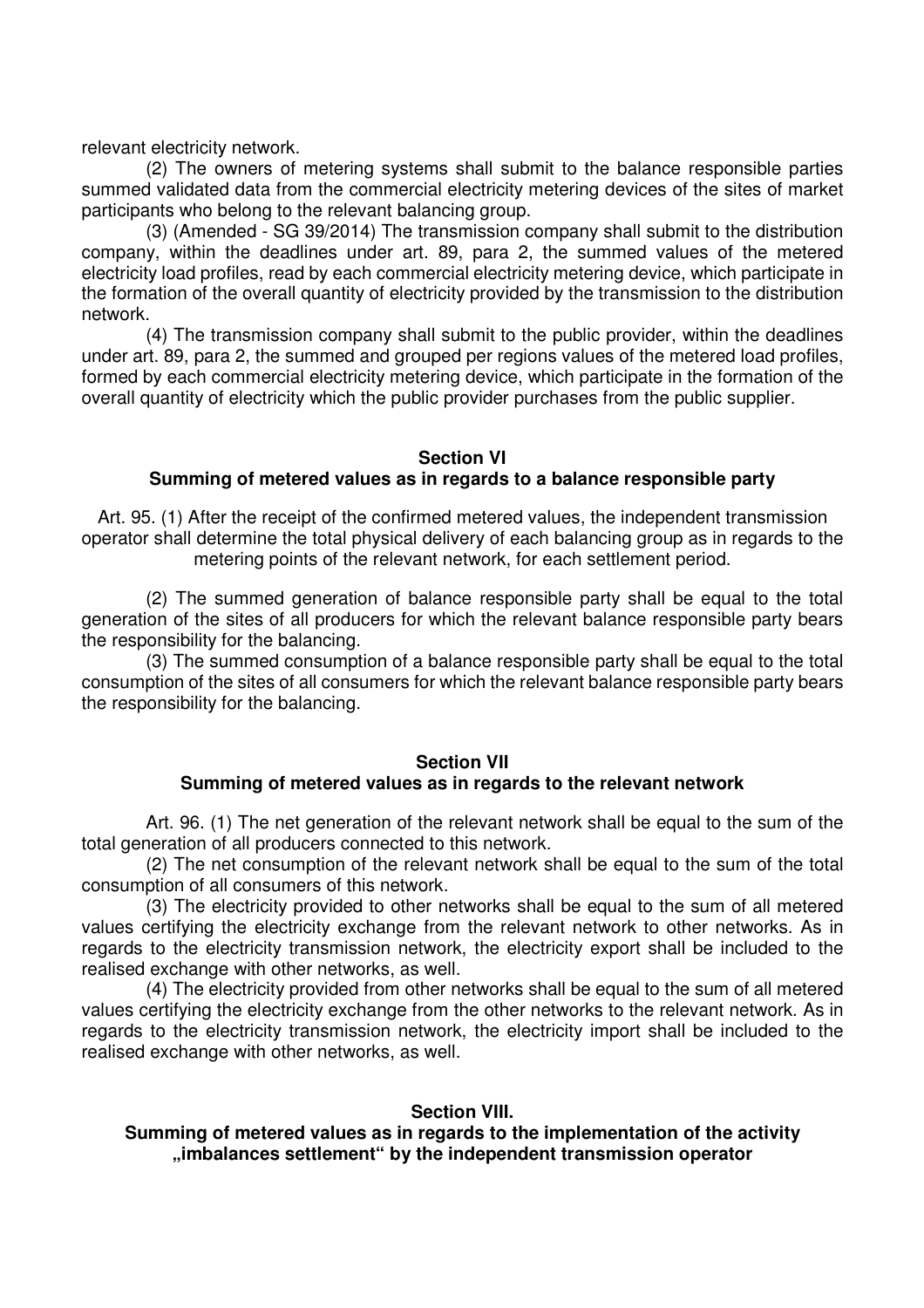relevant electricity network.

(2) The owners of metering systems shall submit to the balance responsible parties summed validated data from the commercial electricity metering devices of the sites of market participants who belong to the relevant balancing group.

(3) (Amended - SG 39/2014) The transmission company shall submit to the distribution company, within the deadlines under art. 89, para 2, the summed values of the metered electricity load profiles, read by each commercial electricity metering device, which participate in the formation of the overall quantity of electricity provided by the transmission to the distribution network.

(4) The transmission company shall submit to the public provider, within the deadlines under art. 89, para 2, the summed and grouped per regions values of the metered load profiles, formed by each commercial electricity metering device, which participate in the formation of the overall quantity of electricity which the public provider purchases from the public supplier.

## Section VI
## Summing of metered values as in regards to a balance responsible party

Art. 95. (1) After the receipt of the confirmed metered values, the independent transmission operator shall determine the total physical delivery of each balancing group as in regards to the metering points of the relevant network, for each settlement period.

(2) The summed generation of balance responsible party shall be equal to the total generation of the sites of all producers for which the relevant balance responsible party bears the responsibility for the balancing.

(3) The summed consumption of a balance responsible party shall be equal to the total consumption of the sites of all consumers for which the relevant balance responsible party bears the responsibility for the balancing.

## Section VII
## Summing of metered values as in regards to the relevant network

Art. 96. (1) The net generation of the relevant network shall be equal to the sum of the total generation of all producers connected to this network.

(2) The net consumption of the relevant network shall be equal to the sum of the total consumption of all consumers of this network.

(3) The electricity provided to other networks shall be equal to the sum of all metered values certifying the electricity exchange from the relevant network to other networks. As in regards to the electricity transmission network, the electricity export shall be included to the realised exchange with other networks, as well.

(4) The electricity provided from other networks shall be equal to the sum of all metered values certifying the electricity exchange from the other networks to the relevant network. As in regards to the electricity transmission network, the electricity import shall be included to the realised exchange with other networks, as well.

## Section VIII.
## Summing of metered values as in regards to the implementation of the activity „imbalances settlement“ by the independent transmission operator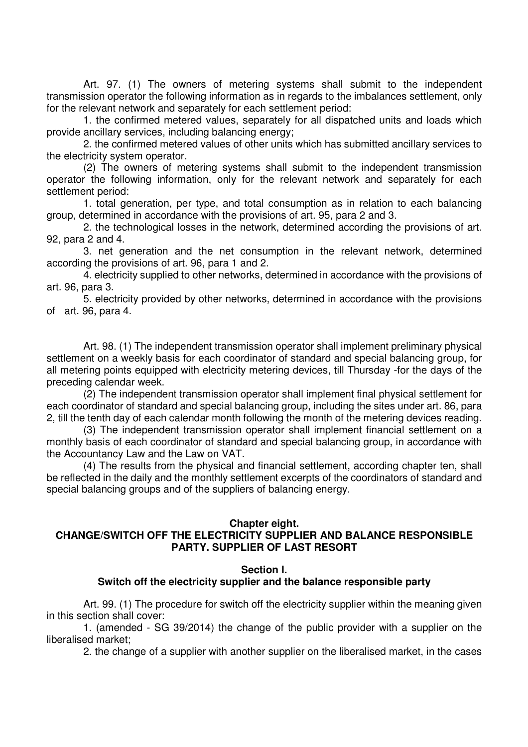Art. 97. (1) The owners of metering systems shall submit to the independent transmission operator the following information as in regards to the imbalances settlement, only for the relevant network and separately for each settlement period:

1. the confirmed metered values, separately for all dispatched units and loads which provide ancillary services, including balancing energy;

2. the confirmed metered values of other units which has submitted ancillary services to the electricity system operator.

(2) The owners of metering systems shall submit to the independent transmission operator the following information, only for the relevant network and separately for each settlement period:

1. total generation, per type, and total consumption as in relation to each balancing group, determined in accordance with the provisions of art. 95, para 2 and 3.

2. the technological losses in the network, determined according the provisions of art. 92, para 2 and 4.

3. net generation and the net consumption in the relevant network, determined according the provisions of art. 96, para 1 and 2.

4. electricity supplied to other networks, determined in accordance with the provisions of art. 96, para 3.

5. electricity provided by other networks, determined in accordance with the provisions of art. 96, para 4.

Art. 98. (1) The independent transmission operator shall implement preliminary physical settlement on a weekly basis for each coordinator of standard and special balancing group, for all metering points equipped with electricity metering devices, till Thursday -for the days of the preceding calendar week.

(2) The independent transmission operator shall implement final physical settlement for each coordinator of standard and special balancing group, including the sites under art. 86, para 2, till the tenth day of each calendar month following the month of the metering devices reading.

(3) The independent transmission operator shall implement financial settlement on a monthly basis of each coordinator of standard and special balancing group, in accordance with the Accountancy Law and the Law on VAT.

(4) The results from the physical and financial settlement, according chapter ten, shall be reflected in the daily and the monthly settlement excerpts of the coordinators of standard and special balancing groups and of the suppliers of balancing energy.

## Chapter eight.
## CHANGE/SWITCH OFF THE ELECTRICITY SUPPLIER AND BALANCE RESPONSIBLE PARTY. SUPPLIER OF LAST RESORT

### Section I.
### Switch off the electricity supplier and the balance responsible party

Art. 99. (1) The procedure for switch off the electricity supplier within the meaning given in this section shall cover:

1. (amended - SG 39/2014) the change of the public provider with a supplier on the liberalised market;

2. the change of a supplier with another supplier on the liberalised market, in the cases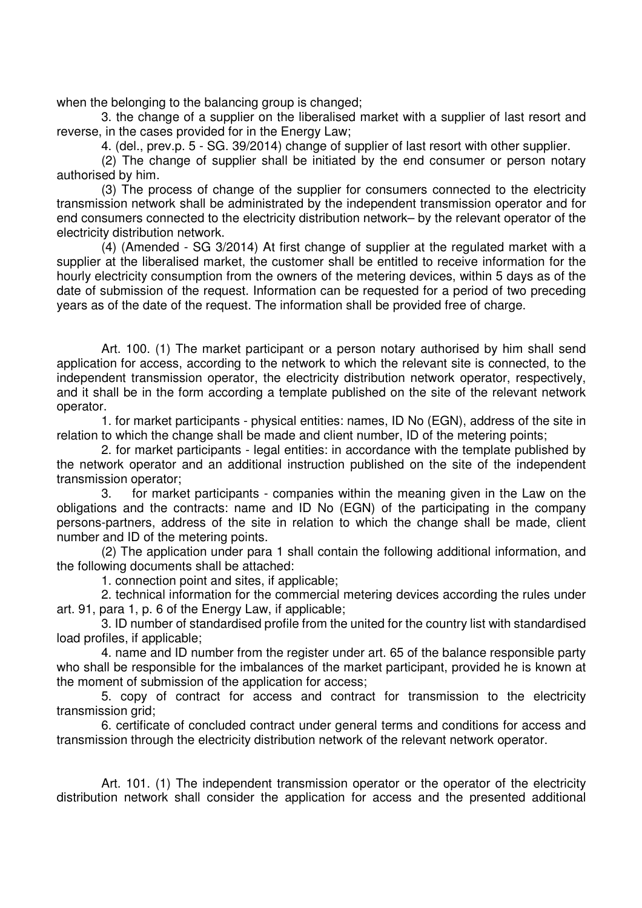when the belonging to the balancing group is changed;

3. the change of a supplier on the liberalised market with a supplier of last resort and reverse, in the cases provided for in the Energy Law;

4. (del., prev.p. 5 - SG. 39/2014) change of supplier of last resort with other supplier.

(2) The change of supplier shall be initiated by the end consumer or person notary authorised by him.

(3) The process of change of the supplier for consumers connected to the electricity transmission network shall be administrated by the independent transmission operator and for end consumers connected to the electricity distribution network– by the relevant operator of the electricity distribution network.

(4) (Amended - SG 3/2014) At first change of supplier at the regulated market with a supplier at the liberalised market, the customer shall be entitled to receive information for the hourly electricity consumption from the owners of the metering devices, within 5 days as of the date of submission of the request. Information can be requested for a period of two preceding years as of the date of the request. The information shall be provided free of charge.

Art. 100. (1) The market participant or a person notary authorised by him shall send application for access, according to the network to which the relevant site is connected, to the independent transmission operator, the electricity distribution network operator, respectively, and it shall be in the form according a template published on the site of the relevant network operator.

1. for market participants - physical entities: names, ID No (EGN), address of the site in relation to which the change shall be made and client number, ID of the metering points;

2. for market participants - legal entities: in accordance with the template published by the network operator and an additional instruction published on the site of the independent transmission operator;

3. for market participants - companies within the meaning given in the Law on the obligations and the contracts: name and ID No (EGN) of the participating in the company persons-partners, address of the site in relation to which the change shall be made, client number and ID of the metering points.

(2) The application under para 1 shall contain the following additional information, and the following documents shall be attached:

1. connection point and sites, if applicable;

2. technical information for the commercial metering devices according the rules under art. 91, para 1, p. 6 of the Energy Law, if applicable;

3. ID number of standardised profile from the united for the country list with standardised load profiles, if applicable;

4. name and ID number from the register under art. 65 of the balance responsible party who shall be responsible for the imbalances of the market participant, provided he is known at the moment of submission of the application for access;

5. copy of contract for access and contract for transmission to the electricity transmission grid;

6. certificate of concluded contract under general terms and conditions for access and transmission through the electricity distribution network of the relevant network operator.

Art. 101. (1) The independent transmission operator or the operator of the electricity distribution network shall consider the application for access and the presented additional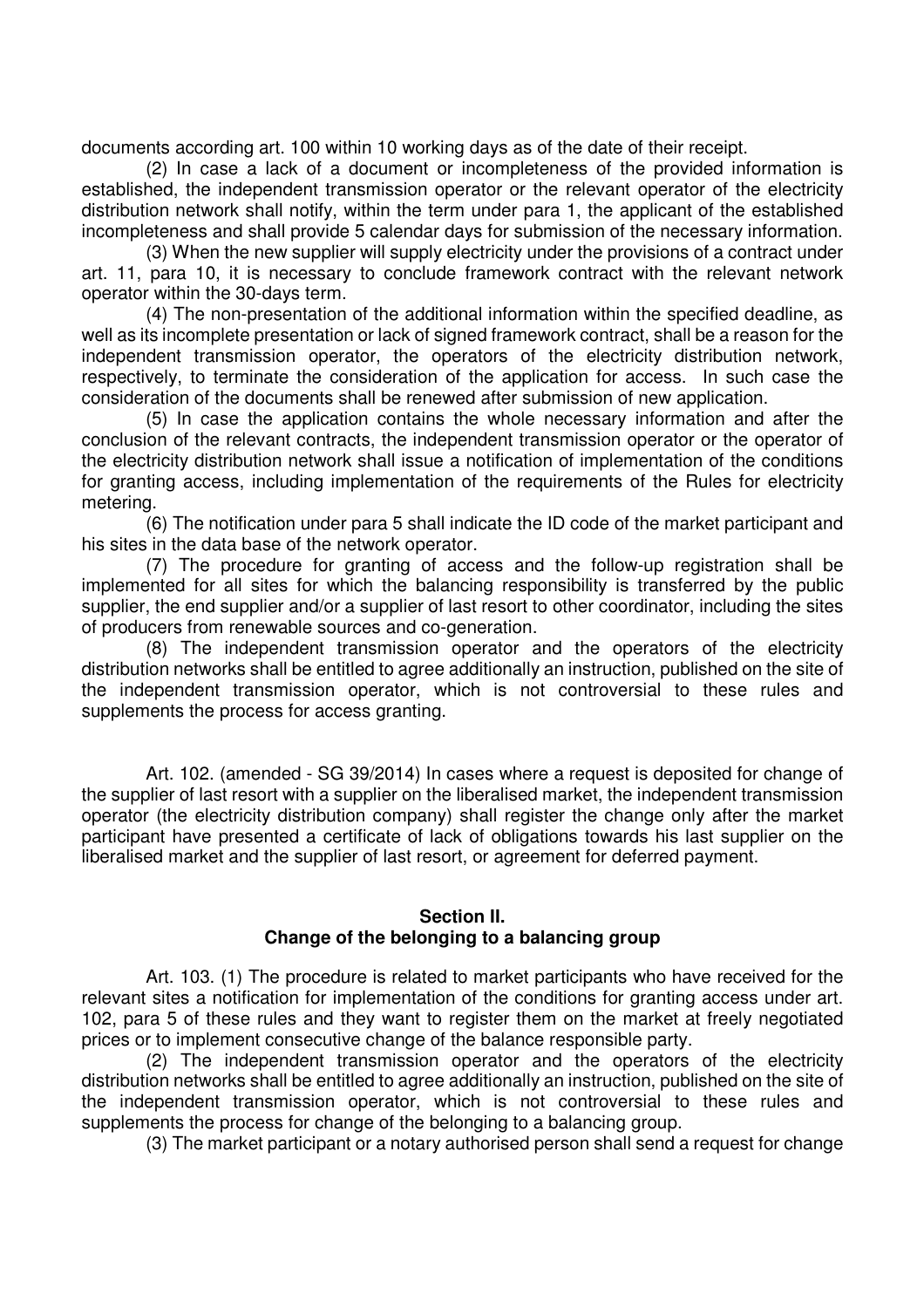documents according art. 100 within 10 working days as of the date of their receipt.

(2) In case a lack of a document or incompleteness of the provided information is established, the independent transmission operator or the relevant operator of the electricity distribution network shall notify, within the term under para 1, the applicant of the established incompleteness and shall provide 5 calendar days for submission of the necessary information.

(3) When the new supplier will supply electricity under the provisions of a contract under art. 11, para 10, it is necessary to conclude framework contract with the relevant network operator within the 30-days term.

(4) The non-presentation of the additional information within the specified deadline, as well as its incomplete presentation or lack of signed framework contract, shall be a reason for the independent transmission operator, the operators of the electricity distribution network, respectively, to terminate the consideration of the application for access. In such case the consideration of the documents shall be renewed after submission of new application.

(5) In case the application contains the whole necessary information and after the conclusion of the relevant contracts, the independent transmission operator or the operator of the electricity distribution network shall issue a notification of implementation of the conditions for granting access, including implementation of the requirements of the Rules for electricity metering.

(6) The notification under para 5 shall indicate the ID code of the market participant and his sites in the data base of the network operator.

(7) The procedure for granting of access and the follow-up registration shall be implemented for all sites for which the balancing responsibility is transferred by the public supplier, the end supplier and/or a supplier of last resort to other coordinator, including the sites of producers from renewable sources and co-generation.

(8) The independent transmission operator and the operators of the electricity distribution networks shall be entitled to agree additionally an instruction, published on the site of the independent transmission operator, which is not controversial to these rules and supplements the process for access granting.

Art. 102. (amended - SG 39/2014) In cases where a request is deposited for change of the supplier of last resort with a supplier on the liberalised market, the independent transmission operator (the electricity distribution company) shall register the change only after the market participant have presented a certificate of lack of obligations towards his last supplier on the liberalised market and the supplier of last resort, or agreement for deferred payment.

## Section II.
## Change of the belonging to a balancing group

Art. 103. (1) The procedure is related to market participants who have received for the relevant sites a notification for implementation of the conditions for granting access under art. 102, para 5 of these rules and they want to register them on the market at freely negotiated prices or to implement consecutive change of the balance responsible party.

(2) The independent transmission operator and the operators of the electricity distribution networks shall be entitled to agree additionally an instruction, published on the site of the independent transmission operator, which is not controversial to these rules and supplements the process for change of the belonging to a balancing group.

(3) The market participant or a notary authorised person shall send a request for change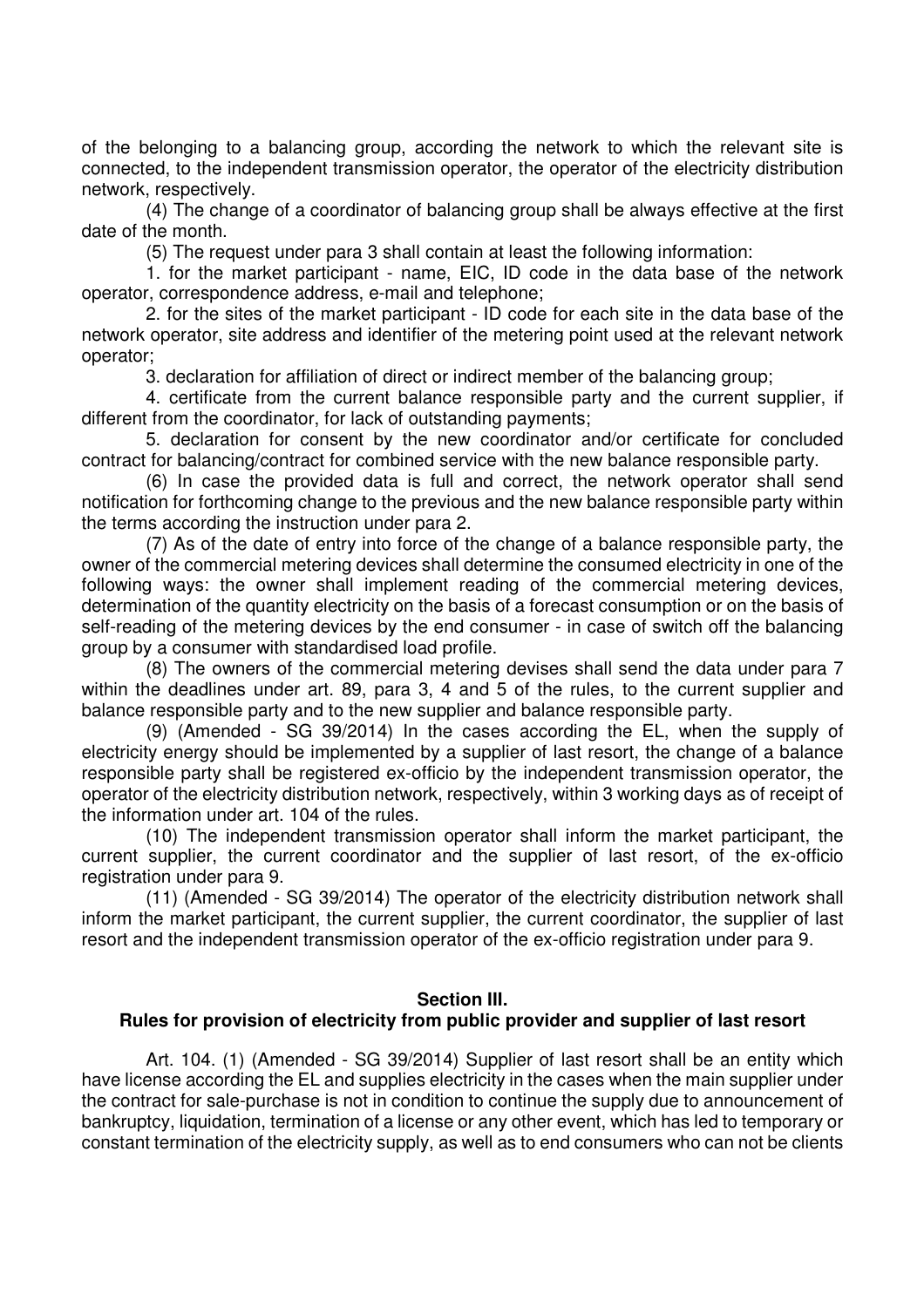of the belonging to a balancing group, according the network to which the relevant site is connected, to the independent transmission operator, the operator of the electricity distribution network, respectively.

(4) The change of a coordinator of balancing group shall be always effective at the first date of the month.

(5) The request under para 3 shall contain at least the following information:

1. for the market participant - name, EIC, ID code in the data base of the network operator, correspondence address, e-mail and telephone;

2. for the sites of the market participant - ID code for each site in the data base of the network operator, site address and identifier of the metering point used at the relevant network operator;

3. declaration for affiliation of direct or indirect member of the balancing group;

4. certificate from the current balance responsible party and the current supplier, if different from the coordinator, for lack of outstanding payments;

5. declaration for consent by the new coordinator and/or certificate for concluded contract for balancing/contract for combined service with the new balance responsible party.

(6) In case the provided data is full and correct, the network operator shall send notification for forthcoming change to the previous and the new balance responsible party within the terms according the instruction under para 2.

(7) As of the date of entry into force of the change of a balance responsible party, the owner of the commercial metering devices shall determine the consumed electricity in one of the following ways: the owner shall implement reading of the commercial metering devices, determination of the quantity electricity on the basis of a forecast consumption or on the basis of self-reading of the metering devices by the end consumer - in case of switch off the balancing group by a consumer with standardised load profile.

(8) The owners of the commercial metering devises shall send the data under para 7 within the deadlines under art. 89, para 3, 4 and 5 of the rules, to the current supplier and balance responsible party and to the new supplier and balance responsible party.

(9) (Amended - SG 39/2014) In the cases according the EL, when the supply of electricity energy should be implemented by a supplier of last resort, the change of a balance responsible party shall be registered ex-officio by the independent transmission operator, the operator of the electricity distribution network, respectively, within 3 working days as of receipt of the information under art. 104 of the rules.

(10) The independent transmission operator shall inform the market participant, the current supplier, the current coordinator and the supplier of last resort, of the ex-officio registration under para 9.

(11) (Amended - SG 39/2014) The operator of the electricity distribution network shall inform the market participant, the current supplier, the current coordinator, the supplier of last resort and the independent transmission operator of the ex-officio registration under para 9.

## Section III.
## Rules for provision of electricity from public provider and supplier of last resort

Art. 104. (1) (Amended - SG 39/2014) Supplier of last resort shall be an entity which have license according the EL and supplies electricity in the cases when the main supplier under the contract for sale-purchase is not in condition to continue the supply due to announcement of bankruptcy, liquidation, termination of a license or any other event, which has led to temporary or constant termination of the electricity supply, as well as to end consumers who can not be clients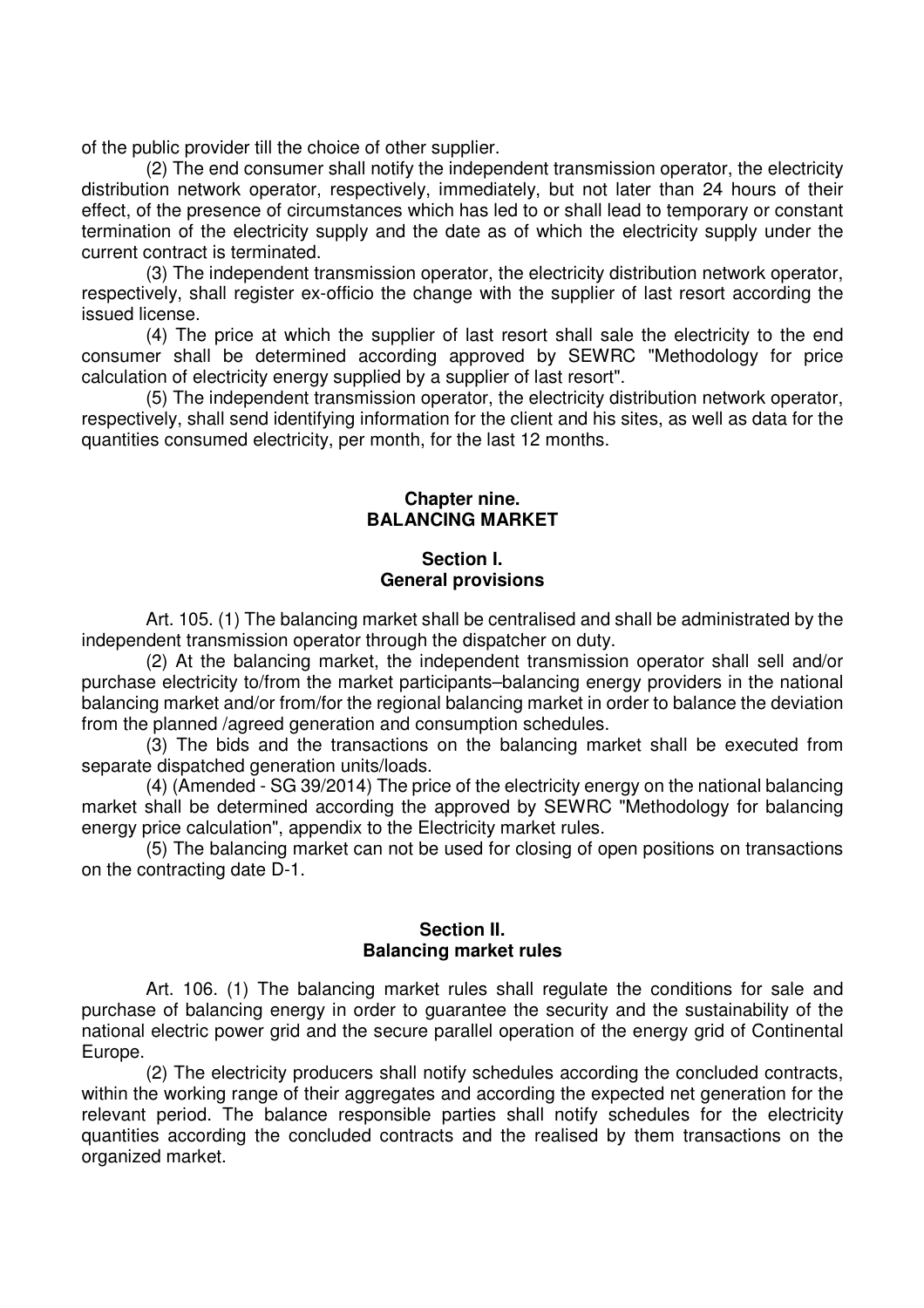of the public provider till the choice of other supplier.

(2) The end consumer shall notify the independent transmission operator, the electricity distribution network operator, respectively, immediately, but not later than 24 hours of their effect, of the presence of circumstances which has led to or shall lead to temporary or constant termination of the electricity supply and the date as of which the electricity supply under the current contract is terminated.

(3) The independent transmission operator, the electricity distribution network operator, respectively, shall register ex-officio the change with the supplier of last resort according the issued license.

(4) The price at which the supplier of last resort shall sale the electricity to the end consumer shall be determined according approved by SEWRC "Methodology for price calculation of electricity energy supplied by a supplier of last resort".

(5) The independent transmission operator, the electricity distribution network operator, respectively, shall send identifying information for the client and his sites, as well as data for the quantities consumed electricity, per month, for the last 12 months.

## Chapter nine.
## BALANCING MARKET

### Section I.
### General provisions

Art. 105. (1) The balancing market shall be centralised and shall be administrated by the independent transmission operator through the dispatcher on duty.

(2) At the balancing market, the independent transmission operator shall sell and/or purchase electricity to/from the market participants–balancing energy providers in the national balancing market and/or from/for the regional balancing market in order to balance the deviation from the planned /agreed generation and consumption schedules.

(3) The bids and the transactions on the balancing market shall be executed from separate dispatched generation units/loads.

(4) (Amended - SG 39/2014) The price of the electricity energy on the national balancing market shall be determined according the approved by SEWRC "Methodology for balancing energy price calculation", appendix to the Electricity market rules.

(5) The balancing market can not be used for closing of open positions on transactions on the contracting date D-1.

### Section II.
### Balancing market rules

Art. 106. (1) The balancing market rules shall regulate the conditions for sale and purchase of balancing energy in order to guarantee the security and the sustainability of the national electric power grid and the secure parallel operation of the energy grid of Continental Europe.

(2) The electricity producers shall notify schedules according the concluded contracts, within the working range of their aggregates and according the expected net generation for the relevant period. The balance responsible parties shall notify schedules for the electricity quantities according the concluded contracts and the realised by them transactions on the organized market.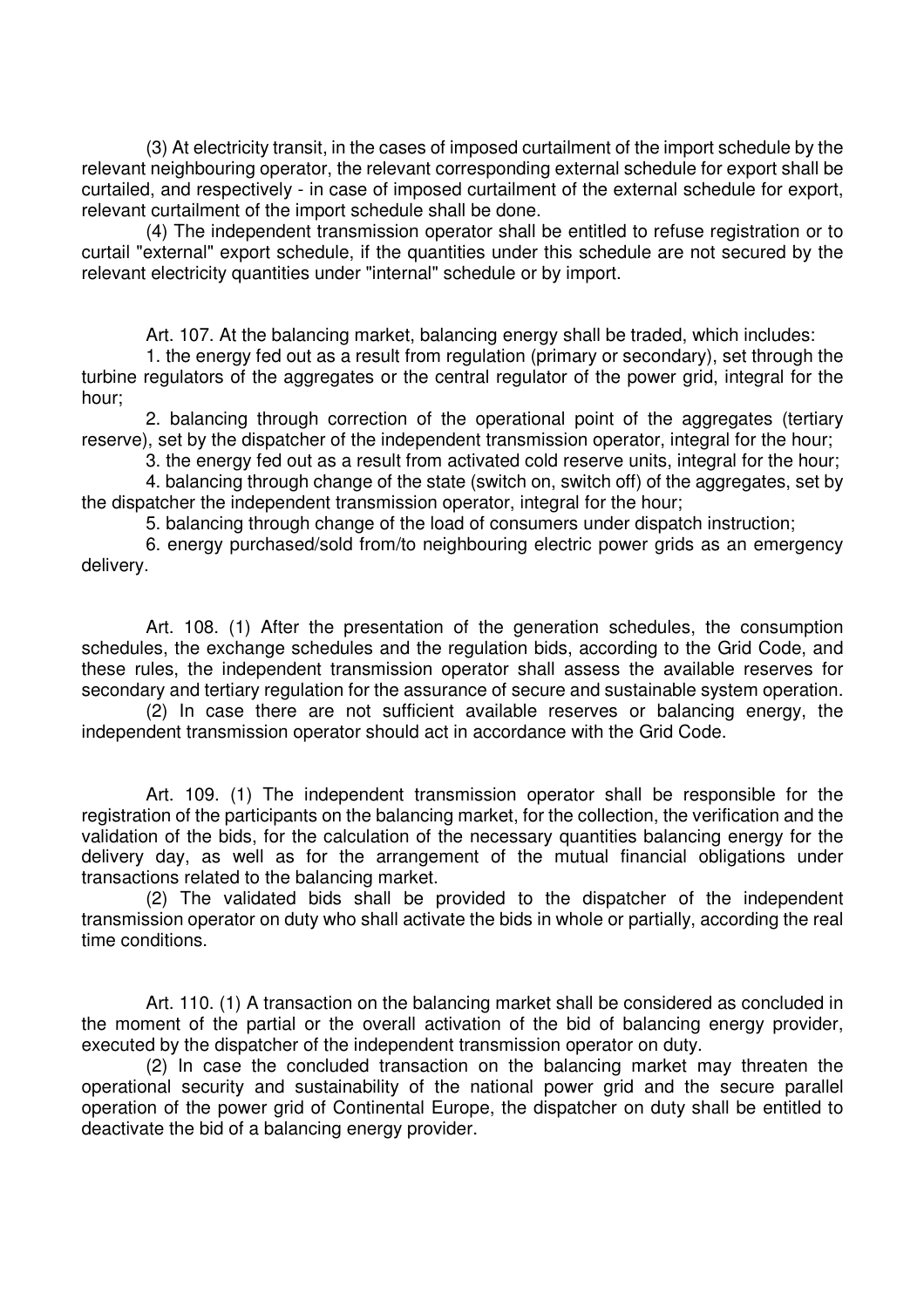(3) At electricity transit, in the cases of imposed curtailment of the import schedule by the relevant neighbouring operator, the relevant corresponding external schedule for export shall be curtailed, and respectively - in case of imposed curtailment of the external schedule for export, relevant curtailment of the import schedule shall be done.

(4) The independent transmission operator shall be entitled to refuse registration or to curtail "external" export schedule, if the quantities under this schedule are not secured by the relevant electricity quantities under "internal" schedule or by import.

Art. 107. At the balancing market, balancing energy shall be traded, which includes:

1. the energy fed out as a result from regulation (primary or secondary), set through the turbine regulators of the aggregates or the central regulator of the power grid, integral for the hour;

2. balancing through correction of the operational point of the aggregates (tertiary reserve), set by the dispatcher of the independent transmission operator, integral for the hour;

3. the energy fed out as a result from activated cold reserve units, integral for the hour;

4. balancing through change of the state (switch on, switch off) of the aggregates, set by the dispatcher the independent transmission operator, integral for the hour;

5. balancing through change of the load of consumers under dispatch instruction;

6. energy purchased/sold from/to neighbouring electric power grids as an emergency delivery.

Art. 108. (1) After the presentation of the generation schedules, the consumption schedules, the exchange schedules and the regulation bids, according to the Grid Code, and these rules, the independent transmission operator shall assess the available reserves for secondary and tertiary regulation for the assurance of secure and sustainable system operation.

(2) In case there are not sufficient available reserves or balancing energy, the independent transmission operator should act in accordance with the Grid Code.

Art. 109. (1) The independent transmission operator shall be responsible for the registration of the participants on the balancing market, for the collection, the verification and the validation of the bids, for the calculation of the necessary quantities balancing energy for the delivery day, as well as for the arrangement of the mutual financial obligations under transactions related to the balancing market.

(2) The validated bids shall be provided to the dispatcher of the independent transmission operator on duty who shall activate the bids in whole or partially, according the real time conditions.

Art. 110. (1) A transaction on the balancing market shall be considered as concluded in the moment of the partial or the overall activation of the bid of balancing energy provider, executed by the dispatcher of the independent transmission operator on duty.

(2) In case the concluded transaction on the balancing market may threaten the operational security and sustainability of the national power grid and the secure parallel operation of the power grid of Continental Europe, the dispatcher on duty shall be entitled to deactivate the bid of a balancing energy provider.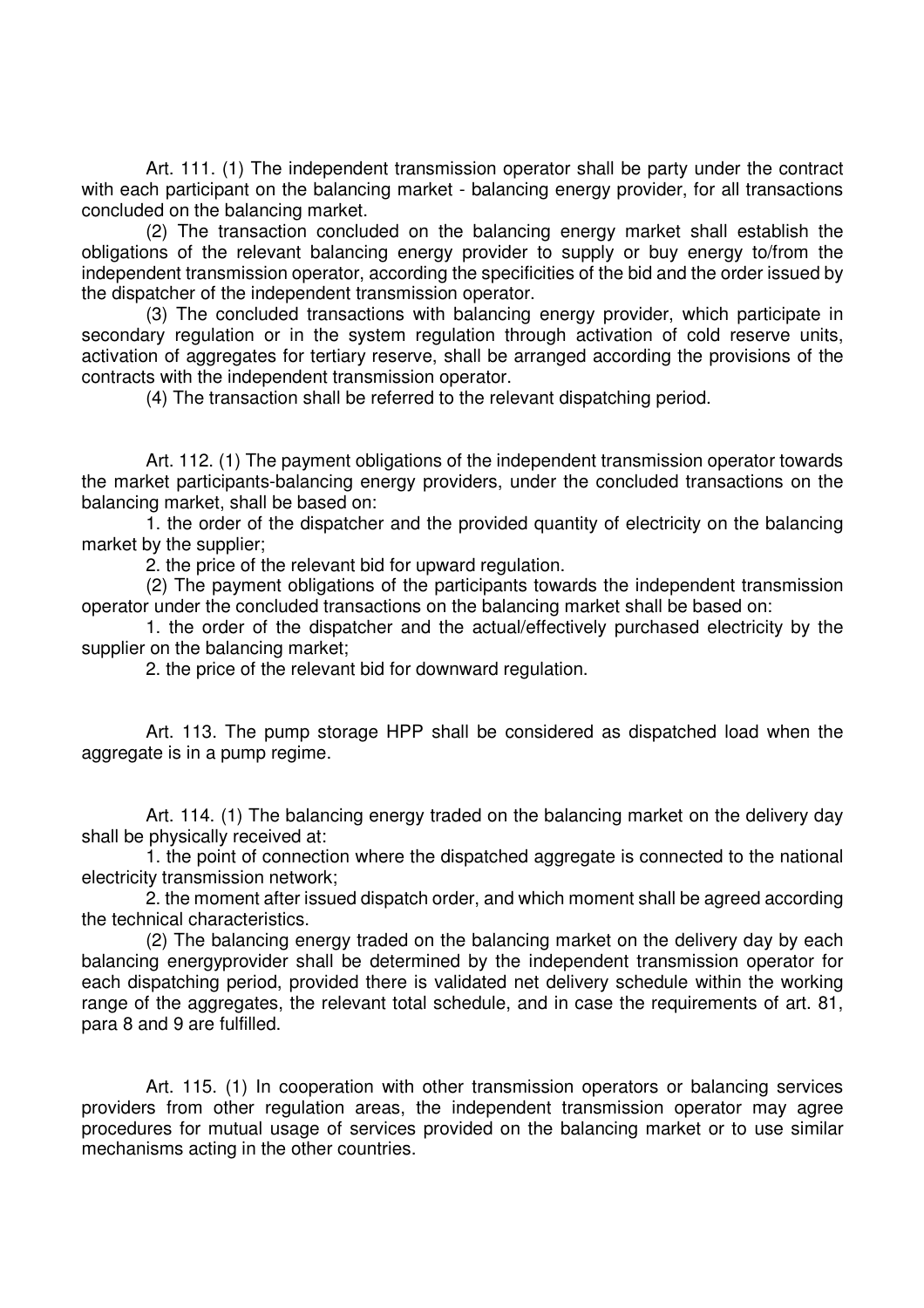Art. 111. (1) The independent transmission operator shall be party under the contract with each participant on the balancing market - balancing energy provider, for all transactions concluded on the balancing market.

(2) The transaction concluded on the balancing energy market shall establish the obligations of the relevant balancing energy provider to supply or buy energy to/from the independent transmission operator, according the specificities of the bid and the order issued by the dispatcher of the independent transmission operator.

(3) The concluded transactions with balancing energy provider, which participate in secondary regulation or in the system regulation through activation of cold reserve units, activation of aggregates for tertiary reserve, shall be arranged according the provisions of the contracts with the independent transmission operator.

(4) The transaction shall be referred to the relevant dispatching period.

Art. 112. (1) The payment obligations of the independent transmission operator towards the market participants-balancing energy providers, under the concluded transactions on the balancing market, shall be based on:

1. the order of the dispatcher and the provided quantity of electricity on the balancing market by the supplier;

2. the price of the relevant bid for upward regulation.

(2) The payment obligations of the participants towards the independent transmission operator under the concluded transactions on the balancing market shall be based on:

1. the order of the dispatcher and the actual/effectively purchased electricity by the supplier on the balancing market;

2. the price of the relevant bid for downward regulation.

Art. 113. The pump storage HPP shall be considered as dispatched load when the aggregate is in a pump regime.

Art. 114. (1) The balancing energy traded on the balancing market on the delivery day shall be physically received at:

1. the point of connection where the dispatched aggregate is connected to the national electricity transmission network;

2. the moment after issued dispatch order, and which moment shall be agreed according the technical characteristics.

(2) The balancing energy traded on the balancing market on the delivery day by each balancing energyprovider shall be determined by the independent transmission operator for each dispatching period, provided there is validated net delivery schedule within the working range of the aggregates, the relevant total schedule, and in case the requirements of art. 81, para 8 and 9 are fulfilled.

Art. 115. (1) In cooperation with other transmission operators or balancing services providers from other regulation areas, the independent transmission operator may agree procedures for mutual usage of services provided on the balancing market or to use similar mechanisms acting in the other countries.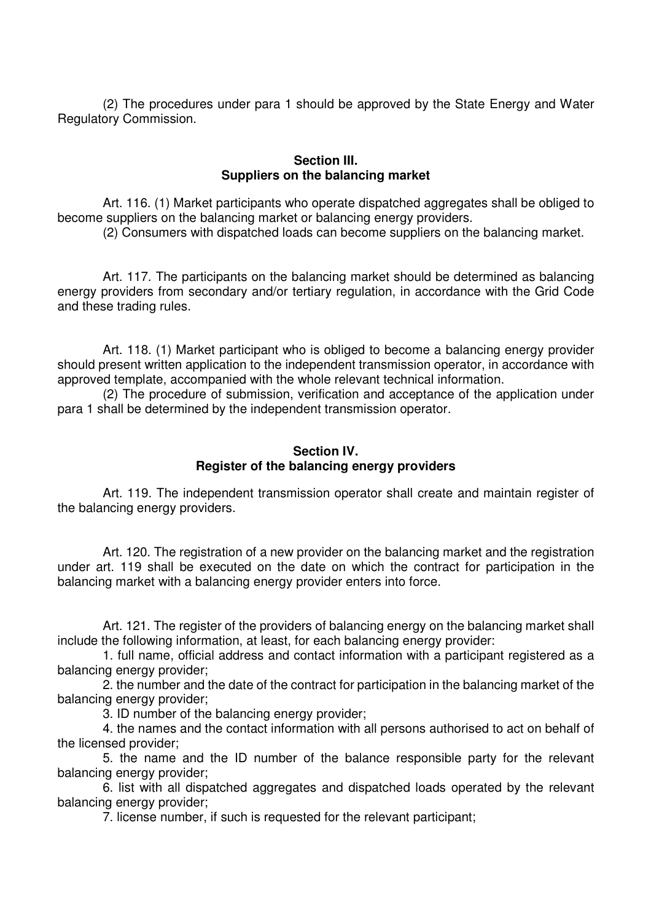(2) The procedures under para 1 should be approved by the State Energy and Water Regulatory Commission.

## Section III.
## Suppliers on the balancing market

Art. 116. (1) Market participants who operate dispatched aggregates shall be obliged to become suppliers on the balancing market or balancing energy providers.

(2) Consumers with dispatched loads can become suppliers on the balancing market.

Art. 117. The participants on the balancing market should be determined as balancing energy providers from secondary and/or tertiary regulation, in accordance with the Grid Code and these trading rules.

Art. 118. (1) Market participant who is obliged to become a balancing energy provider should present written application to the independent transmission operator, in accordance with approved template, accompanied with the whole relevant technical information.

(2) The procedure of submission, verification and acceptance of the application under para 1 shall be determined by the independent transmission operator.

## Section IV.
## Register of the balancing energy providers

Art. 119. The independent transmission operator shall create and maintain register of the balancing energy providers.

Art. 120. The registration of a new provider on the balancing market and the registration under art. 119 shall be executed on the date on which the contract for participation in the balancing market with a balancing energy provider enters into force.

Art. 121. The register of the providers of balancing energy on the balancing market shall include the following information, at least, for each balancing energy provider:

1. full name, official address and contact information with a participant registered as a balancing energy provider;
2. the number and the date of the contract for participation in the balancing market of the balancing energy provider;
3. ID number of the balancing energy provider;
4. the names and the contact information with all persons authorised to act on behalf of the licensed provider;
5. the name and the ID number of the balance responsible party for the relevant balancing energy provider;
6. list with all dispatched aggregates and dispatched loads operated by the relevant balancing energy provider;
7. license number, if such is requested for the relevant participant;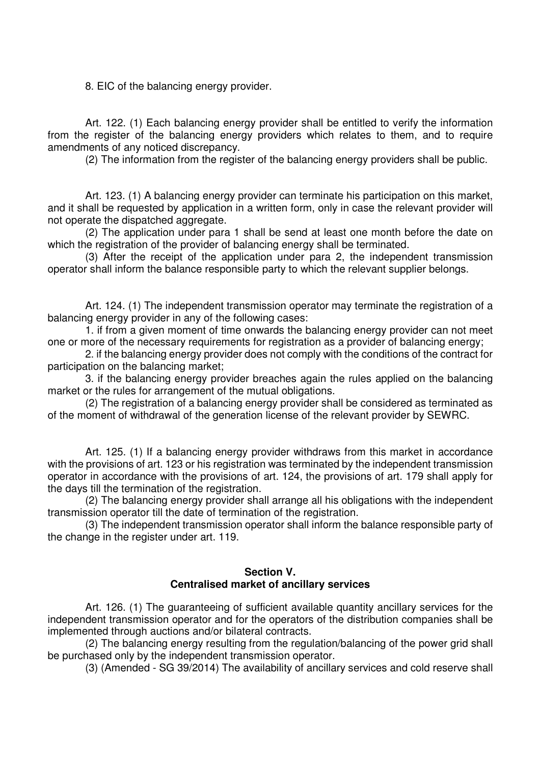8. EIC of the balancing energy provider.

Art. 122. (1) Each balancing energy provider shall be entitled to verify the information from the register of the balancing energy providers which relates to them, and to require amendments of any noticed discrepancy.

(2) The information from the register of the balancing energy providers shall be public.

Art. 123. (1) A balancing energy provider can terminate his participation on this market, and it shall be requested by application in a written form, only in case the relevant provider will not operate the dispatched aggregate.

(2) The application under para 1 shall be send at least one month before the date on which the registration of the provider of balancing energy shall be terminated.

(3) After the receipt of the application under para 2, the independent transmission operator shall inform the balance responsible party to which the relevant supplier belongs.

Art. 124. (1) The independent transmission operator may terminate the registration of a balancing energy provider in any of the following cases:

1. if from a given moment of time onwards the balancing energy provider can not meet one or more of the necessary requirements for registration as a provider of balancing energy;

2. if the balancing energy provider does not comply with the conditions of the contract for participation on the balancing market;

3. if the balancing energy provider breaches again the rules applied on the balancing market or the rules for arrangement of the mutual obligations.

(2) The registration of a balancing energy provider shall be considered as terminated as of the moment of withdrawal of the generation license of the relevant provider by SEWRC.

Art. 125. (1) If a balancing energy provider withdraws from this market in accordance with the provisions of art. 123 or his registration was terminated by the independent transmission operator in accordance with the provisions of art. 124, the provisions of art. 179 shall apply for the days till the termination of the registration.

(2) The balancing energy provider shall arrange all his obligations with the independent transmission operator till the date of termination of the registration.

(3) The independent transmission operator shall inform the balance responsible party of the change in the register under art. 119.

## Section V.
## Centralised market of ancillary services

Art. 126. (1) The guaranteeing of sufficient available quantity ancillary services for the independent transmission operator and for the operators of the distribution companies shall be implemented through auctions and/or bilateral contracts.

(2) The balancing energy resulting from the regulation/balancing of the power grid shall be purchased only by the independent transmission operator.

(3) (Amended - SG 39/2014) The availability of ancillary services and cold reserve shall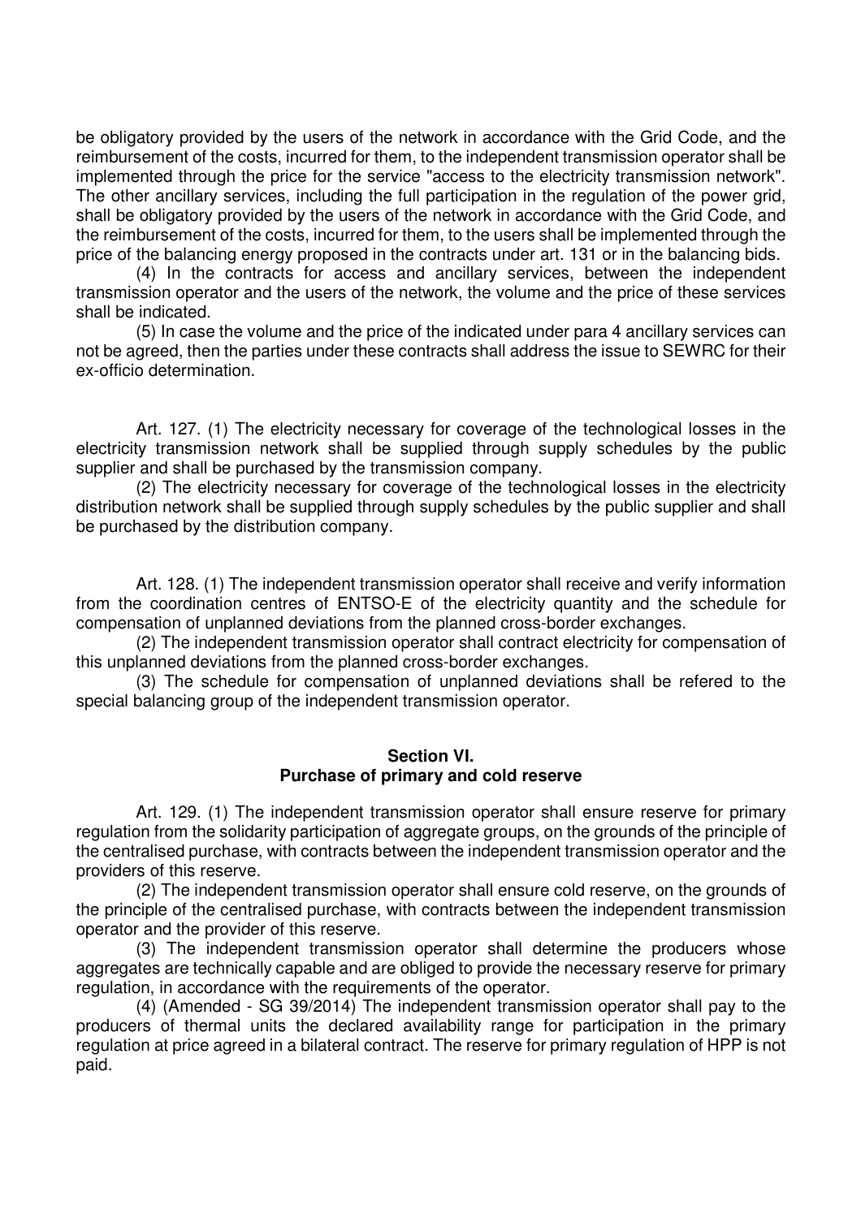be obligatory provided by the users of the network in accordance with the Grid Code, and the reimbursement of the costs, incurred for them, to the independent transmission operator shall be implemented through the price for the service "access to the electricity transmission network". The other ancillary services, including the full participation in the regulation of the power grid, shall be obligatory provided by the users of the network in accordance with the Grid Code, and the reimbursement of the costs, incurred for them, to the users shall be implemented through the price of the balancing energy proposed in the contracts under art. 131 or in the balancing bids.

(4) In the contracts for access and ancillary services, between the independent transmission operator and the users of the network, the volume and the price of these services shall be indicated.

(5) In case the volume and the price of the indicated under para 4 ancillary services can not be agreed, then the parties under these contracts shall address the issue to SEWRC for their ex-officio determination.

Art. 127. (1) The electricity necessary for coverage of the technological losses in the electricity transmission network shall be supplied through supply schedules by the public supplier and shall be purchased by the transmission company.

(2) The electricity necessary for coverage of the technological losses in the electricity distribution network shall be supplied through supply schedules by the public supplier and shall be purchased by the distribution company.

Art. 128. (1) The independent transmission operator shall receive and verify information from the coordination centres of ENTSO-E of the electricity quantity and the schedule for compensation of unplanned deviations from the planned cross-border exchanges.

(2) The independent transmission operator shall contract electricity for compensation of this unplanned deviations from the planned cross-border exchanges.

(3) The schedule for compensation of unplanned deviations shall be refered to the special balancing group of the independent transmission operator.

## Section VI.
## Purchase of primary and cold reserve

Art. 129. (1) The independent transmission operator shall ensure reserve for primary regulation from the solidarity participation of aggregate groups, on the grounds of the principle of the centralised purchase, with contracts between the independent transmission operator and the providers of this reserve.

(2) The independent transmission operator shall ensure cold reserve, on the grounds of the principle of the centralised purchase, with contracts between the independent transmission operator and the provider of this reserve.

(3) The independent transmission operator shall determine the producers whose aggregates are technically capable and are obliged to provide the necessary reserve for primary regulation, in accordance with the requirements of the operator.

(4) (Amended - SG 39/2014) The independent transmission operator shall pay to the producers of thermal units the declared availability range for participation in the primary regulation at price agreed in a bilateral contract. The reserve for primary regulation of HPP is not paid.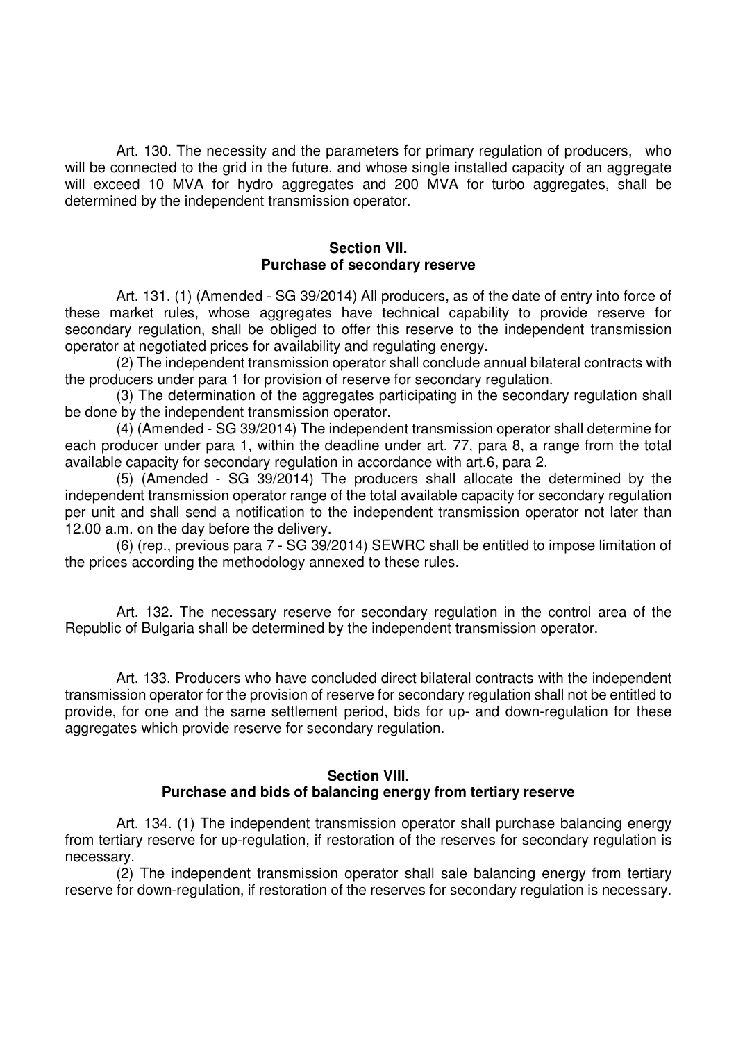Art. 130. The necessity and the parameters for primary regulation of producers, who will be connected to the grid in the future, and whose single installed capacity of an aggregate will exceed 10 MVA for hydro aggregates and 200 MVA for turbo aggregates, shall be determined by the independent transmission operator.

### Section VII.
### Purchase of secondary reserve

Art. 131. (1) (Amended - SG 39/2014) All producers, as of the date of entry into force of these market rules, whose aggregates have technical capability to provide reserve for secondary regulation, shall be obliged to offer this reserve to the independent transmission operator at negotiated prices for availability and regulating energy.

(2) The independent transmission operator shall conclude annual bilateral contracts with the producers under para 1 for provision of reserve for secondary regulation.

(3) The determination of the aggregates participating in the secondary regulation shall be done by the independent transmission operator.

(4) (Amended - SG 39/2014) The independent transmission operator shall determine for each producer under para 1, within the deadline under art. 77, para 8, a range from the total available capacity for secondary regulation in accordance with art.6, para 2.

(5) (Amended - SG 39/2014) The producers shall allocate the determined by the independent transmission operator range of the total available capacity for secondary regulation per unit and shall send a notification to the independent transmission operator not later than 12.00 a.m. on the day before the delivery.

(6) (rep., previous para 7 - SG 39/2014) SEWRC shall be entitled to impose limitation of the prices according the methodology annexed to these rules.

Art. 132. The necessary reserve for secondary regulation in the control area of the Republic of Bulgaria shall be determined by the independent transmission operator.

Art. 133. Producers who have concluded direct bilateral contracts with the independent transmission operator for the provision of reserve for secondary regulation shall not be entitled to provide, for one and the same settlement period, bids for up- and down-regulation for these aggregates which provide reserve for secondary regulation.

### Section VIII.
### Purchase and bids of balancing energy from tertiary reserve

Art. 134. (1) The independent transmission operator shall purchase balancing energy from tertiary reserve for up-regulation, if restoration of the reserves for secondary regulation is necessary.

(2) The independent transmission operator shall sale balancing energy from tertiary reserve for down-regulation, if restoration of the reserves for secondary regulation is necessary.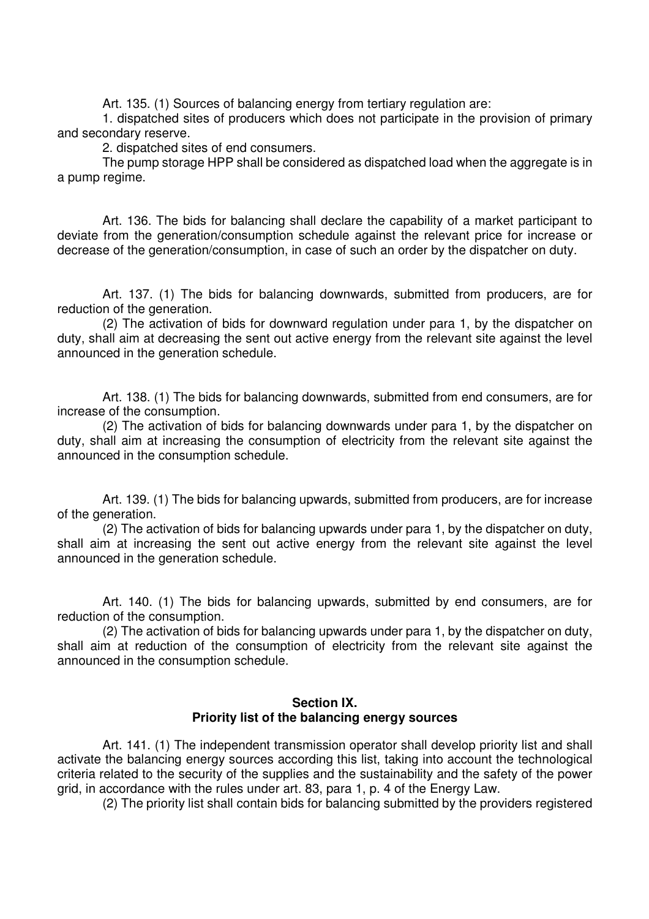Art. 135. (1) Sources of balancing energy from tertiary regulation are:

1. dispatched sites of producers which does not participate in the provision of primary and secondary reserve.

2. dispatched sites of end consumers.

The pump storage HPP shall be considered as dispatched load when the aggregate is in a pump regime.

Art. 136. The bids for balancing shall declare the capability of a market participant to deviate from the generation/consumption schedule against the relevant price for increase or decrease of the generation/consumption, in case of such an order by the dispatcher on duty.

Art. 137. (1) The bids for balancing downwards, submitted from producers, are for reduction of the generation.

(2) The activation of bids for downward regulation under para 1, by the dispatcher on duty, shall aim at decreasing the sent out active energy from the relevant site against the level announced in the generation schedule.

Art. 138. (1) The bids for balancing downwards, submitted from end consumers, are for increase of the consumption.

(2) The activation of bids for balancing downwards under para 1, by the dispatcher on duty, shall aim at increasing the consumption of electricity from the relevant site against the announced in the consumption schedule.

Art. 139. (1) The bids for balancing upwards, submitted from producers, are for increase of the generation.

(2) The activation of bids for balancing upwards under para 1, by the dispatcher on duty, shall aim at increasing the sent out active energy from the relevant site against the level announced in the generation schedule.

Art. 140. (1) The bids for balancing upwards, submitted by end consumers, are for reduction of the consumption.

(2) The activation of bids for balancing upwards under para 1, by the dispatcher on duty, shall aim at reduction of the consumption of electricity from the relevant site against the announced in the consumption schedule.

**Section IX.**
**Priority list of the balancing energy sources**

Art. 141. (1) The independent transmission operator shall develop priority list and shall activate the balancing energy sources according this list, taking into account the technological criteria related to the security of the supplies and the sustainability and the safety of the power grid, in accordance with the rules under art. 83, para 1, p. 4 of the Energy Law.

(2) The priority list shall contain bids for balancing submitted by the providers registered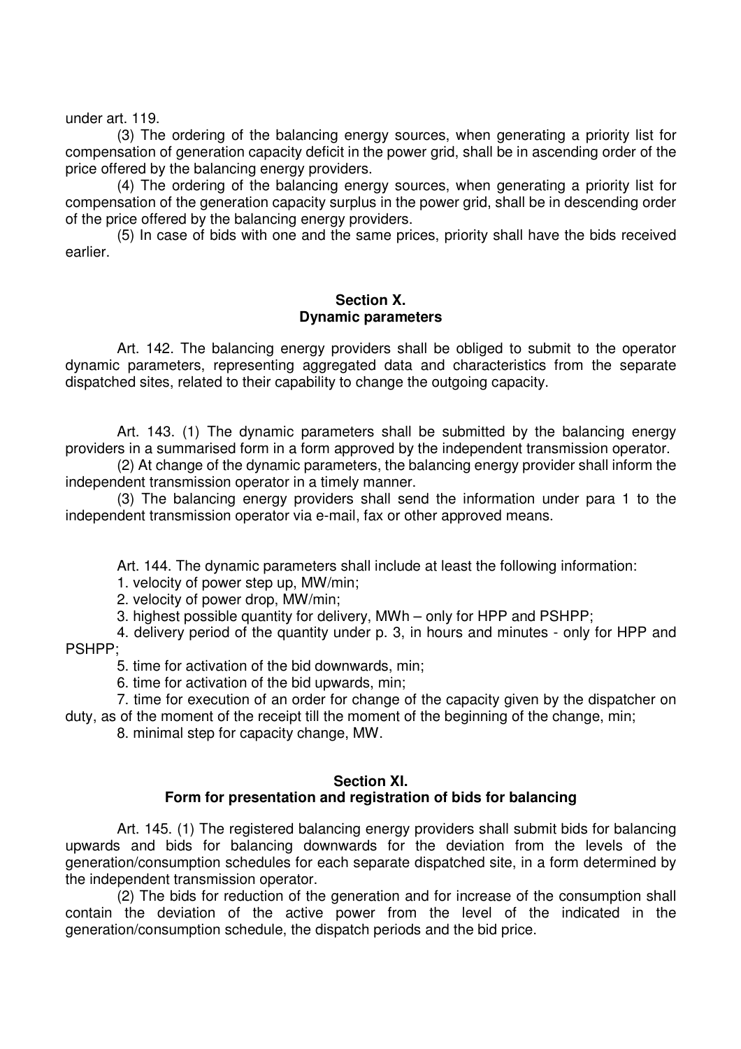under art. 119.

(3) The ordering of the balancing energy sources, when generating a priority list for compensation of generation capacity deficit in the power grid, shall be in ascending order of the price offered by the balancing energy providers.

(4) The ordering of the balancing energy sources, when generating a priority list for compensation of the generation capacity surplus in the power grid, shall be in descending order of the price offered by the balancing energy providers.

(5) In case of bids with one and the same prices, priority shall have the bids received earlier.

## Section X.
## Dynamic parameters

Art. 142. The balancing energy providers shall be obliged to submit to the operator dynamic parameters, representing aggregated data and characteristics from the separate dispatched sites, related to their capability to change the outgoing capacity.

Art. 143. (1) The dynamic parameters shall be submitted by the balancing energy providers in a summarised form in a form approved by the independent transmission operator.

(2) At change of the dynamic parameters, the balancing energy provider shall inform the independent transmission operator in a timely manner.

(3) The balancing energy providers shall send the information under para 1 to the independent transmission operator via e-mail, fax or other approved means.

Art. 144. The dynamic parameters shall include at least the following information:

1. velocity of power step up, MW/min;
2. velocity of power drop, MW/min;
3. highest possible quantity for delivery, MWh – only for HPP and PSHPP;
4. delivery period of the quantity under p. 3, in hours and minutes - only for HPP and PSHPP;
5. time for activation of the bid downwards, min;
6. time for activation of the bid upwards, min;
7. time for execution of an order for change of the capacity given by the dispatcher on duty, as of the moment of the receipt till the moment of the beginning of the change, min;
8. minimal step for capacity change, MW.

## Section XI.
## Form for presentation and registration of bids for balancing

Art. 145. (1) The registered balancing energy providers shall submit bids for balancing upwards and bids for balancing downwards for the deviation from the levels of the generation/consumption schedules for each separate dispatched site, in a form determined by the independent transmission operator.

(2) The bids for reduction of the generation and for increase of the consumption shall contain the deviation of the active power from the level of the indicated in the generation/consumption schedule, the dispatch periods and the bid price.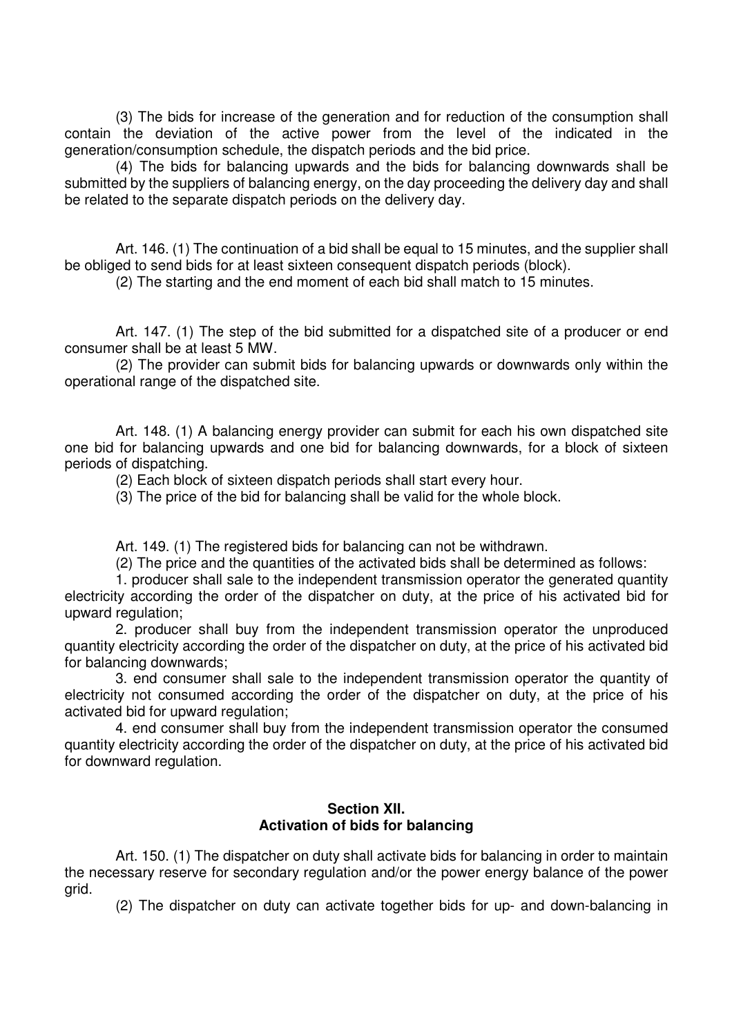(3) The bids for increase of the generation and for reduction of the consumption shall contain the deviation of the active power from the level of the indicated in the generation/consumption schedule, the dispatch periods and the bid price.

(4) The bids for balancing upwards and the bids for balancing downwards shall be submitted by the suppliers of balancing energy, on the day proceeding the delivery day and shall be related to the separate dispatch periods on the delivery day.

Art. 146. (1) The continuation of a bid shall be equal to 15 minutes, and the supplier shall be obliged to send bids for at least sixteen consequent dispatch periods (block).

(2) The starting and the end moment of each bid shall match to 15 minutes.

Art. 147. (1) The step of the bid submitted for a dispatched site of a producer or end consumer shall be at least 5 MW.

(2) The provider can submit bids for balancing upwards or downwards only within the operational range of the dispatched site.

Art. 148. (1) A balancing energy provider can submit for each his own dispatched site one bid for balancing upwards and one bid for balancing downwards, for a block of sixteen periods of dispatching.

(2) Each block of sixteen dispatch periods shall start every hour.

(3) The price of the bid for balancing shall be valid for the whole block.

Art. 149. (1) The registered bids for balancing can not be withdrawn.

(2) The price and the quantities of the activated bids shall be determined as follows:

1. producer shall sale to the independent transmission operator the generated quantity electricity according the order of the dispatcher on duty, at the price of his activated bid for upward regulation;

2. producer shall buy from the independent transmission operator the unproduced quantity electricity according the order of the dispatcher on duty, at the price of his activated bid for balancing downwards;

3. end consumer shall sale to the independent transmission operator the quantity of electricity not consumed according the order of the dispatcher on duty, at the price of his activated bid for upward regulation;

4. end consumer shall buy from the independent transmission operator the consumed quantity electricity according the order of the dispatcher on duty, at the price of his activated bid for downward regulation.

## Section XII.
## Activation of bids for balancing

Art. 150. (1) The dispatcher on duty shall activate bids for balancing in order to maintain the necessary reserve for secondary regulation and/or the power energy balance of the power grid.

(2) The dispatcher on duty can activate together bids for up- and down-balancing in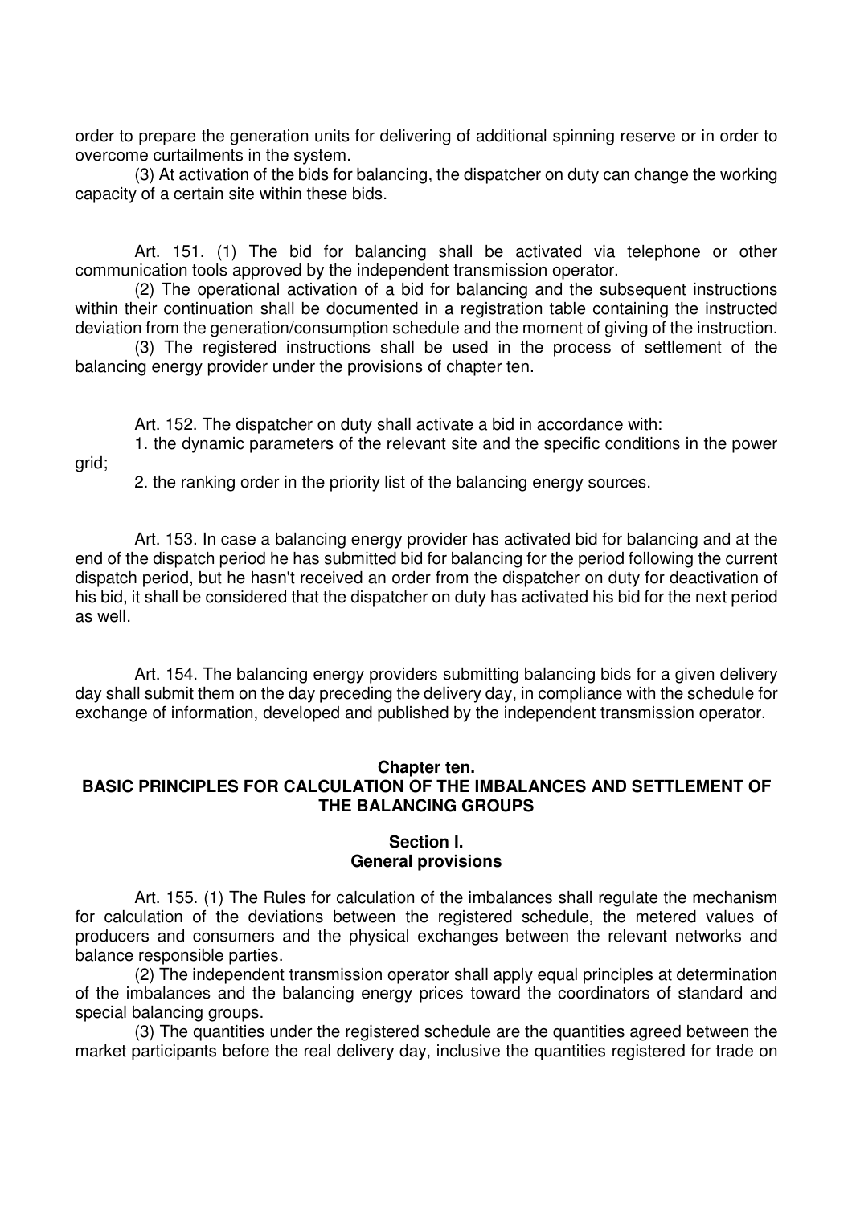order to prepare the generation units for delivering of additional spinning reserve or in order to overcome curtailments in the system.

(3) At activation of the bids for balancing, the dispatcher on duty can change the working capacity of a certain site within these bids.

Art. 151. (1) The bid for balancing shall be activated via telephone or other communication tools approved by the independent transmission operator.

(2) The operational activation of a bid for balancing and the subsequent instructions within their continuation shall be documented in a registration table containing the instructed deviation from the generation/consumption schedule and the moment of giving of the instruction.

(3) The registered instructions shall be used in the process of settlement of the balancing energy provider under the provisions of chapter ten.

Art. 152. The dispatcher on duty shall activate a bid in accordance with:

1. the dynamic parameters of the relevant site and the specific conditions in the power grid;

2. the ranking order in the priority list of the balancing energy sources.

Art. 153. In case a balancing energy provider has activated bid for balancing and at the end of the dispatch period he has submitted bid for balancing for the period following the current dispatch period, but he hasn't received an order from the dispatcher on duty for deactivation of his bid, it shall be considered that the dispatcher on duty has activated his bid for the next period as well.

Art. 154. The balancing energy providers submitting balancing bids for a given delivery day shall submit them on the day preceding the delivery day, in compliance with the schedule for exchange of information, developed and published by the independent transmission operator.

## Chapter ten.
## BASIC PRINCIPLES FOR CALCULATION OF THE IMBALANCES AND SETTLEMENT OF THE BALANCING GROUPS

### Section I.
### General provisions

Art. 155. (1) The Rules for calculation of the imbalances shall regulate the mechanism for calculation of the deviations between the registered schedule, the metered values of producers and consumers and the physical exchanges between the relevant networks and balance responsible parties.

(2) The independent transmission operator shall apply equal principles at determination of the imbalances and the balancing energy prices toward the coordinators of standard and special balancing groups.

(3) The quantities under the registered schedule are the quantities agreed between the market participants before the real delivery day, inclusive the quantities registered for trade on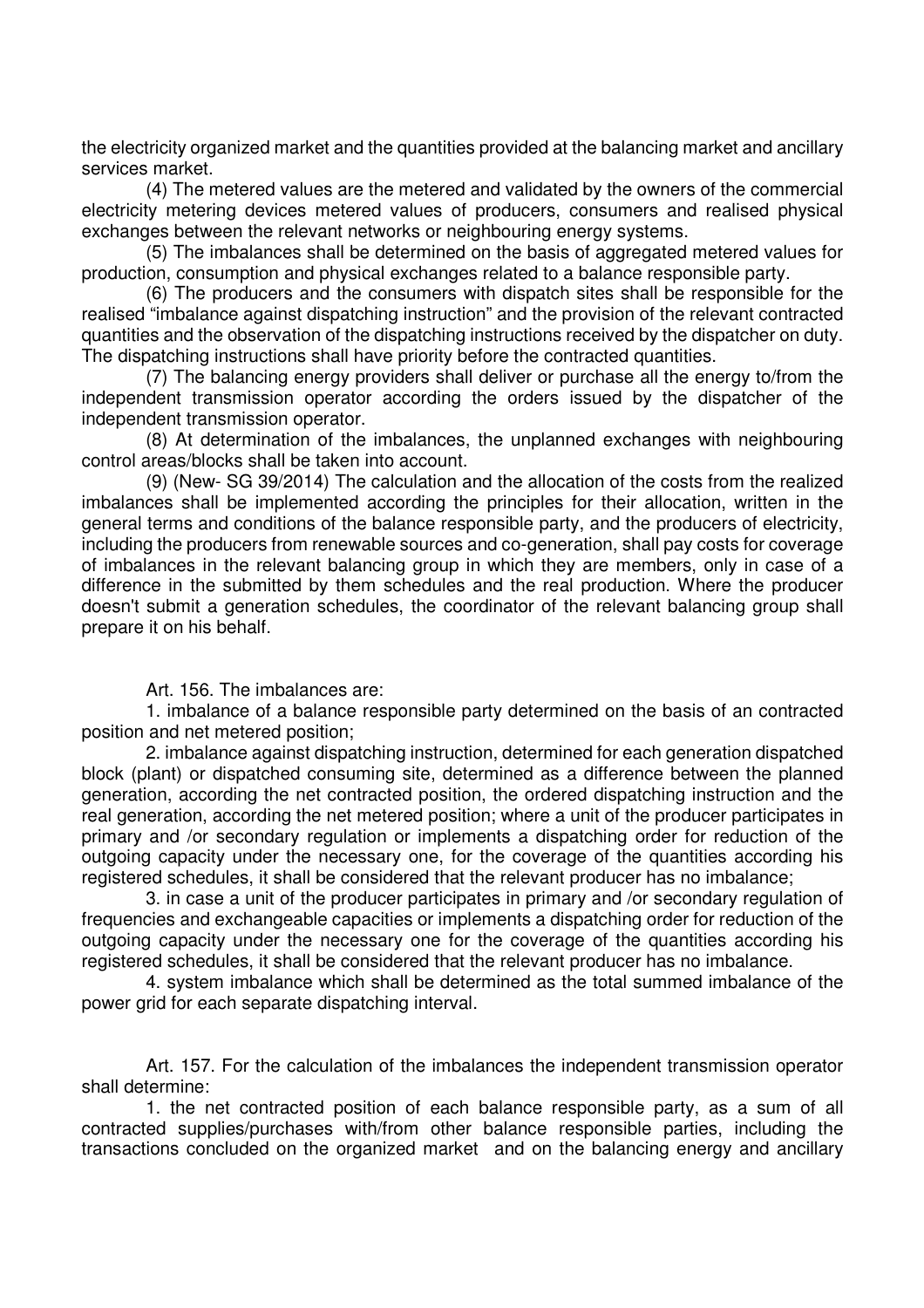the electricity organized market and the quantities provided at the balancing market and ancillary services market.

(4) The metered values are the metered and validated by the owners of the commercial electricity metering devices metered values of producers, consumers and realised physical exchanges between the relevant networks or neighbouring energy systems.

(5) The imbalances shall be determined on the basis of aggregated metered values for production, consumption and physical exchanges related to a balance responsible party.

(6) The producers and the consumers with dispatch sites shall be responsible for the realised "imbalance against dispatching instruction" and the provision of the relevant contracted quantities and the observation of the dispatching instructions received by the dispatcher on duty. The dispatching instructions shall have priority before the contracted quantities.

(7) The balancing energy providers shall deliver or purchase all the energy to/from the independent transmission operator according the orders issued by the dispatcher of the independent transmission operator.

(8) At determination of the imbalances, the unplanned exchanges with neighbouring control areas/blocks shall be taken into account.

(9) (New- SG 39/2014) The calculation and the allocation of the costs from the realized imbalances shall be implemented according the principles for their allocation, written in the general terms and conditions of the balance responsible party, and the producers of electricity, including the producers from renewable sources and co-generation, shall pay costs for coverage of imbalances in the relevant balancing group in which they are members, only in case of a difference in the submitted by them schedules and the real production. Where the producer doesn't submit a generation schedules, the coordinator of the relevant balancing group shall prepare it on his behalf.

Art. 156. The imbalances are:

1. imbalance of a balance responsible party determined on the basis of an contracted position and net metered position;

2. imbalance against dispatching instruction, determined for each generation dispatched block (plant) or dispatched consuming site, determined as a difference between the planned generation, according the net contracted position, the ordered dispatching instruction and the real generation, according the net metered position; where a unit of the producer participates in primary and /or secondary regulation or implements a dispatching order for reduction of the outgoing capacity under the necessary one, for the coverage of the quantities according his registered schedules, it shall be considered that the relevant producer has no imbalance;

3. in case a unit of the producer participates in primary and /or secondary regulation of frequencies and exchangeable capacities or implements a dispatching order for reduction of the outgoing capacity under the necessary one for the coverage of the quantities according his registered schedules, it shall be considered that the relevant producer has no imbalance.

4. system imbalance which shall be determined as the total summed imbalance of the power grid for each separate dispatching interval.

Art. 157. For the calculation of the imbalances the independent transmission operator shall determine:

1. the net contracted position of each balance responsible party, as a sum of all contracted supplies/purchases with/from other balance responsible parties, including the transactions concluded on the organized market and on the balancing energy and ancillary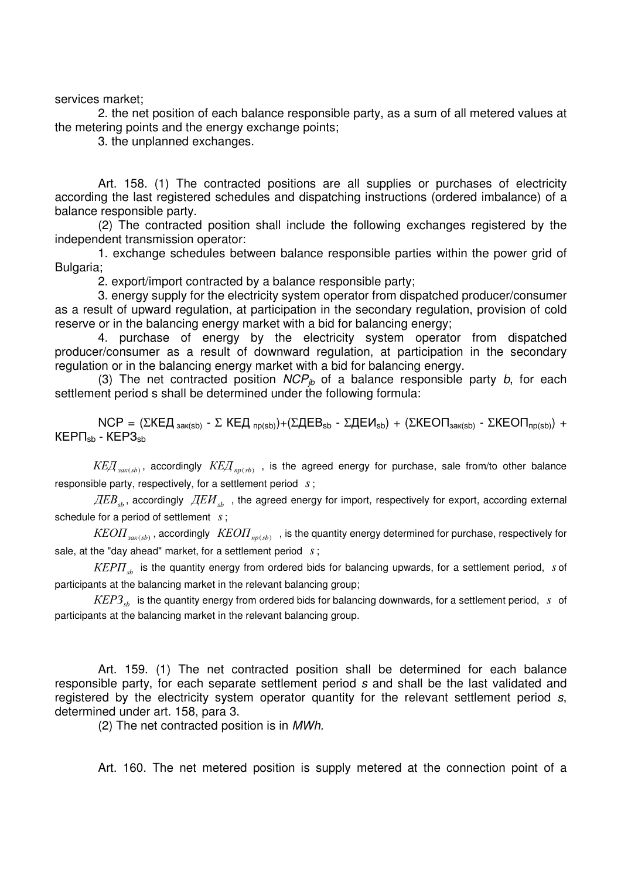services market;

2. the net position of each balance responsible party, as a sum of all metered values at the metering points and the energy exchange points;

3. the unplanned exchanges.

Art. 158. (1) The contracted positions are all supplies or purchases of electricity according the last registered schedules and dispatching instructions (ordered imbalance) of a balance responsible party.

(2) The contracted position shall include the following exchanges registered by the independent transmission operator:

1. exchange schedules between balance responsible parties within the power grid of Bulgaria;

2. export/import contracted by a balance responsible party;

3. energy supply for the electricity system operator from dispatched producer/consumer as a result of upward regulation, at participation in the secondary regulation, provision of cold reserve or in the balancing energy market with a bid for balancing energy;

4. purchase of energy by the electricity system operator from dispatched producer/consumer as a result of downward regulation, at participation in the secondary regulation or in the balancing energy market with a bid for balancing energy.

(3) The net contracted position $NCP_{jb}$ of a balance responsible party *b*, for each settlement period s shall be determined under the following formula:

$$NCP = (\Sigma КЕД_{зак(sb)} - \Sigma КЕД_{пр(sb)}) + (\Sigma ДЕВ_{sb} - \Sigma ДЕИ_{sb}) + (\Sigma КЕОП_{зак(sb)} - \Sigma КЕОП_{пр(sb)}) + КЕРП_{sb} - КЕРЗ_{sb}$$

$КЕД_{зак(sb)}$, accordingly $КЕД_{пр(sb)}$, is the agreed energy for purchase, sale from/to other balance responsible party, respectively, for a settlement period $s$;

$ДЕВ_{sb}$, accordingly $ДЕИ_{sb}$, the agreed energy for import, respectively for export, according external schedule for a period of settlement $s$;

$КЕОП_{зак(sb)}$, accordingly $КЕОП_{пр(sb)}$, is the quantity energy determined for purchase, respectively for sale, at the "day ahead" market, for a settlement period $s$;

$КЕРП_{sb}$ is the quantity energy from ordered bids for balancing upwards, for a settlement period, $s$ of participants at the balancing market in the relevant balancing group;

$КЕРЗ_{sb}$ is the quantity energy from ordered bids for balancing downwards, for a settlement period, $s$ of participants at the balancing market in the relevant balancing group.

Art. 159. (1) The net contracted position shall be determined for each balance responsible party, for each separate settlement period *s* and shall be the last validated and registered by the electricity system operator quantity for the relevant settlement period *s*, determined under art. 158, para 3.

(2) The net contracted position is in *MWh.*

Art. 160. The net metered position is supply metered at the connection point of a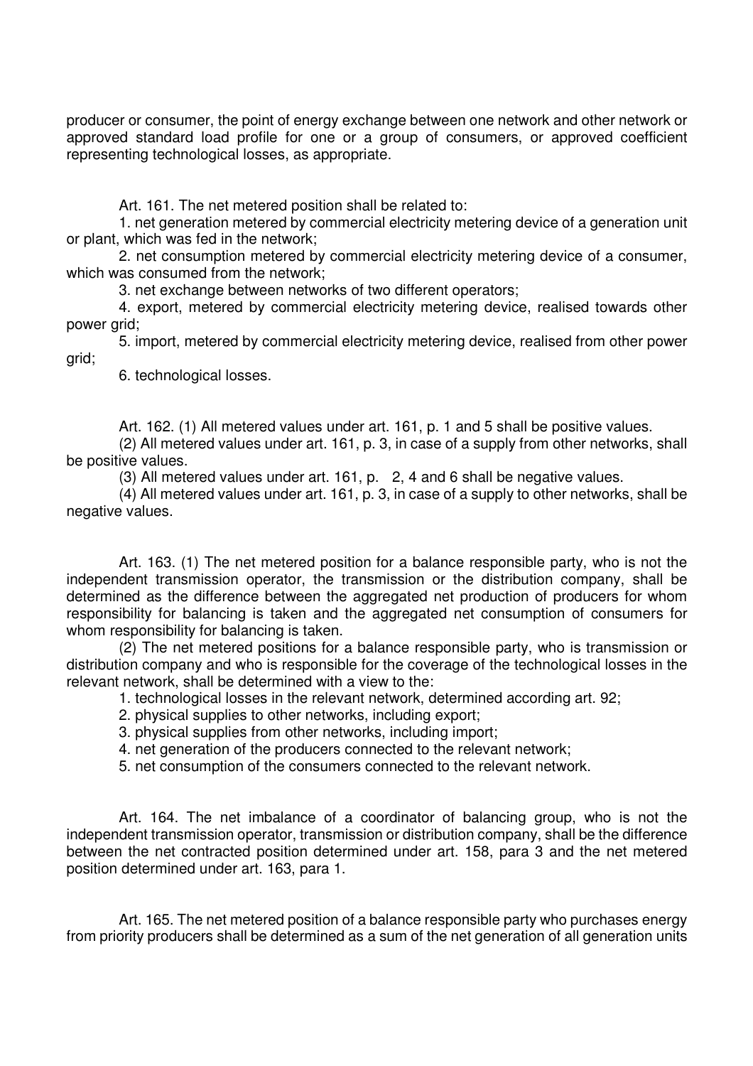producer or consumer, the point of energy exchange between one network and other network or approved standard load profile for one or a group of consumers, or approved coefficient representing technological losses, as appropriate.

Art. 161. The net metered position shall be related to:

1. net generation metered by commercial electricity metering device of a generation unit or plant, which was fed in the network;
2. net consumption metered by commercial electricity metering device of a consumer, which was consumed from the network;
3. net exchange between networks of two different operators;
4. export, metered by commercial electricity metering device, realised towards other power grid;
5. import, metered by commercial electricity metering device, realised from other power grid;
6. technological losses.

Art. 162. (1) All metered values under art. 161, p. 1 and 5 shall be positive values.

(2) All metered values under art. 161, p. 3, in case of a supply from other networks, shall be positive values.

(3) All metered values under art. 161, p. 2, 4 and 6 shall be negative values.

(4) All metered values under art. 161, p. 3, in case of a supply to other networks, shall be negative values.

Art. 163. (1) The net metered position for a balance responsible party, who is not the independent transmission operator, the transmission or the distribution company, shall be determined as the difference between the aggregated net production of producers for whom responsibility for balancing is taken and the aggregated net consumption of consumers for whom responsibility for balancing is taken.

(2) The net metered positions for a balance responsible party, who is transmission or distribution company and who is responsible for the coverage of the technological losses in the relevant network, shall be determined with a view to the:

1. technological losses in the relevant network, determined according art. 92;
2. physical supplies to other networks, including export;
3. physical supplies from other networks, including import;
4. net generation of the producers connected to the relevant network;
5. net consumption of the consumers connected to the relevant network.

Art. 164. The net imbalance of a coordinator of balancing group, who is not the independent transmission operator, transmission or distribution company, shall be the difference between the net contracted position determined under art. 158, para 3 and the net metered position determined under art. 163, para 1.

Art. 165. The net metered position of a balance responsible party who purchases energy from priority producers shall be determined as a sum of the net generation of all generation units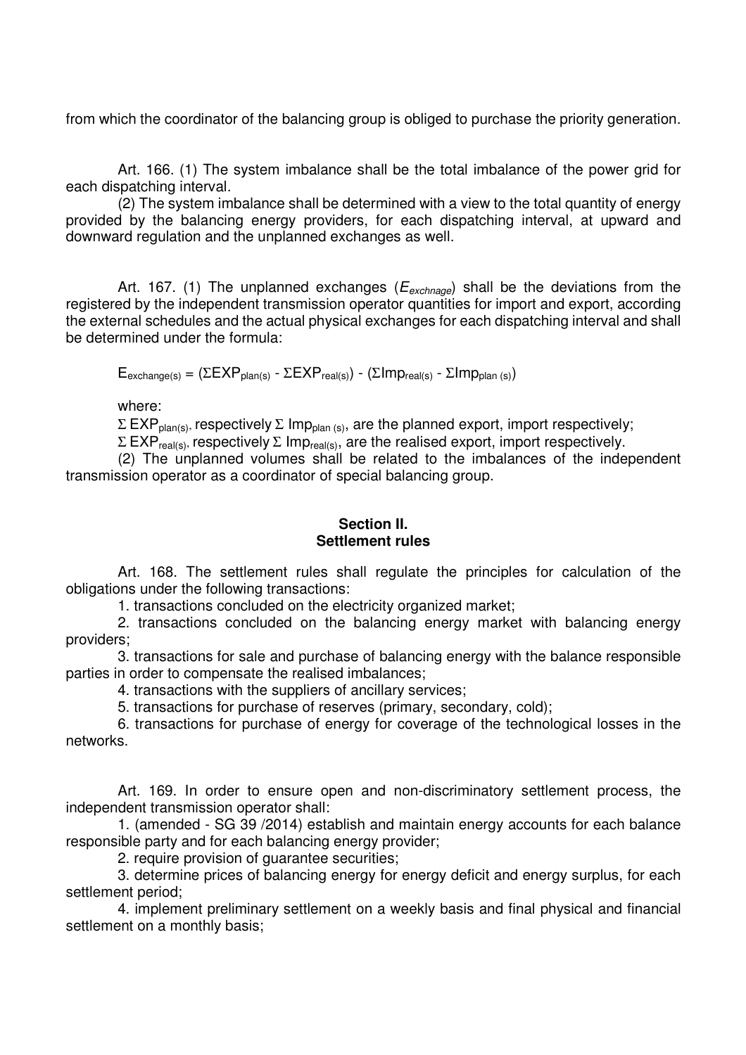from which the coordinator of the balancing group is obliged to purchase the priority generation.

Art. 166. (1) The system imbalance shall be the total imbalance of the power grid for each dispatching interval.

(2) The system imbalance shall be determined with a view to the total quantity of energy provided by the balancing energy providers, for each dispatching interval, at upward and downward regulation and the unplanned exchanges as well.

Art. 167. (1) The unplanned exchanges ($E_{exchnage}$) shall be the deviations from the registered by the independent transmission operator quantities for import and export, according the external schedules and the actual physical exchanges for each dispatching interval and shall be determined under the formula:

$$E_{exchange(s)} = (\Sigma EXP_{plan(s)} - \Sigma EXP_{real(s)}) - (\Sigma Imp_{real(s)} - \Sigma Imp_{plan\ (s)})$$

where:

$\Sigma\ EXP_{plan(s)}$, respectively $\Sigma\ Imp_{plan\ (s)}$, are the planned export, import respectively;

$\Sigma\ EXP_{real(s)}$, respectively $\Sigma\ Imp_{real(s)}$, are the realised export, import respectively.

(2) The unplanned volumes shall be related to the imbalances of the independent transmission operator as a coordinator of special balancing group.

## Section II.
## Settlement rules

Art. 168. The settlement rules shall regulate the principles for calculation of the obligations under the following transactions:

1. transactions concluded on the electricity organized market;
2. transactions concluded on the balancing energy market with balancing energy providers;
3. transactions for sale and purchase of balancing energy with the balance responsible parties in order to compensate the realised imbalances;
4. transactions with the suppliers of ancillary services;
5. transactions for purchase of reserves (primary, secondary, cold);
6. transactions for purchase of energy for coverage of the technological losses in the networks.

Art. 169. In order to ensure open and non-discriminatory settlement process, the independent transmission operator shall:

1. (amended - SG 39 /2014) establish and maintain energy accounts for each balance responsible party and for each balancing energy provider;
2. require provision of guarantee securities;
3. determine prices of balancing energy for energy deficit and energy surplus, for each settlement period;
4. implement preliminary settlement on a weekly basis and final physical and financial settlement on a monthly basis;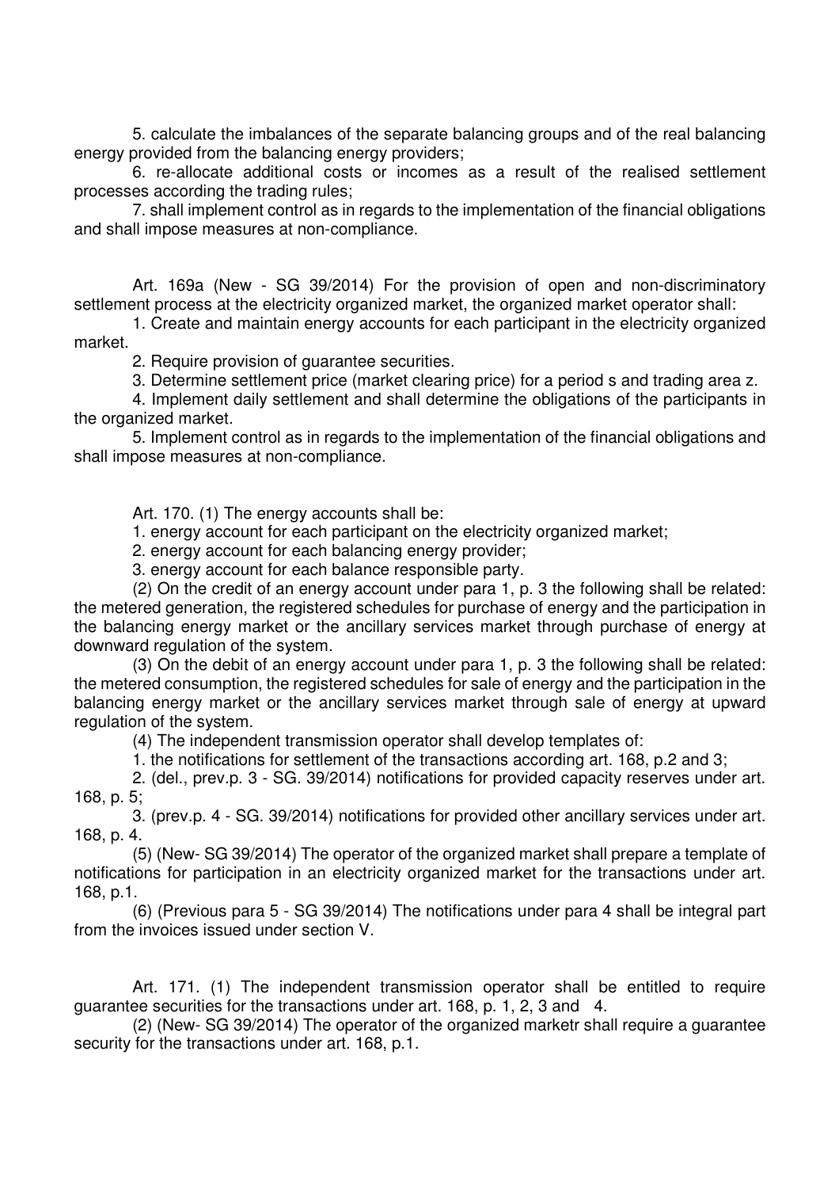5. calculate the imbalances of the separate balancing groups and of the real balancing energy provided from the balancing energy providers;

6. re-allocate additional costs or incomes as a result of the realised settlement processes according the trading rules;

7. shall implement control as in regards to the implementation of the financial obligations and shall impose measures at non-compliance.

Art. 169a (New - SG 39/2014) For the provision of open and non-discriminatory settlement process at the electricity organized market, the organized market operator shall:

1. Create and maintain energy accounts for each participant in the electricity organized market.

2. Require provision of guarantee securities.

3. Determine settlement price (market clearing price) for a period s and trading area z.

4. Implement daily settlement and shall determine the obligations of the participants in the organized market.

5. Implement control as in regards to the implementation of the financial obligations and shall impose measures at non-compliance.

Art. 170. (1) The energy accounts shall be:

1. energy account for each participant on the electricity organized market;

2. energy account for each balancing energy provider;

3. energy account for each balance responsible party.

(2) On the credit of an energy account under para 1, p. 3 the following shall be related: the metered generation, the registered schedules for purchase of energy and the participation in the balancing energy market or the ancillary services market through purchase of energy at downward regulation of the system.

(3) On the debit of an energy account under para 1, p. 3 the following shall be related: the metered consumption, the registered schedules for sale of energy and the participation in the balancing energy market or the ancillary services market through sale of energy at upward regulation of the system.

(4) The independent transmission operator shall develop templates of:

1. the notifications for settlement of the transactions according art. 168, p.2 and 3;

2. (del., prev.p. 3 - SG. 39/2014) notifications for provided capacity reserves under art. 168, p. 5;

3. (prev.p. 4 - SG. 39/2014) notifications for provided other ancillary services under art. 168, p. 4.

(5) (New- SG 39/2014) The operator of the organized market shall prepare a template of notifications for participation in an electricity organized market for the transactions under art. 168, p.1.

(6) (Previous para 5 - SG 39/2014) The notifications under para 4 shall be integral part from the invoices issued under section V.

Art. 171. (1) The independent transmission operator shall be entitled to require guarantee securities for the transactions under art. 168, p. 1, 2, 3 and 4.

(2) (New- SG 39/2014) The operator of the organized marketr shall require a guarantee security for the transactions under art. 168, p.1.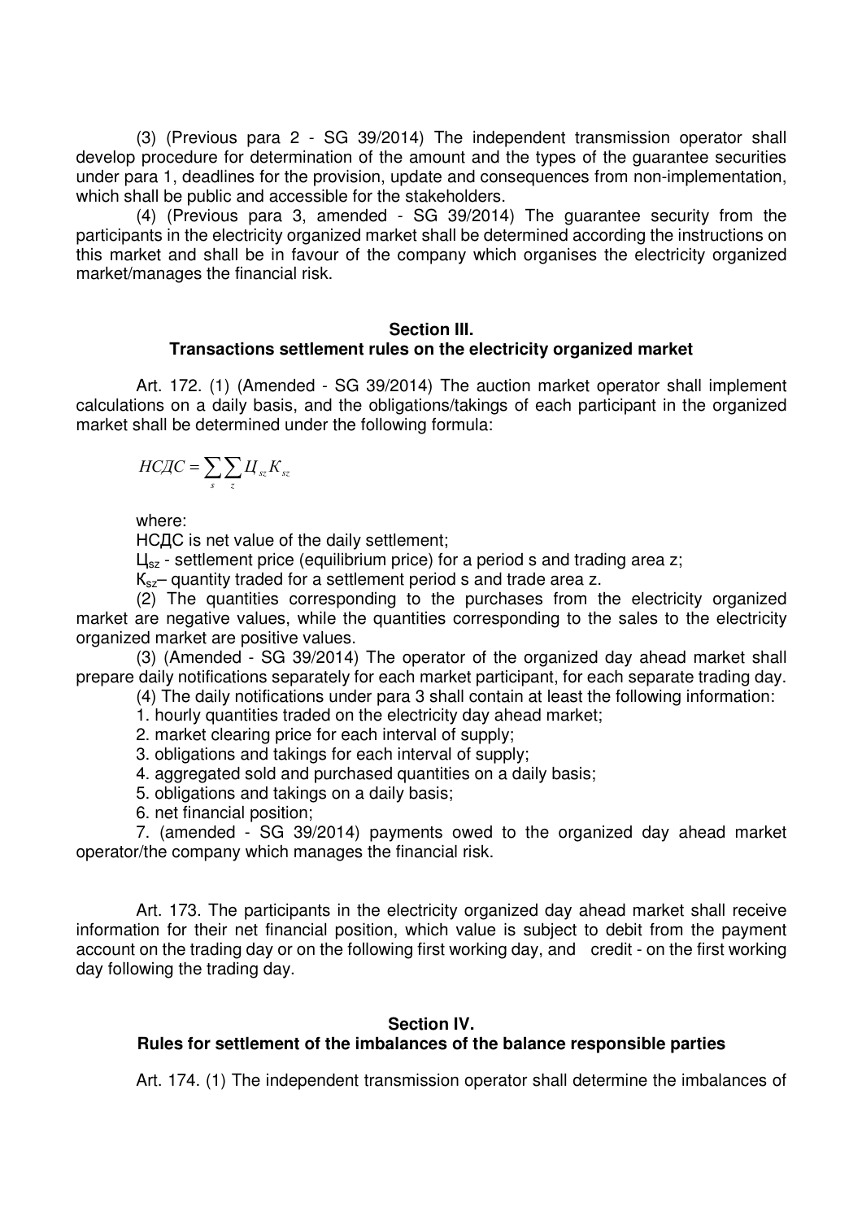(3) (Previous para 2 - SG 39/2014) The independent transmission operator shall develop procedure for determination of the amount and the types of the guarantee securities under para 1, deadlines for the provision, update and consequences from non-implementation, which shall be public and accessible for the stakeholders.

(4) (Previous para 3, amended - SG 39/2014) The guarantee security from the participants in the electricity organized market shall be determined according the instructions on this market and shall be in favour of the company which organises the electricity organized market/manages the financial risk.

## Section III.
## Transactions settlement rules on the electricity organized market

Art. 172. (1) (Amended - SG 39/2014) The auction market operator shall implement calculations on a daily basis, and the obligations/takings of each participant in the organized market shall be determined under the following formula:

$$НСДС = \sum_{s} \sum_{z} Ц_{sz} К_{sz}$$

where:

НСДС is net value of the daily settlement;

$Ц_{sz}$ - settlement price (equilibrium price) for a period s and trading area z;

$К_{sz}$– quantity traded for a settlement period s and trade area z.

(2) The quantities corresponding to the purchases from the electricity organized market are negative values, while the quantities corresponding to the sales to the electricity organized market are positive values.

(3) (Amended - SG 39/2014) The operator of the organized day ahead market shall prepare daily notifications separately for each market participant, for each separate trading day.

(4) The daily notifications under para 3 shall contain at least the following information:

1. hourly quantities traded on the electricity day ahead market;
2. market clearing price for each interval of supply;
3. obligations and takings for each interval of supply;
4. aggregated sold and purchased quantities on a daily basis;
5. obligations and takings on a daily basis;
6. net financial position;
7. (amended - SG 39/2014) payments owed to the organized day ahead market operator/the company which manages the financial risk.

Art. 173. The participants in the electricity organized day ahead market shall receive information for their net financial position, which value is subject to debit from the payment account on the trading day or on the following first working day, and credit - on the first working day following the trading day.

## Section IV.
## Rules for settlement of the imbalances of the balance responsible parties

Art. 174. (1) The independent transmission operator shall determine the imbalances of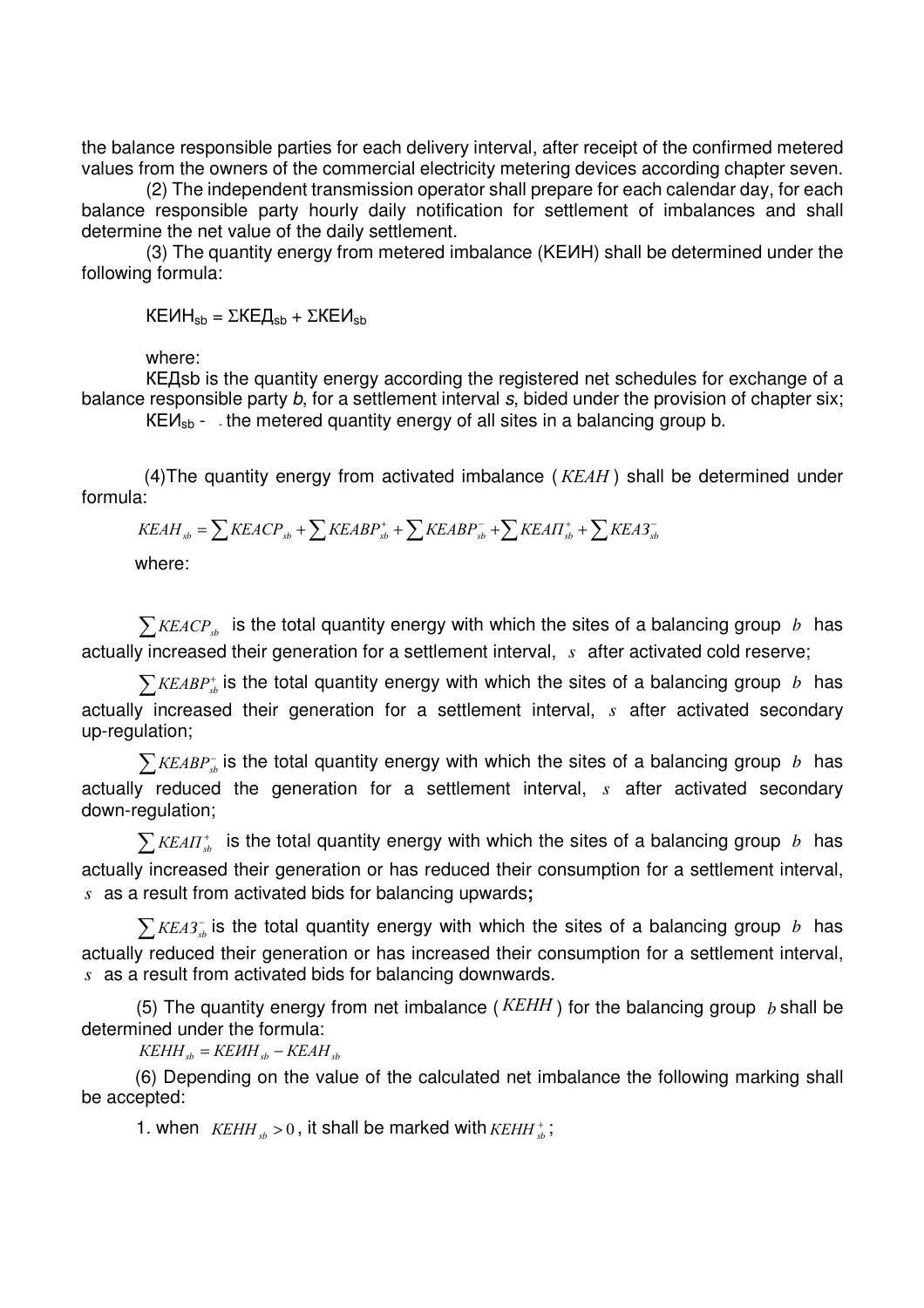the balance responsible parties for each delivery interval, after receipt of the confirmed metered values from the owners of the commercial electricity metering devices according chapter seven.

(2) The independent transmission operator shall prepare for each calendar day, for each balance responsible party hourly daily notification for settlement of imbalances and shall determine the net value of the daily settlement.

(3) The quantity energy from metered imbalance (КЕИН) shall be determined under the following formula:

$$КЕИН_{sb} = \Sigma КЕД_{sb} + \Sigma КЕИ_{sb}$$

where:

КЕДsb is the quantity energy according the registered net schedules for exchange of a balance responsible party *b*, for a settlement interval *s*, bided under the provision of chapter six;

$КЕИ_{sb}$ - the metered quantity energy of all sites in a balancing group b.

(4)The quantity energy from activated imbalance ( $КЕАН$ ) shall be determined under formula:

$$КЕАН_{sb} = \sum КЕАСР_{sb} + \sum КЕАВР^{+}_{sb} + \sum КЕАВР^{-}_{sb} + \sum КЕАП^{+}_{sb} + \sum КЕАЗ^{-}_{sb}$$

where:

$\sum КЕАСР_{sb}$ is the total quantity energy with which the sites of a balancing group $b$ has actually increased their generation for a settlement interval, $s$ after activated cold reserve;

$\sum КЕАВР^{+}_{sb}$ is the total quantity energy with which the sites of a balancing group $b$ has actually increased their generation for a settlement interval, $s$ after activated secondary up-regulation;

$\sum КЕАВР^{-}_{sb}$ is the total quantity energy with which the sites of a balancing group $b$ has actually reduced the generation for a settlement interval, $s$ after activated secondary down-regulation;

$\sum КЕАП^{+}_{sb}$ is the total quantity energy with which the sites of a balancing group $b$ has actually increased their generation or has reduced their consumption for a settlement interval, $s$ as a result from activated bids for balancing upwards**;**

$\sum КЕАЗ^{-}_{sb}$ is the total quantity energy with which the sites of a balancing group $b$ has actually reduced their generation or has increased their consumption for a settlement interval, $s$ as a result from activated bids for balancing downwards.

(5) The quantity energy from net imbalance ( $КЕНН$ ) for the balancing group $b$ shall be determined under the formula:

$$КЕНН_{sb} = КЕИН_{sb} - КЕАН_{sb}$$

(6) Depending on the value of the calculated net imbalance the following marking shall be accepted:

1. when $КЕНН_{sb} > 0$, it shall be marked with $КЕНН^{+}_{sb}$;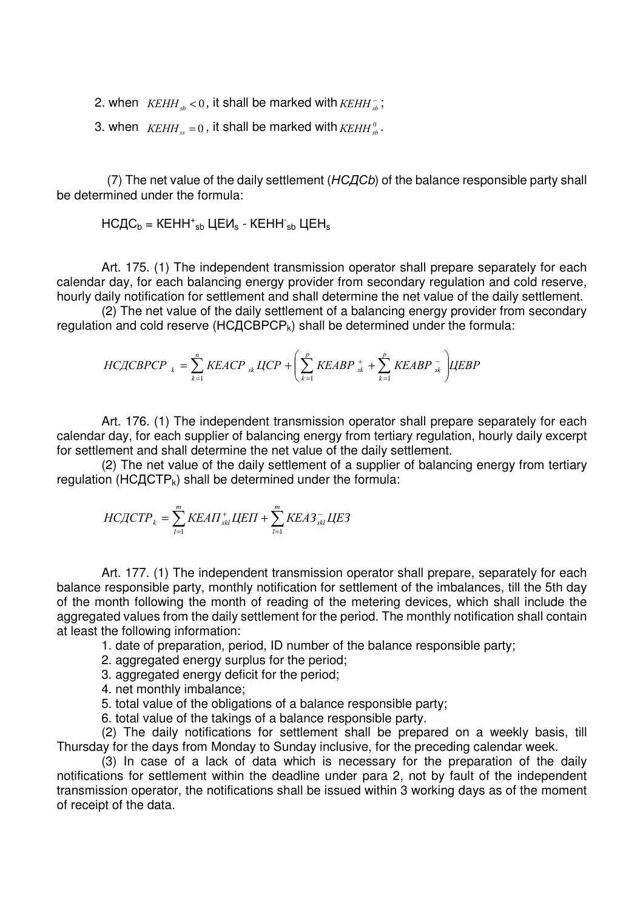2. when $KEHH_{sb} < 0$, it shall be marked with $KEHH^{-}_{sb}$;

3. when $KEHH_{ss} = 0$, it shall be marked with $KEHH^{0}_{sb}$.

(7) The net value of the daily settlement (*НСДСb*) of the balance responsible party shall be determined under the formula:

$$НСДС_b = КЕНН^{+}_{sb}\ ЦЕИ_s - КЕНН^{-}_{sb}\ ЦЕН_s$$

Art. 175. (1) The independent transmission operator shall prepare separately for each calendar day, for each balancing energy provider from secondary regulation and cold reserve, hourly daily notification for settlement and shall determine the net value of the daily settlement.

(2) The net value of the daily settlement of a balancing energy provider from secondary regulation and cold reserve ($НСДСВРСР_k$) shall be determined under the formula:

$$НСДСВРСР_k = \sum_{k=1}^{n} КЕАСР_{sk}\ ЦСР + \left( \sum_{k=1}^{p} КЕАВР^{+}_{sk} + \sum_{k=1}^{p} КЕАВР^{-}_{sk} \right) ЦЕВР$$

Art. 176. (1) The independent transmission operator shall prepare separately for each calendar day, for each supplier of balancing energy from tertiary regulation, hourly daily excerpt for settlement and shall determine the net value of the daily settlement.

(2) The net value of the daily settlement of a supplier of balancing energy from tertiary regulation ($НСДСТР_k$) shall be determined under the formula:

$$НСДСТР_k = \sum_{l=1}^{m} КЕАП^{+}_{skl}\ ЦЕП + \sum_{l=1}^{m} КЕАЗ^{-}_{skl}\ ЦЕЗ$$

Art. 177. (1) The independent transmission operator shall prepare, separately for each balance responsible party, monthly notification for settlement of the imbalances, till the 5th day of the month following the month of reading of the metering devices, which shall include the aggregated values from the daily settlement for the period. The monthly notification shall contain at least the following information:

1. date of preparation, period, ID number of the balance responsible party;
2. aggregated energy surplus for the period;
3. aggregated energy deficit for the period;
4. net monthly imbalance;
5. total value of the obligations of a balance responsible party;
6. total value of the takings of a balance responsible party.

(2) The daily notifications for settlement shall be prepared on a weekly basis, till Thursday for the days from Monday to Sunday inclusive, for the preceding calendar week.

(3) In case of a lack of data which is necessary for the preparation of the daily notifications for settlement within the deadline under para 2, not by fault of the independent transmission operator, the notifications shall be issued within 3 working days as of the moment of receipt of the data.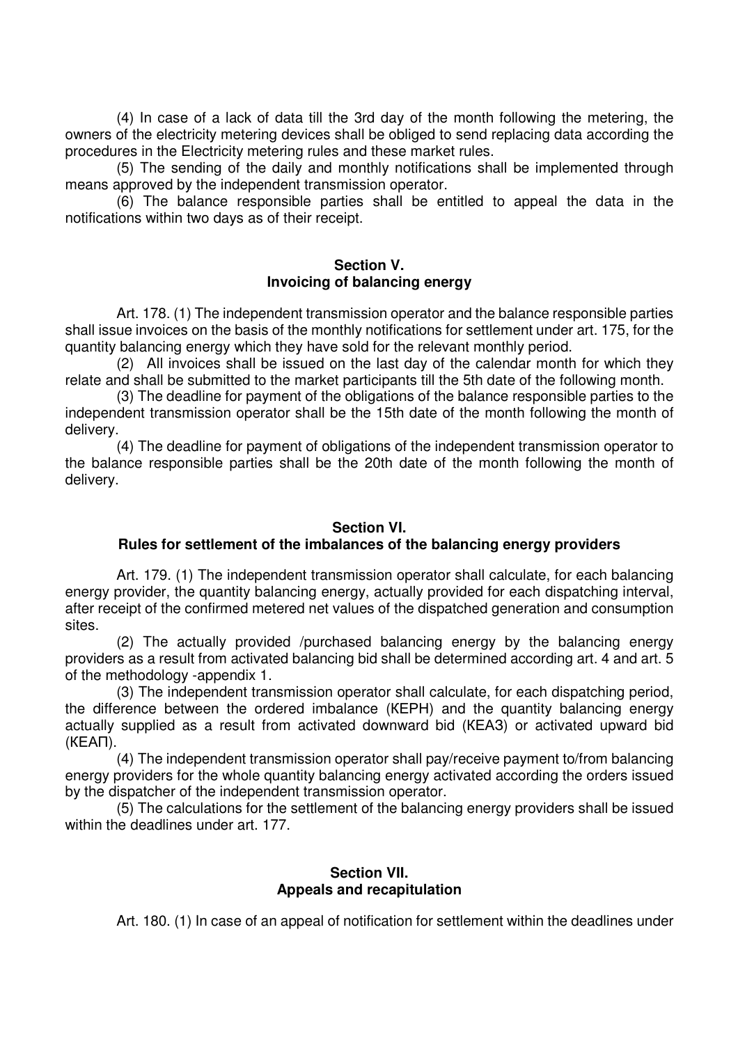(4) In case of a lack of data till the 3rd day of the month following the metering, the owners of the electricity metering devices shall be obliged to send replacing data according the procedures in the Electricity metering rules and these market rules.

(5) The sending of the daily and monthly notifications shall be implemented through means approved by the independent transmission operator.

(6) The balance responsible parties shall be entitled to appeal the data in the notifications within two days as of their receipt.

## Section V.
## Invoicing of balancing energy

Art. 178. (1) The independent transmission operator and the balance responsible parties shall issue invoices on the basis of the monthly notifications for settlement under art. 175, for the quantity balancing energy which they have sold for the relevant monthly period.

(2) All invoices shall be issued on the last day of the calendar month for which they relate and shall be submitted to the market participants till the 5th date of the following month.

(3) The deadline for payment of the obligations of the balance responsible parties to the independent transmission operator shall be the 15th date of the month following the month of delivery.

(4) The deadline for payment of obligations of the independent transmission operator to the balance responsible parties shall be the 20th date of the month following the month of delivery.

## Section VI.
## Rules for settlement of the imbalances of the balancing energy providers

Art. 179. (1) The independent transmission operator shall calculate, for each balancing energy provider, the quantity balancing energy, actually provided for each dispatching interval, after receipt of the confirmed metered net values of the dispatched generation and consumption sites.

(2) The actually provided /purchased balancing energy by the balancing energy providers as a result from activated balancing bid shall be determined according art. 4 and art. 5 of the methodology -appendix 1.

(3) The independent transmission operator shall calculate, for each dispatching period, the difference between the ordered imbalance (КЕРН) and the quantity balancing energy actually supplied as a result from activated downward bid (КЕАЗ) or activated upward bid (КЕАП).

(4) The independent transmission operator shall pay/receive payment to/from balancing energy providers for the whole quantity balancing energy activated according the orders issued by the dispatcher of the independent transmission operator.

(5) The calculations for the settlement of the balancing energy providers shall be issued within the deadlines under art. 177.

## Section VII.
## Appeals and recapitulation

Art. 180. (1) In case of an appeal of notification for settlement within the deadlines under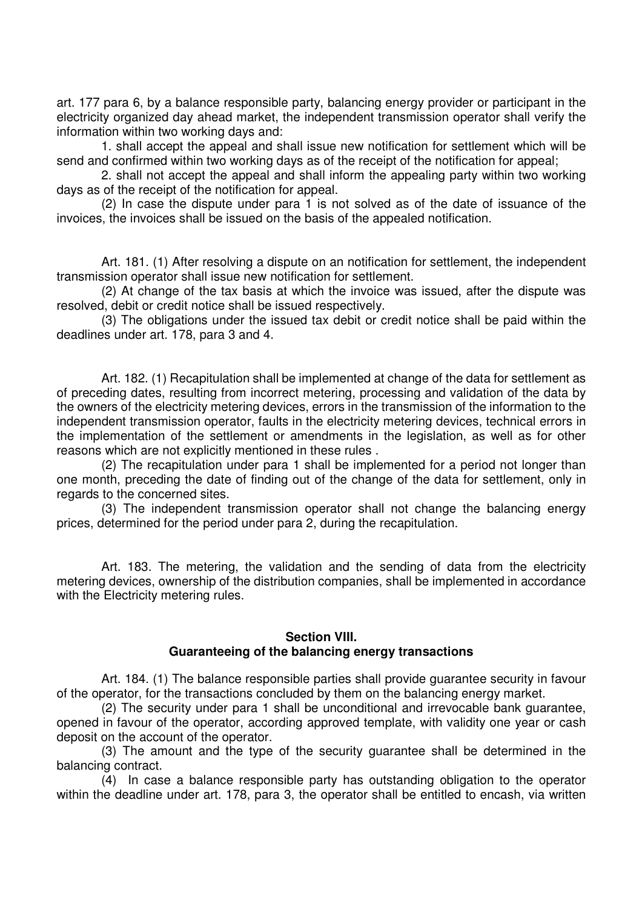art. 177 para 6, by a balance responsible party, balancing energy provider or participant in the electricity organized day ahead market, the independent transmission operator shall verify the information within two working days and:

1. shall accept the appeal and shall issue new notification for settlement which will be send and confirmed within two working days as of the receipt of the notification for appeal;

2. shall not accept the appeal and shall inform the appealing party within two working days as of the receipt of the notification for appeal.

(2) In case the dispute under para 1 is not solved as of the date of issuance of the invoices, the invoices shall be issued on the basis of the appealed notification.

Art. 181. (1) After resolving a dispute on an notification for settlement, the independent transmission operator shall issue new notification for settlement.

(2) At change of the tax basis at which the invoice was issued, after the dispute was resolved, debit or credit notice shall be issued respectively.

(3) The obligations under the issued tax debit or credit notice shall be paid within the deadlines under art. 178, para 3 and 4.

Art. 182. (1) Recapitulation shall be implemented at change of the data for settlement as of preceding dates, resulting from incorrect metering, processing and validation of the data by the owners of the electricity metering devices, errors in the transmission of the information to the independent transmission operator, faults in the electricity metering devices, technical errors in the implementation of the settlement or amendments in the legislation, as well as for other reasons which are not explicitly mentioned in these rules .

(2) The recapitulation under para 1 shall be implemented for a period not longer than one month, preceding the date of finding out of the change of the data for settlement, only in regards to the concerned sites.

(3) The independent transmission operator shall not change the balancing energy prices, determined for the period under para 2, during the recapitulation.

Art. 183. The metering, the validation and the sending of data from the electricity metering devices, ownership of the distribution companies, shall be implemented in accordance with the Electricity metering rules.

## Section VIII.
## Guaranteeing of the balancing energy transactions

Art. 184. (1) The balance responsible parties shall provide guarantee security in favour of the operator, for the transactions concluded by them on the balancing energy market.

(2) The security under para 1 shall be unconditional and irrevocable bank guarantee, opened in favour of the operator, according approved template, with validity one year or cash deposit on the account of the operator.

(3) The amount and the type of the security guarantee shall be determined in the balancing contract.

(4) In case a balance responsible party has outstanding obligation to the operator within the deadline under art. 178, para 3, the operator shall be entitled to encash, via written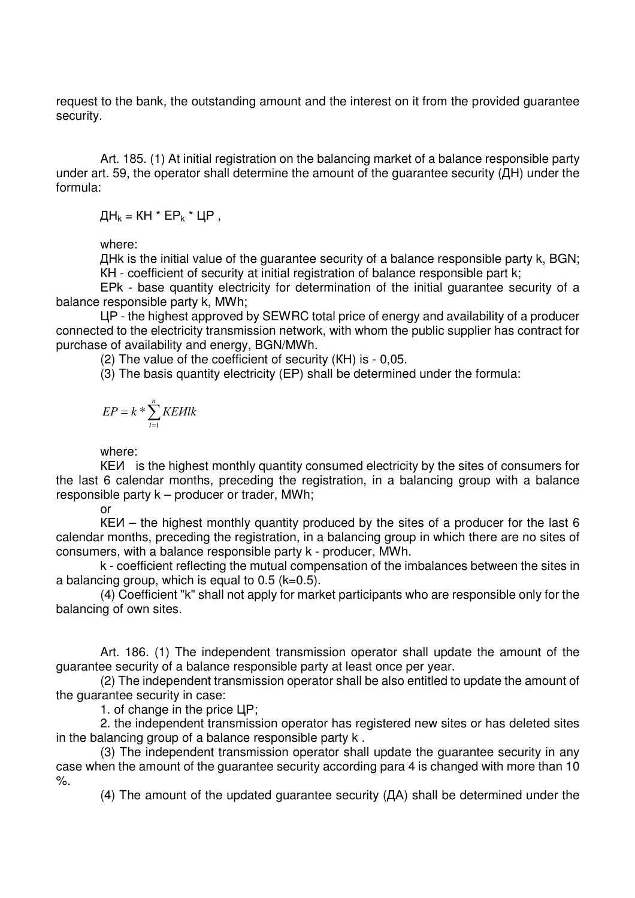request to the bank, the outstanding amount and the interest on it from the provided guarantee security.

Art. 185. (1) At initial registration on the balancing market of a balance responsible party under art. 59, the operator shall determine the amount of the guarantee security (ДН) under the formula:

$$ДН_k = КН * ЕР_k * ЦР ,$$

where:

ДНk is the initial value of the guarantee security of a balance responsible party k, BGN;

КН - coefficient of security at initial registration of balance responsible part k;

ЕРk - base quantity electricity for determination of the initial guarantee security of a balance responsible party k, MWh;

ЦР - the highest approved by SEWRC total price of energy and availability of a producer connected to the electricity transmission network, with whom the public supplier has contract for purchase of availability and energy, BGN/MWh.

(2) The value of the coefficient of security (КН) is - 0,05.

(3) The basis quantity electricity (ЕР) shall be determined under the formula:

$$EP = k * \sum_{l=1}^{n} КЕИlk$$

where:

КЕИ is the highest monthly quantity consumed electricity by the sites of consumers for the last 6 calendar months, preceding the registration, in a balancing group with a balance responsible party k – producer or trader, MWh;

or

КЕИ – the highest monthly quantity produced by the sites of a producer for the last 6 calendar months, preceding the registration, in a balancing group in which there are no sites of consumers, with a balance responsible party k - producer, MWh.

k - coefficient reflecting the mutual compensation of the imbalances between the sites in a balancing group, which is equal to 0.5 (k=0.5).

(4) Coefficient "k" shall not apply for market participants who are responsible only for the balancing of own sites.

Art. 186. (1) The independent transmission operator shall update the amount of the guarantee security of a balance responsible party at least once per year.

(2) The independent transmission operator shall be also entitled to update the amount of the guarantee security in case:

1. of change in the price ЦР;

2. the independent transmission operator has registered new sites or has deleted sites in the balancing group of a balance responsible party k .

(3) The independent transmission operator shall update the guarantee security in any case when the amount of the guarantee security according para 4 is changed with more than 10 %.

(4) The amount of the updated guarantee security (ДА) shall be determined under the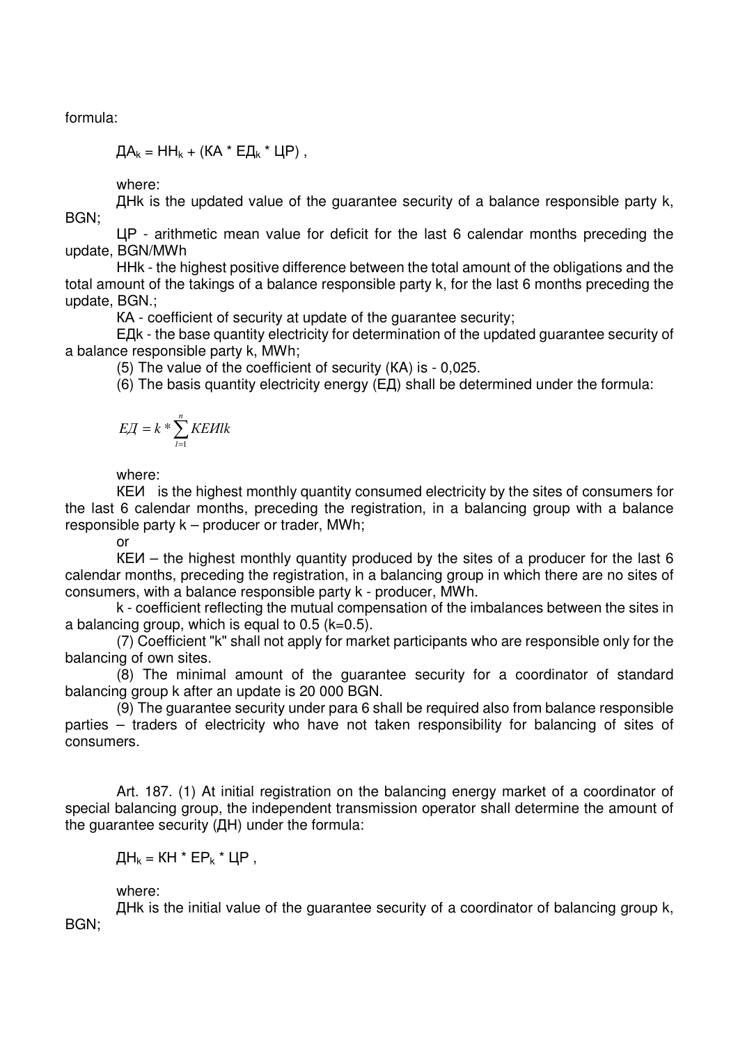formula:

$$ДА_k = НН_k + (КА * ЕД_k * ЦР) ,$$

where:

ДНk is the updated value of the guarantee security of a balance responsible party k, BGN;

ЦР - arithmetic mean value for deficit for the last 6 calendar months preceding the update, BGN/MWh

ННk - the highest positive difference between the total amount of the obligations and the total amount of the takings of a balance responsible party k, for the last 6 months preceding the update, BGN.;

КА - coefficient of security at update of the guarantee security;

ЕДk - the base quantity electricity for determination of the updated guarantee security of a balance responsible party k, MWh;

(5) The value of the coefficient of security (КА) is - 0,025.

(6) The basis quantity electricity energy (ЕД) shall be determined under the formula:

$$ЕД = k * \sum_{l=1}^{n} КЕИlk$$

where:

КЕИ is the highest monthly quantity consumed electricity by the sites of consumers for the last 6 calendar months, preceding the registration, in a balancing group with a balance responsible party k – producer or trader, MWh;

or

КЕИ – the highest monthly quantity produced by the sites of a producer for the last 6 calendar months, preceding the registration, in a balancing group in which there are no sites of consumers, with a balance responsible party k - producer, MWh.

k - coefficient reflecting the mutual compensation of the imbalances between the sites in a balancing group, which is equal to 0.5 (k=0.5).

(7) Coefficient "k" shall not apply for market participants who are responsible only for the balancing of own sites.

(8) The minimal amount of the guarantee security for a coordinator of standard balancing group k after an update is 20 000 BGN.

(9) The guarantee security under para 6 shall be required also from balance responsible parties – traders of electricity who have not taken responsibility for balancing of sites of consumers.

Art. 187. (1) At initial registration on the balancing energy market of a coordinator of special balancing group, the independent transmission operator shall determine the amount of the guarantee security (ДН) under the formula:

$$ДН_k = КН * ЕР_k * ЦР ,$$

where:

ДНk is the initial value of the guarantee security of a coordinator of balancing group k, BGN;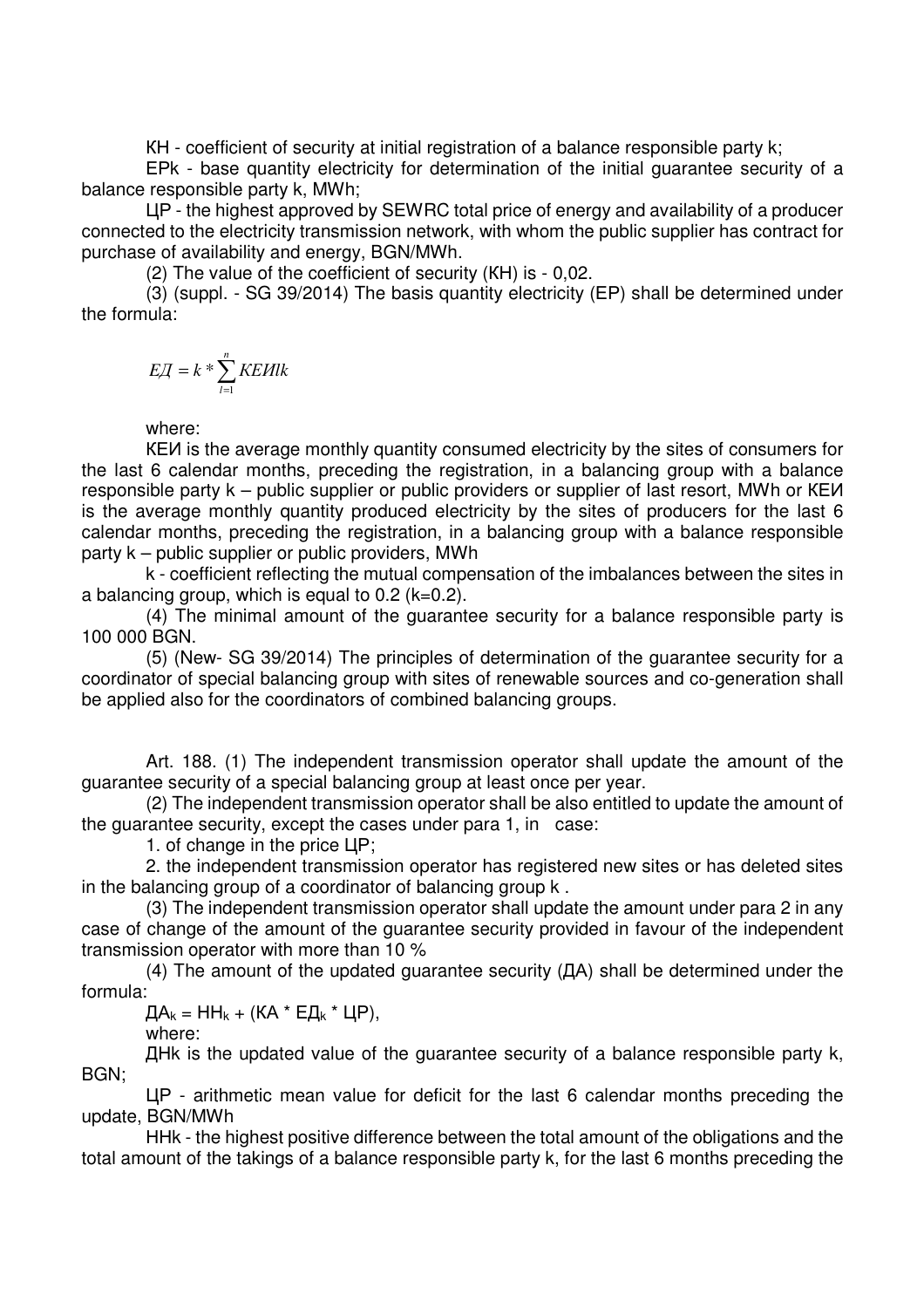КН - coefficient of security at initial registration of a balance responsible party k;

ЕРk - base quantity electricity for determination of the initial guarantee security of a balance responsible party k, MWh;

ЦР - the highest approved by SEWRC total price of energy and availability of a producer connected to the electricity transmission network, with whom the public supplier has contract for purchase of availability and energy, BGN/MWh.

(2) The value of the coefficient of security (КН) is - 0,02.

(3) (suppl. - SG 39/2014) The basis quantity electricity (ЕР) shall be determined under the formula:

$$ЕД = k * \sum_{l=1}^{n} КЕИlk$$

where:

КЕИ is the average monthly quantity consumed electricity by the sites of consumers for the last 6 calendar months, preceding the registration, in a balancing group with a balance responsible party k – public supplier or public providers or supplier of last resort, MWh or КЕИ is the average monthly quantity produced electricity by the sites of producers for the last 6 calendar months, preceding the registration, in a balancing group with a balance responsible party k – public supplier or public providers, MWh

k - coefficient reflecting the mutual compensation of the imbalances between the sites in a balancing group, which is equal to 0.2 (k=0.2).

(4) The minimal amount of the guarantee security for a balance responsible party is 100 000 BGN.

(5) (New- SG 39/2014) The principles of determination of the guarantee security for a coordinator of special balancing group with sites of renewable sources and co-generation shall be applied also for the coordinators of combined balancing groups.

Art. 188. (1) The independent transmission operator shall update the amount of the guarantee security of a special balancing group at least once per year.

(2) The independent transmission operator shall be also entitled to update the amount of the guarantee security, except the cases under para 1, in case:

1. of change in the price ЦР;

2. the independent transmission operator has registered new sites or has deleted sites in the balancing group of a coordinator of balancing group k .

(3) The independent transmission operator shall update the amount under para 2 in any case of change of the amount of the guarantee security provided in favour of the independent transmission operator with more than 10 %

(4) The amount of the updated guarantee security (ДА) shall be determined under the formula:

$ДА_k = НН_k + (КА * ЕД_k * ЦР)$,

where:

ДНk is the updated value of the guarantee security of a balance responsible party k, BGN;

ЦР - arithmetic mean value for deficit for the last 6 calendar months preceding the update, BGN/MWh

ННk - the highest positive difference between the total amount of the obligations and the total amount of the takings of a balance responsible party k, for the last 6 months preceding the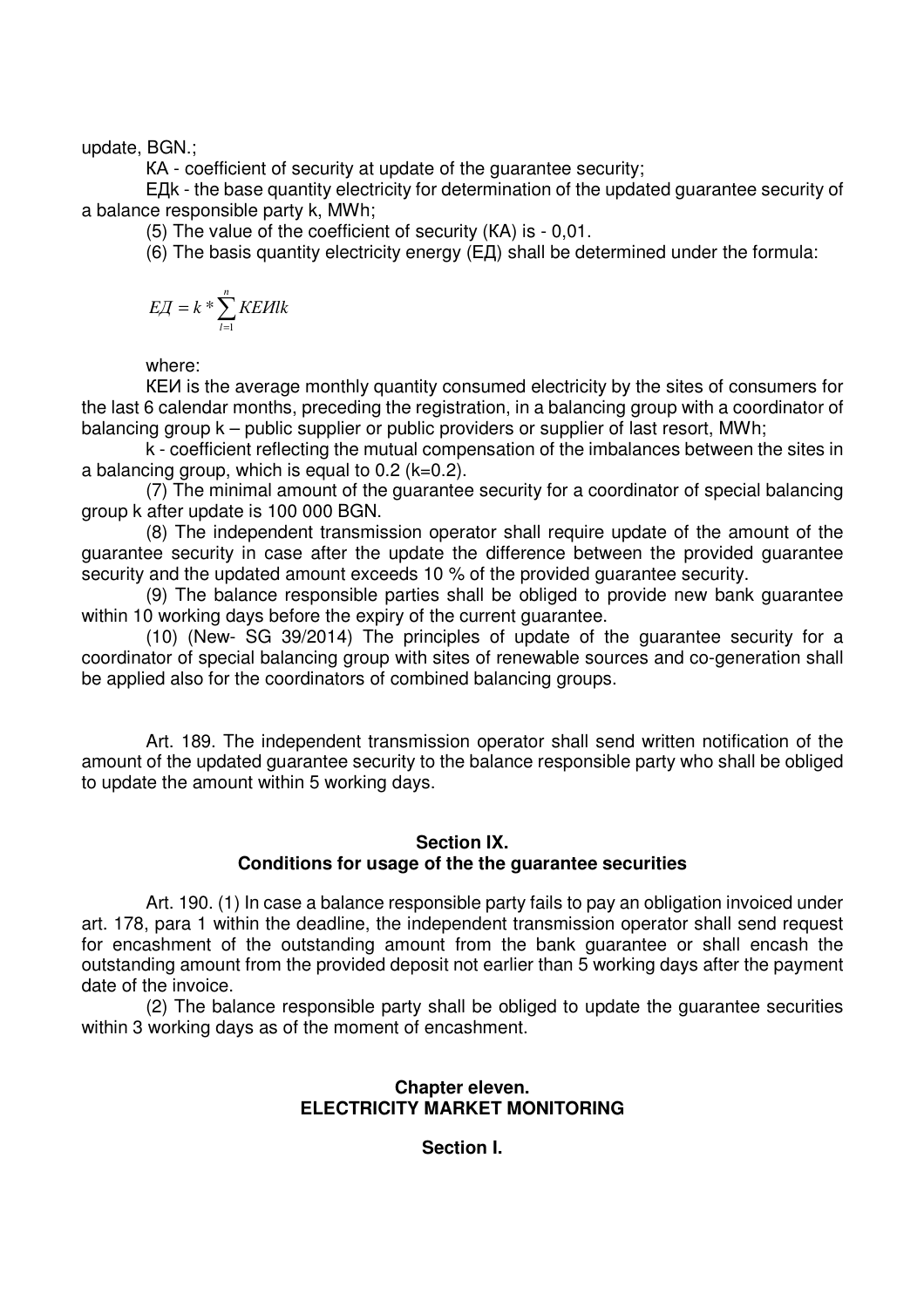update, BGN.;

КА - coefficient of security at update of the guarantee security;

ЕДk - the base quantity electricity for determination of the updated guarantee security of a balance responsible party k, MWh;

(5) The value of the coefficient of security (КА) is - 0,01.

(6) The basis quantity electricity energy (ЕД) shall be determined under the formula:

$$ЕД = k * \sum_{l=1}^{n} КЕИlk$$

where:

КЕИ is the average monthly quantity consumed electricity by the sites of consumers for the last 6 calendar months, preceding the registration, in a balancing group with a coordinator of balancing group k – public supplier or public providers or supplier of last resort, MWh;

k - coefficient reflecting the mutual compensation of the imbalances between the sites in a balancing group, which is equal to 0.2 (k=0.2).

(7) The minimal amount of the guarantee security for a coordinator of special balancing group k after update is 100 000 BGN.

(8) The independent transmission operator shall require update of the amount of the guarantee security in case after the update the difference between the provided guarantee security and the updated amount exceeds 10 % of the provided guarantee security.

(9) The balance responsible parties shall be obliged to provide new bank guarantee within 10 working days before the expiry of the current guarantee.

(10) (New- SG 39/2014) The principles of update of the guarantee security for a coordinator of special balancing group with sites of renewable sources and co-generation shall be applied also for the coordinators of combined balancing groups.

Art. 189. The independent transmission operator shall send written notification of the amount of the updated guarantee security to the balance responsible party who shall be obliged to update the amount within 5 working days.

## Section IX.
## Conditions for usage of the the guarantee securities

Art. 190. (1) In case a balance responsible party fails to pay an obligation invoiced under art. 178, para 1 within the deadline, the independent transmission operator shall send request for encashment of the outstanding amount from the bank guarantee or shall encash the outstanding amount from the provided deposit not earlier than 5 working days after the payment date of the invoice.

(2) The balance responsible party shall be obliged to update the guarantee securities within 3 working days as of the moment of encashment.

# Chapter eleven.
# ELECTRICITY MARKET MONITORING

## Section I.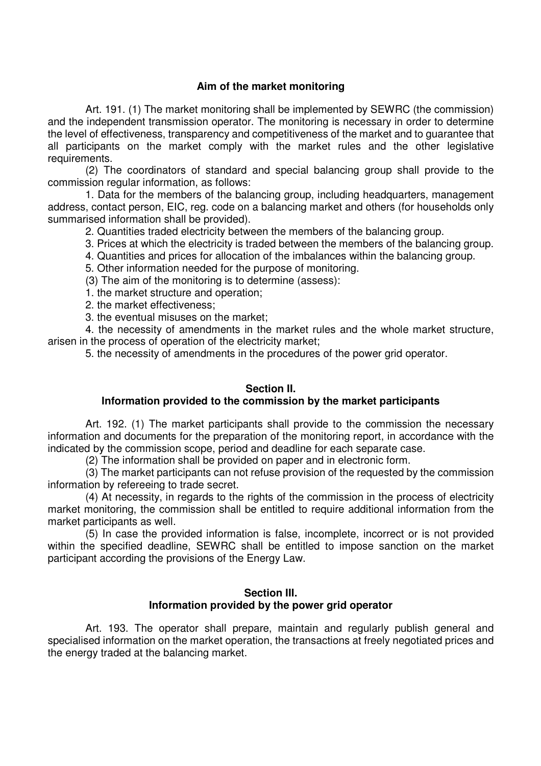**Aim of the market monitoring**

Art. 191. (1) The market monitoring shall be implemented by SEWRC (the commission) and the independent transmission operator. The monitoring is necessary in order to determine the level of effectiveness, transparency and competitiveness of the market and to guarantee that all participants on the market comply with the market rules and the other legislative requirements.

(2) The coordinators of standard and special balancing group shall provide to the commission regular information, as follows:

1. Data for the members of the balancing group, including headquarters, management address, contact person, EIC, reg. code on a balancing market and others (for households only summarised information shall be provided).
2. Quantities traded electricity between the members of the balancing group.
3. Prices at which the electricity is traded between the members of the balancing group.
4. Quantities and prices for allocation of the imbalances within the balancing group.
5. Other information needed for the purpose of monitoring.

(3) The aim of the monitoring is to determine (assess):

1. the market structure and operation;
2. the market effectiveness;
3. the eventual misuses on the market;
4. the necessity of amendments in the market rules and the whole market structure, arisen in the process of operation of the electricity market;
5. the necessity of amendments in the procedures of the power grid operator.

## Section II.
## Information provided to the commission by the market participants

Art. 192. (1) The market participants shall provide to the commission the necessary information and documents for the preparation of the monitoring report, in accordance with the indicated by the commission scope, period and deadline for each separate case.

(2) The information shall be provided on paper and in electronic form.

(3) The market participants can not refuse provision of the requested by the commission information by refereeing to trade secret.

(4) At necessity, in regards to the rights of the commission in the process of electricity market monitoring, the commission shall be entitled to require additional information from the market participants as well.

(5) In case the provided information is false, incomplete, incorrect or is not provided within the specified deadline, SEWRC shall be entitled to impose sanction on the market participant according the provisions of the Energy Law.

## Section III.
## Information provided by the power grid operator

Art. 193. The operator shall prepare, maintain and regularly publish general and specialised information on the market operation, the transactions at freely negotiated prices and the energy traded at the balancing market.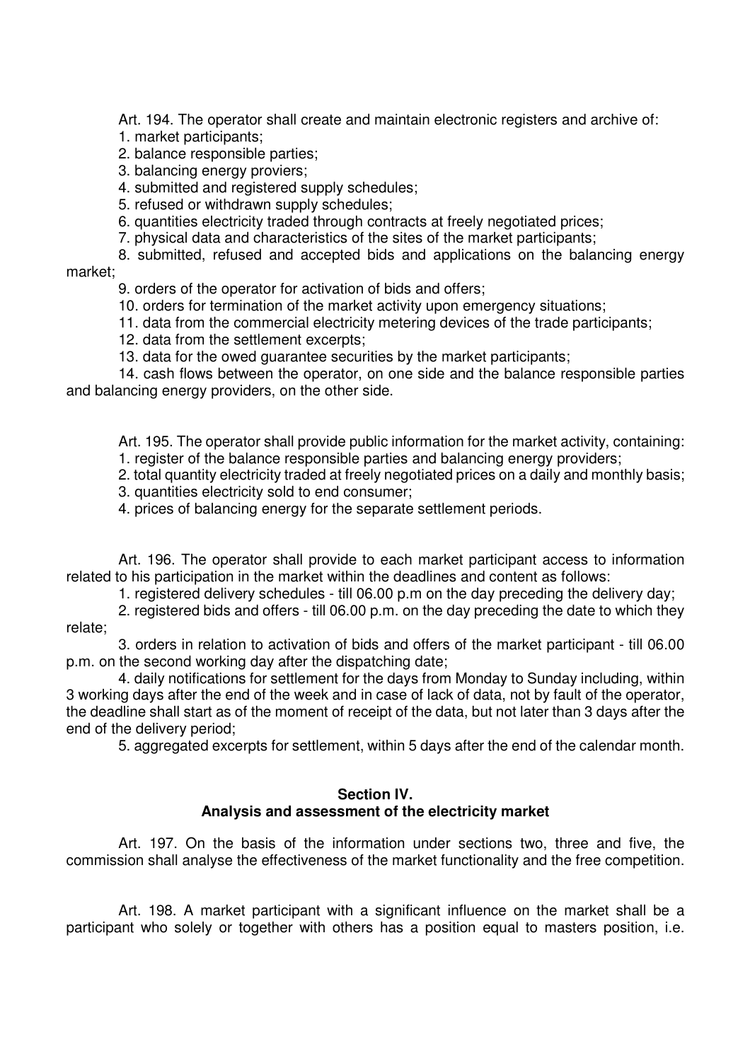Art. 194. The operator shall create and maintain electronic registers and archive of:

1. market participants;
2. balance responsible parties;
3. balancing energy proviers;
4. submitted and registered supply schedules;
5. refused or withdrawn supply schedules;
6. quantities electricity traded through contracts at freely negotiated prices;
7. physical data and characteristics of the sites of the market participants;
8. submitted, refused and accepted bids and applications on the balancing energy market;
9. orders of the operator for activation of bids and offers;
10. orders for termination of the market activity upon emergency situations;
11. data from the commercial electricity metering devices of the trade participants;
12. data from the settlement excerpts;
13. data for the owed guarantee securities by the market participants;
14. cash flows between the operator, on one side and the balance responsible parties and balancing energy providers, on the other side.

Art. 195. The operator shall provide public information for the market activity, containing:

1. register of the balance responsible parties and balancing energy providers;
2. total quantity electricity traded at freely negotiated prices on a daily and monthly basis;
3. quantities electricity sold to end consumer;
4. prices of balancing energy for the separate settlement periods.

Art. 196. The operator shall provide to each market participant access to information related to his participation in the market within the deadlines and content as follows:

1. registered delivery schedules - till 06.00 p.m on the day preceding the delivery day;
2. registered bids and offers - till 06.00 p.m. on the day preceding the date to which they relate;
3. orders in relation to activation of bids and offers of the market participant - till 06.00 p.m. on the second working day after the dispatching date;
4. daily notifications for settlement for the days from Monday to Sunday including, within 3 working days after the end of the week and in case of lack of data, not by fault of the operator, the deadline shall start as of the moment of receipt of the data, but not later than 3 days after the end of the delivery period;
5. aggregated excerpts for settlement, within 5 days after the end of the calendar month.

## Section IV.
## Analysis and assessment of the electricity market

Art. 197. On the basis of the information under sections two, three and five, the commission shall analyse the effectiveness of the market functionality and the free competition.

Art. 198. A market participant with a significant influence on the market shall be a participant who solely or together with others has a position equal to masters position, i.e.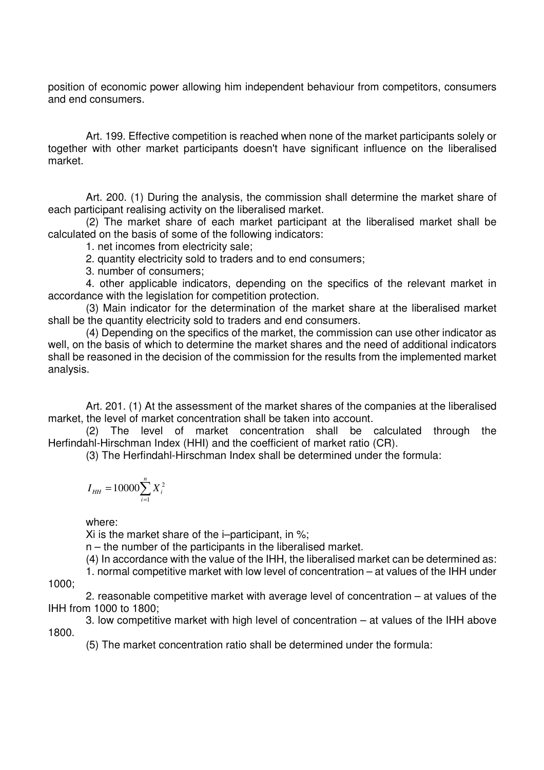position of economic power allowing him independent behaviour from competitors, consumers and end consumers.

Art. 199. Effective competition is reached when none of the market participants solely or together with other market participants doesn't have significant influence on the liberalised market.

Art. 200. (1) During the analysis, the commission shall determine the market share of each participant realising activity on the liberalised market.

(2) The market share of each market participant at the liberalised market shall be calculated on the basis of some of the following indicators:

1. net incomes from electricity sale;

2. quantity electricity sold to traders and to end consumers;

3. number of consumers;

4. other applicable indicators, depending on the specifics of the relevant market in accordance with the legislation for competition protection.

(3) Main indicator for the determination of the market share at the liberalised market shall be the quantity electricity sold to traders and end consumers.

(4) Depending on the specifics of the market, the commission can use other indicator as well, on the basis of which to determine the market shares and the need of additional indicators shall be reasoned in the decision of the commission for the results from the implemented market analysis.

Art. 201. (1) At the assessment of the market shares of the companies at the liberalised market, the level of market concentration shall be taken into account.

(2) The level of market concentration shall be calculated through the Herfindahl-Hirschman Index (HHI) and the coefficient of market ratio (CR).

(3) The Herfindahl-Hirschman Index shall be determined under the formula:

$$I_{HH} = 10000 \sum_{i=1}^{n} X_i^2$$

where:

Xi is the market share of the i–participant, in %;

n – the number of the participants in the liberalised market.

(4) In accordance with the value of the IHH, the liberalised market can be determined as:

1. normal competitive market with low level of concentration – at values of the IHH under 1000;

2. reasonable competitive market with average level of concentration – at values of the IHH from 1000 to 1800;

3. low competitive market with high level of concentration – at values of the IHH above 1800.

(5) The market concentration ratio shall be determined under the formula: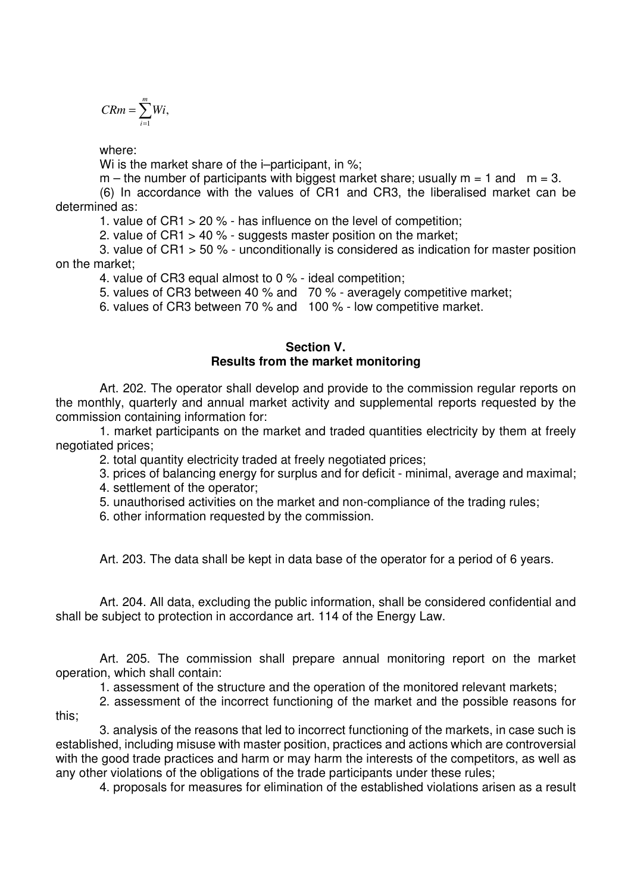$$CRm = \sum_{i=1}^{m} Wi,$$

where:

Wi is the market share of the i–participant, in %;

m – the number of participants with biggest market share; usually m = 1 and m = 3.

(6) In accordance with the values of CR1 and CR3, the liberalised market can be determined as:

1. value of CR1 > 20 % - has influence on the level of competition;
2. value of CR1 > 40 % - suggests master position on the market;
3. value of CR1 > 50 % - unconditionally is considered as indication for master position on the market;
4. value of CR3 equal almost to 0 % - ideal competition;
5. values of CR3 between 40 % and 70 % - averagely competitive market;
6. values of CR3 between 70 % and 100 % - low competitive market.

## Section V.
## Results from the market monitoring

Art. 202. The operator shall develop and provide to the commission regular reports on the monthly, quarterly and annual market activity and supplemental reports requested by the commission containing information for:

1. market participants on the market and traded quantities electricity by them at freely negotiated prices;
2. total quantity electricity traded at freely negotiated prices;
3. prices of balancing energy for surplus and for deficit - minimal, average and maximal;
4. settlement of the operator;
5. unauthorised activities on the market and non-compliance of the trading rules;
6. other information requested by the commission.

Art. 203. The data shall be kept in data base of the operator for a period of 6 years.

Art. 204. All data, excluding the public information, shall be considered confidential and shall be subject to protection in accordance art. 114 of the Energy Law.

Art. 205. The commission shall prepare annual monitoring report on the market operation, which shall contain:

1. assessment of the structure and the operation of the monitored relevant markets;
2. assessment of the incorrect functioning of the market and the possible reasons for this;
3. analysis of the reasons that led to incorrect functioning of the markets, in case such is established, including misuse with master position, practices and actions which are controversial with the good trade practices and harm or may harm the interests of the competitors, as well as any other violations of the obligations of the trade participants under these rules;
4. proposals for measures for elimination of the established violations arisen as a result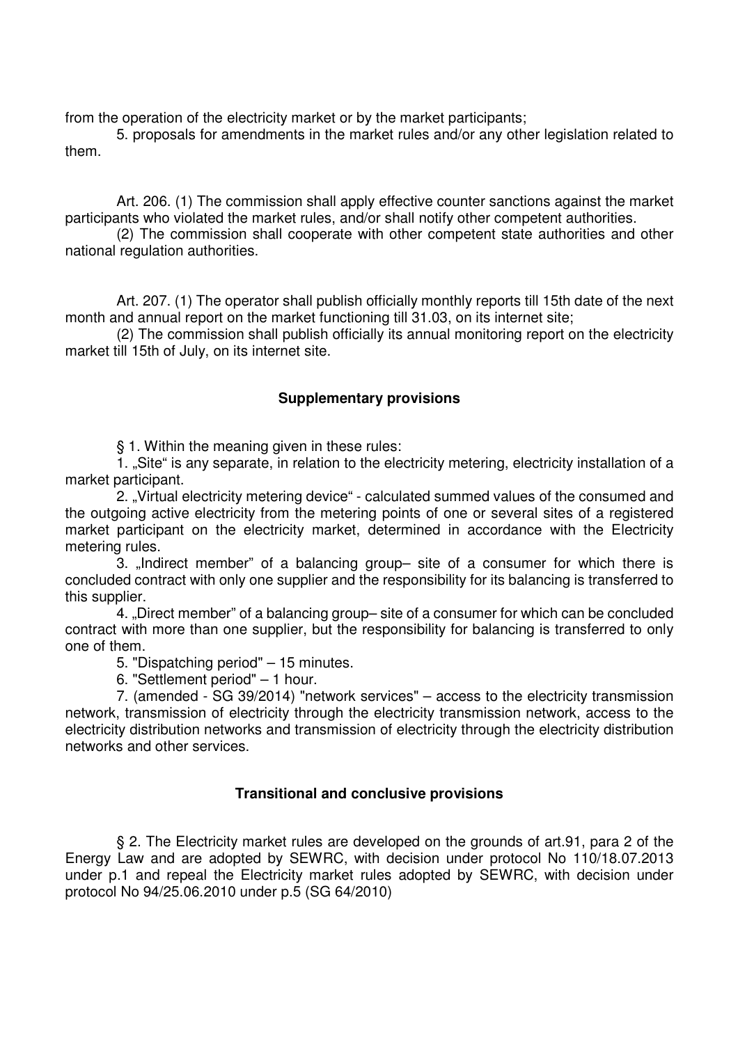from the operation of the electricity market or by the market participants;

5. proposals for amendments in the market rules and/or any other legislation related to them.

Art. 206. (1) The commission shall apply effective counter sanctions against the market participants who violated the market rules, and/or shall notify other competent authorities.

(2) The commission shall cooperate with other competent state authorities and other national regulation authorities.

Art. 207. (1) The operator shall publish officially monthly reports till 15th date of the next month and annual report on the market functioning till 31.03, on its internet site;

(2) The commission shall publish officially its annual monitoring report on the electricity market till 15th of July, on its internet site.

## Supplementary provisions

§ 1. Within the meaning given in these rules:

1. „Site" is any separate, in relation to the electricity metering, electricity installation of a market participant.

2. „Virtual electricity metering device" - calculated summed values of the consumed and the outgoing active electricity from the metering points of one or several sites of a registered market participant on the electricity market, determined in accordance with the Electricity metering rules.

3. „Indirect member" of a balancing group– site of a consumer for which there is concluded contract with only one supplier and the responsibility for its balancing is transferred to this supplier.

4. „Direct member" of a balancing group– site of a consumer for which can be concluded contract with more than one supplier, but the responsibility for balancing is transferred to only one of them.

5. "Dispatching period" – 15 minutes.

6. "Settlement period" – 1 hour.

7. (amended - SG 39/2014) "network services" – access to the electricity transmission network, transmission of electricity through the electricity transmission network, access to the electricity distribution networks and transmission of electricity through the electricity distribution networks and other services.

## Transitional and conclusive provisions

§ 2. The Electricity market rules are developed on the grounds of art.91, para 2 of the Energy Law and are adopted by SEWRC, with decision under protocol No 110/18.07.2013 under p.1 and repeal the Electricity market rules adopted by SEWRC, with decision under protocol No 94/25.06.2010 under p.5 (SG 64/2010)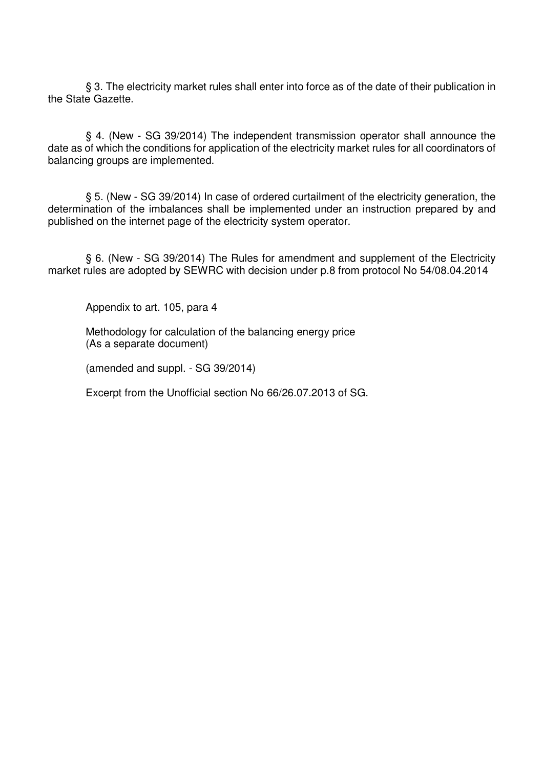§ 3. The electricity market rules shall enter into force as of the date of their publication in the State Gazette.

§ 4. (New - SG 39/2014) The independent transmission operator shall announce the date as of which the conditions for application of the electricity market rules for all coordinators of balancing groups are implemented.

§ 5. (New - SG 39/2014) In case of ordered curtailment of the electricity generation, the determination of the imbalances shall be implemented under an instruction prepared by and published on the internet page of the electricity system operator.

§ 6. (New - SG 39/2014) The Rules for amendment and supplement of the Electricity market rules are adopted by SEWRC with decision under p.8 from protocol No 54/08.04.2014

Appendix to art. 105, para 4

Methodology for calculation of the balancing energy price
(As a separate document)

(amended and suppl. - SG 39/2014)

Excerpt from the Unofficial section No 66/26.07.2013 of SG.